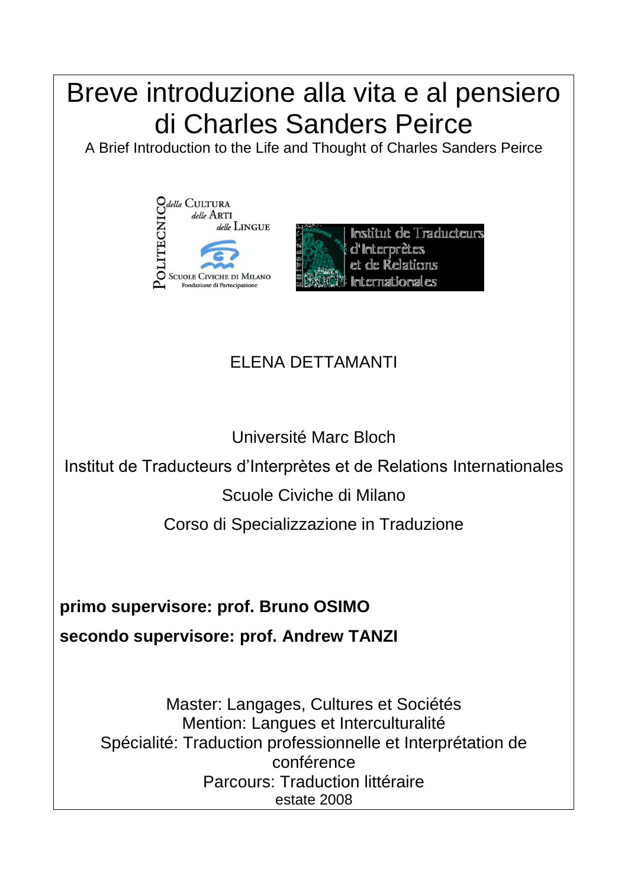# Breve introduzione alla vita e al pensiero di Charles Sanders Peirce

A Brief Introduction to the Life and Thought of Charles Sanders Peirce

ELENA DETTAMANTI

Université Marc Bloch

Institut de Traducteurs d'Interprètes et de Relations Internationales

Scuole Civiche di Milano

Corso di Specializzazione in Traduzione

**primo supervisore: prof. Bruno OSIMO**

**secondo supervisore: prof. Andrew TANZI**

Master: Langages, Cultures et Sociétés
Mention: Langues et Interculturalité
Spécialité: Traduction professionnelle et Interprétation de conférence
Parcours: Traduction littéraire
estate 2008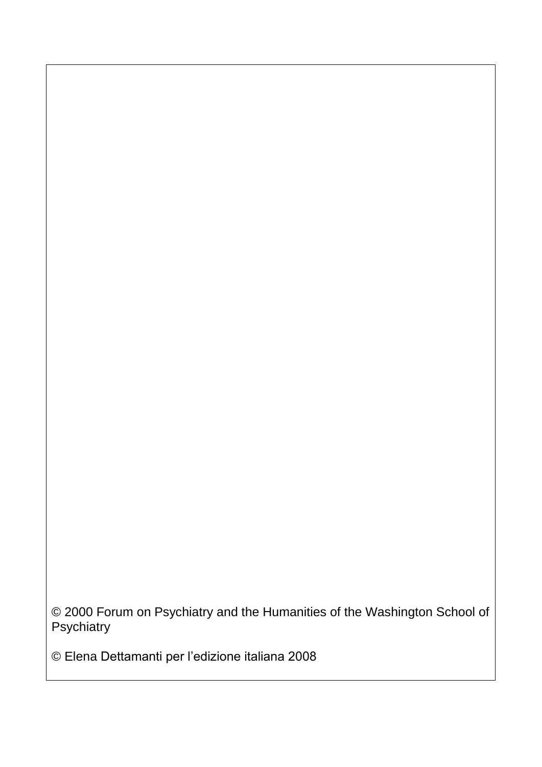© 2000 Forum on Psychiatry and the Humanities of the Washington School of Psychiatry

© Elena Dettamanti per l'edizione italiana 2008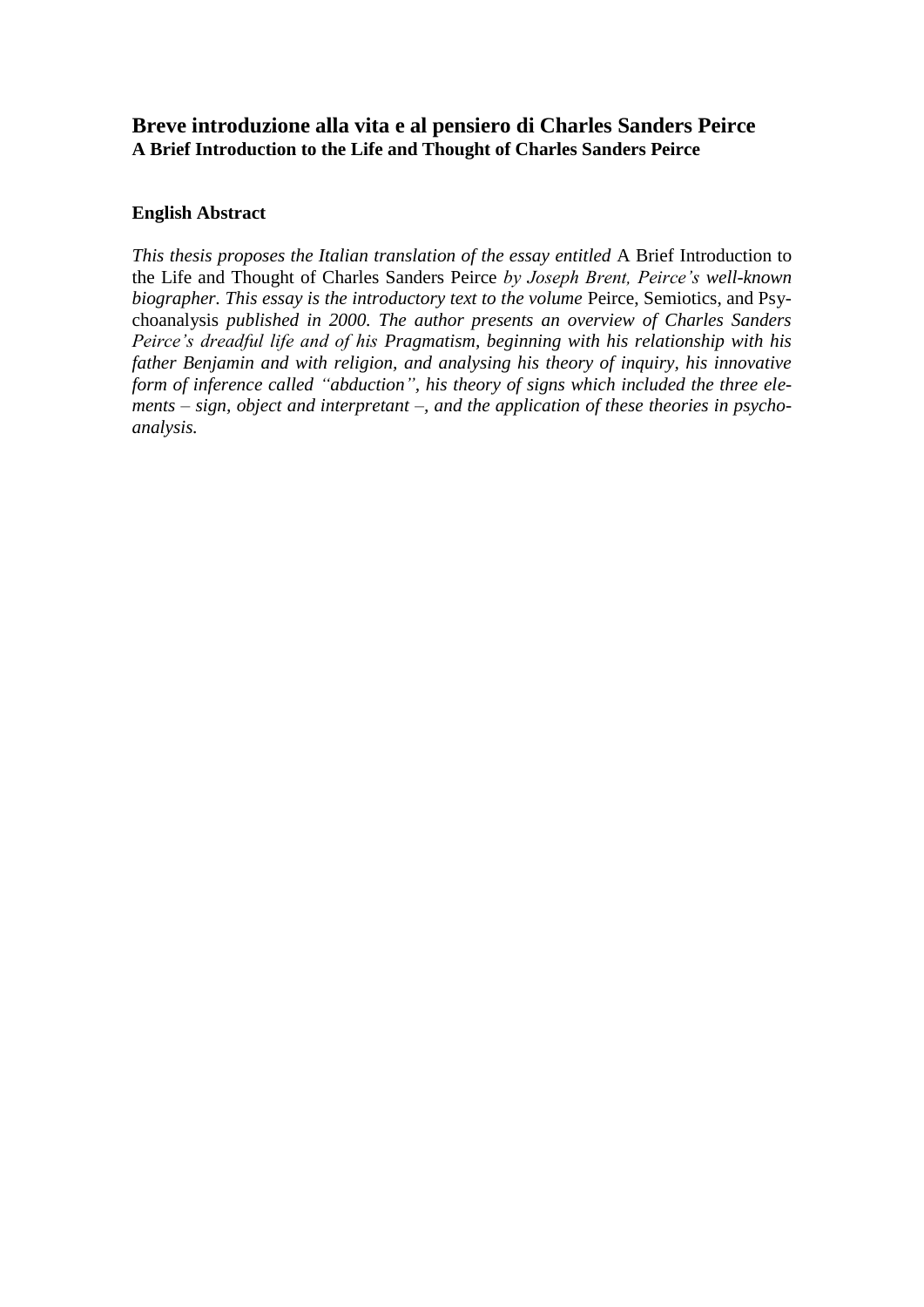## Breve introduzione alla vita e al pensiero di Charles Sanders Peirce
**A Brief Introduction to the Life and Thought of Charles Sanders Peirce**

### English Abstract

*This thesis proposes the Italian translation of the essay entitled* A Brief Introduction to the Life and Thought of Charles Sanders Peirce *by Joseph Brent, Peirce's well-known biographer. This essay is the introductory text to the volume* Peirce, Semiotics, and Psychoanalysis *published in 2000. The author presents an overview of Charles Sanders Peirce's dreadful life and of his Pragmatism, beginning with his relationship with his father Benjamin and with religion, and analysing his theory of inquiry, his innovative form of inference called "abduction", his theory of signs which included the three elements – sign, object and interpretant –, and the application of these theories in psychoanalysis.*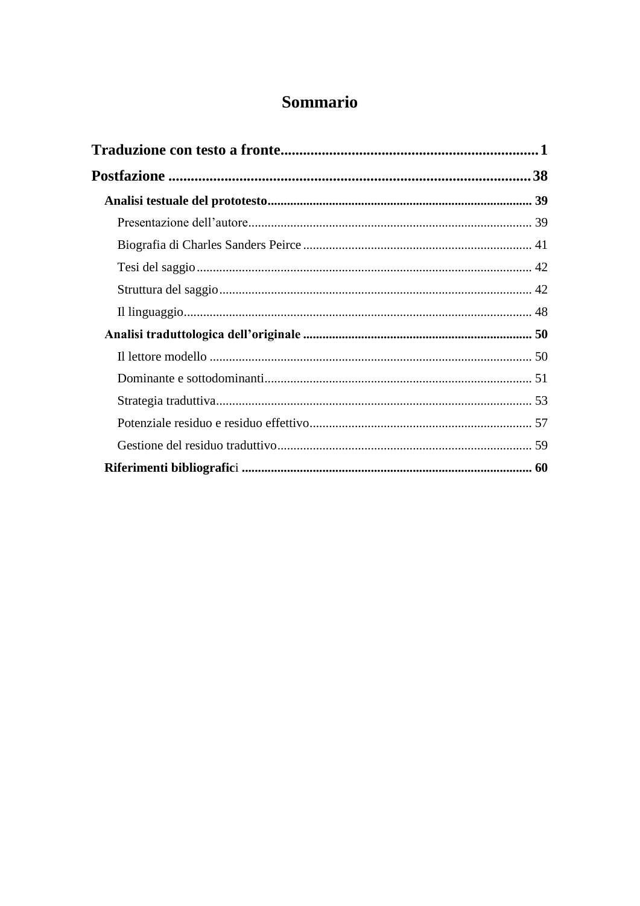# Sommario

**Traduzione con testo a fronte** .......... **1**

**Postfazione** .......... **38**

- **Analisi testuale del prototesto** .......... **39**
  - Presentazione dell’autore .......... 39
  - Biografia di Charles Sanders Peirce .......... 41
  - Tesi del saggio .......... 42
  - Struttura del saggio .......... 42
  - Il linguaggio .......... 48
- **Analisi traduttologica dell’originale** .......... **50**
  - Il lettore modello .......... 50
  - Dominante e sottodominanti .......... 51
  - Strategia traduttiva .......... 53
  - Potenziale residuo e residuo effettivo .......... 57
  - Gestione del residuo traduttivo .......... 59
- **Riferimenti bibliografici** .......... **60**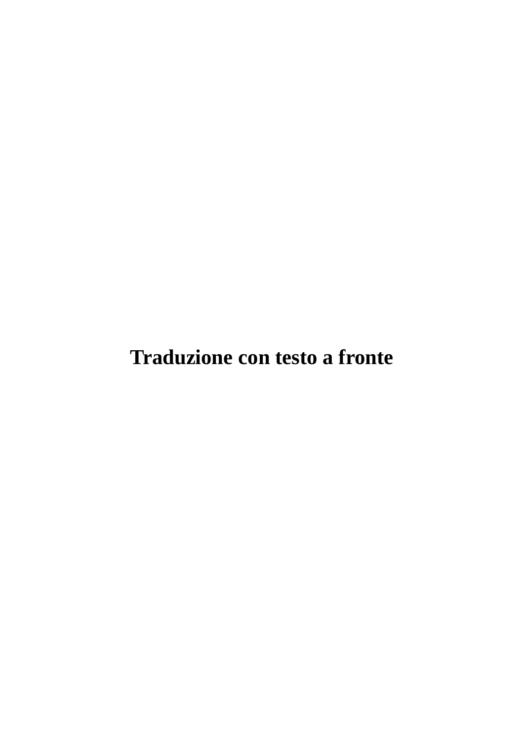# Traduzione con testo a fronte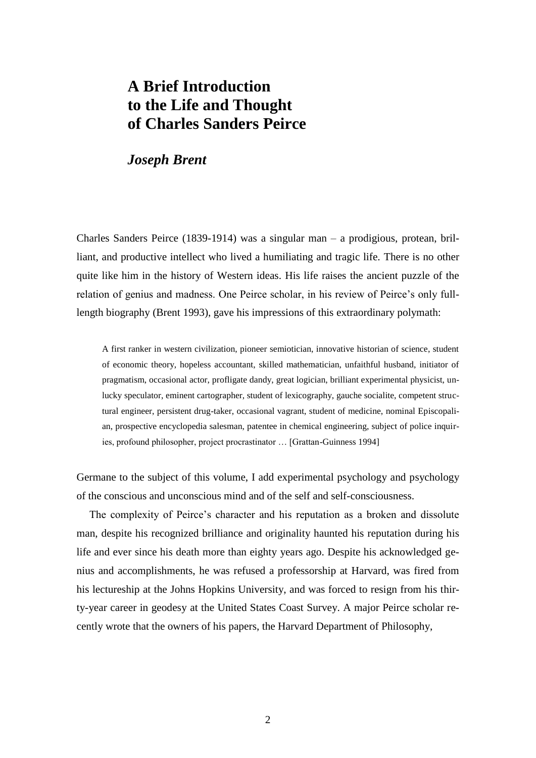# A Brief Introduction to the Life and Thought of Charles Sanders Peirce

## *Joseph Brent*

Charles Sanders Peirce (1839-1914) was a singular man – a prodigious, protean, brilliant, and productive intellect who lived a humiliating and tragic life. There is no other quite like him in the history of Western ideas. His life raises the ancient puzzle of the relation of genius and madness. One Peirce scholar, in his review of Peirce's only full-length biography (Brent 1993), gave his impressions of this extraordinary polymath:

> A first ranker in western civilization, pioneer semiotician, innovative historian of science, student of economic theory, hopeless accountant, skilled mathematician, unfaithful husband, initiator of pragmatism, occasional actor, profligate dandy, great logician, brilliant experimental physicist, unlucky speculator, eminent cartographer, student of lexicography, gauche socialite, competent structural engineer, persistent drug-taker, occasional vagrant, student of medicine, nominal Episcopalian, prospective encyclopedia salesman, patentee in chemical engineering, subject of police inquiries, profound philosopher, project procrastinator … [Grattan-Guinness 1994]

Germane to the subject of this volume, I add experimental psychology and psychology of the conscious and unconscious mind and of the self and self-consciousness.

The complexity of Peirce's character and his reputation as a broken and dissolute man, despite his recognized brilliance and originality haunted his reputation during his life and ever since his death more than eighty years ago. Despite his acknowledged genius and accomplishments, he was refused a professorship at Harvard, was fired from his lectureship at the Johns Hopkins University, and was forced to resign from his thirty-year career in geodesy at the United States Coast Survey. A major Peirce scholar recently wrote that the owners of his papers, the Harvard Department of Philosophy,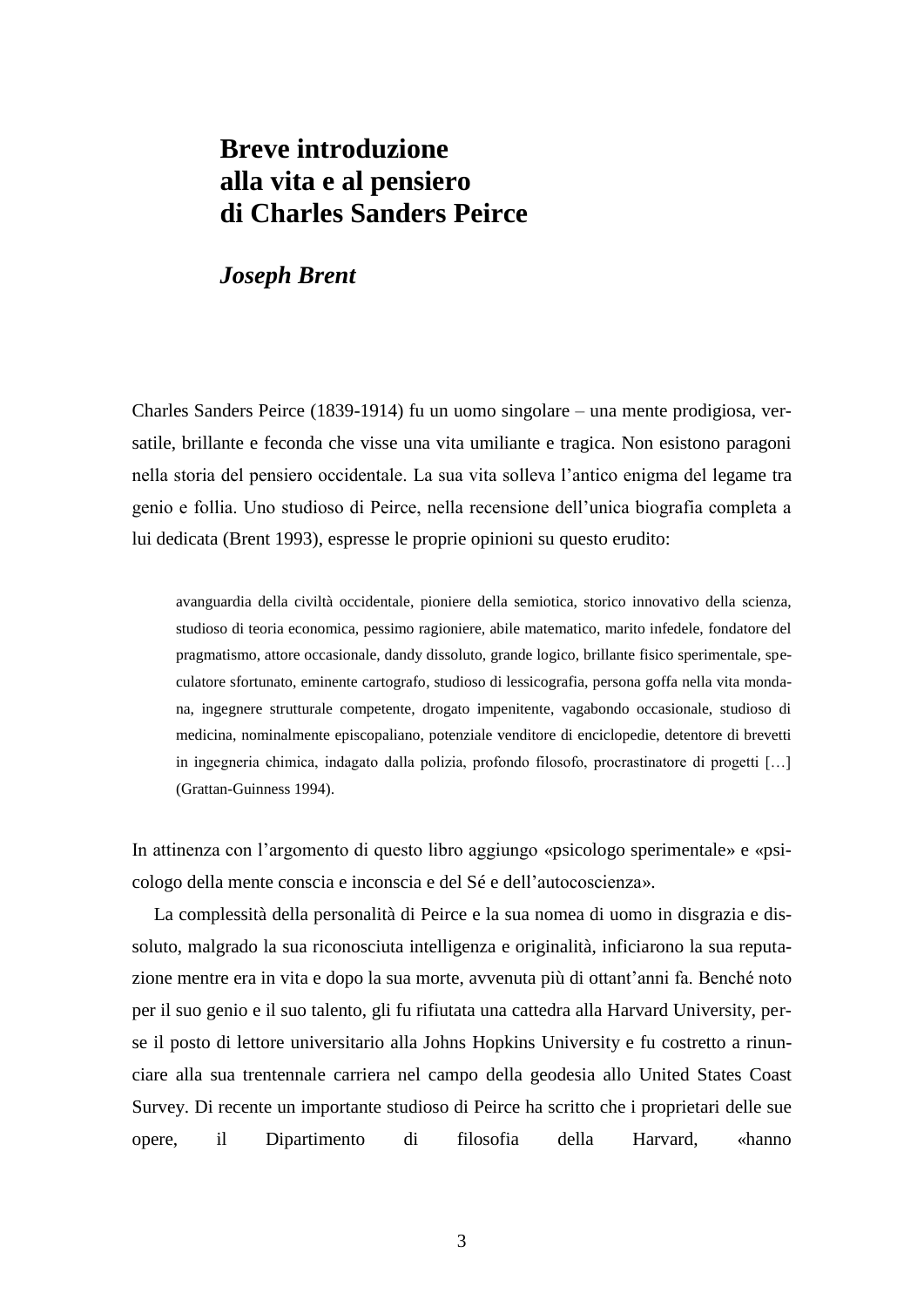# Breve introduzione alla vita e al pensiero di Charles Sanders Peirce

***Joseph Brent***

Charles Sanders Peirce (1839-1914) fu un uomo singolare – una mente prodigiosa, versatile, brillante e feconda che visse una vita umiliante e tragica. Non esistono paragoni nella storia del pensiero occidentale. La sua vita solleva l'antico enigma del legame tra genio e follia. Uno studioso di Peirce, nella recensione dell'unica biografia completa a lui dedicata (Brent 1993), espresse le proprie opinioni su questo erudito:

> avanguardia della civiltà occidentale, pioniere della semiotica, storico innovativo della scienza, studioso di teoria economica, pessimo ragioniere, abile matematico, marito infedele, fondatore del pragmatismo, attore occasionale, dandy dissoluto, grande logico, brillante fisico sperimentale, speculatore sfortunato, eminente cartografo, studioso di lessicografia, persona goffa nella vita mondana, ingegnere strutturale competente, drogato impenitente, vagabondo occasionale, studioso di medicina, nominalmente episcopaliano, potenziale venditore di enciclopedie, detentore di brevetti in ingegneria chimica, indagato dalla polizia, profondo filosofo, procrastinatore di progetti […] (Grattan-Guinness 1994).

In attinenza con l'argomento di questo libro aggiungo «psicologo sperimentale» e «psicologo della mente conscia e inconscia e del Sé e dell'autocoscienza».

La complessità della personalità di Peirce e la sua nomea di uomo in disgrazia e dissoluto, malgrado la sua riconosciuta intelligenza e originalità, inficiarono la sua reputazione mentre era in vita e dopo la sua morte, avvenuta più di ottant'anni fa. Benché noto per il suo genio e il suo talento, gli fu rifiutata una cattedra alla Harvard University, perse il posto di lettore universitario alla Johns Hopkins University e fu costretto a rinunciare alla sua trentennale carriera nel campo della geodesia allo United States Coast Survey. Di recente un importante studioso di Peirce ha scritto che i proprietari delle sue opere, il Dipartimento di filosofia della Harvard, «hanno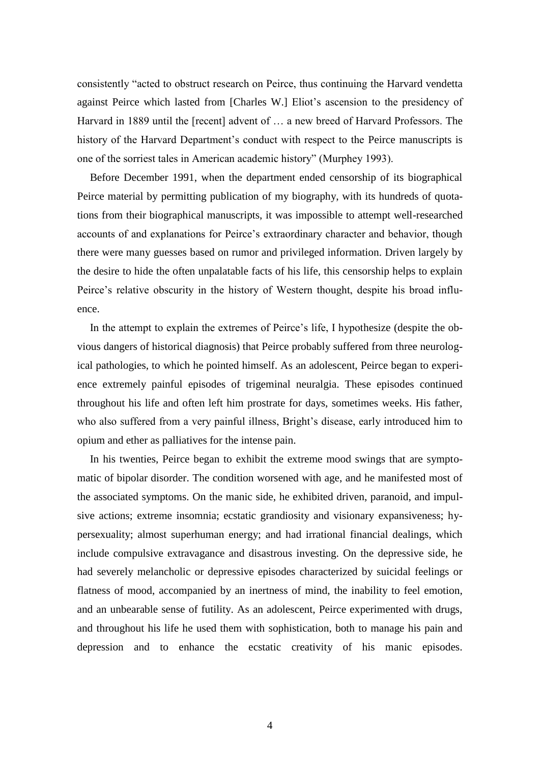consistently "acted to obstruct research on Peirce, thus continuing the Harvard vendetta against Peirce which lasted from [Charles W.] Eliot's ascension to the presidency of Harvard in 1889 until the [recent] advent of … a new breed of Harvard Professors. The history of the Harvard Department's conduct with respect to the Peirce manuscripts is one of the sorriest tales in American academic history" (Murphey 1993).

Before December 1991, when the department ended censorship of its biographical Peirce material by permitting publication of my biography, with its hundreds of quotations from their biographical manuscripts, it was impossible to attempt well-researched accounts of and explanations for Peirce's extraordinary character and behavior, though there were many guesses based on rumor and privileged information. Driven largely by the desire to hide the often unpalatable facts of his life, this censorship helps to explain Peirce's relative obscurity in the history of Western thought, despite his broad influence.

In the attempt to explain the extremes of Peirce's life, I hypothesize (despite the obvious dangers of historical diagnosis) that Peirce probably suffered from three neurological pathologies, to which he pointed himself. As an adolescent, Peirce began to experience extremely painful episodes of trigeminal neuralgia. These episodes continued throughout his life and often left him prostrate for days, sometimes weeks. His father, who also suffered from a very painful illness, Bright's disease, early introduced him to opium and ether as palliatives for the intense pain.

In his twenties, Peirce began to exhibit the extreme mood swings that are symptomatic of bipolar disorder. The condition worsened with age, and he manifested most of the associated symptoms. On the manic side, he exhibited driven, paranoid, and impulsive actions; extreme insomnia; ecstatic grandiosity and visionary expansiveness; hypersexuality; almost superhuman energy; and had irrational financial dealings, which include compulsive extravagance and disastrous investing. On the depressive side, he had severely melancholic or depressive episodes characterized by suicidal feelings or flatness of mood, accompanied by an inertness of mind, the inability to feel emotion, and an unbearable sense of futility. As an adolescent, Peirce experimented with drugs, and throughout his life he used them with sophistication, both to manage his pain and depression and to enhance the ecstatic creativity of his manic episodes.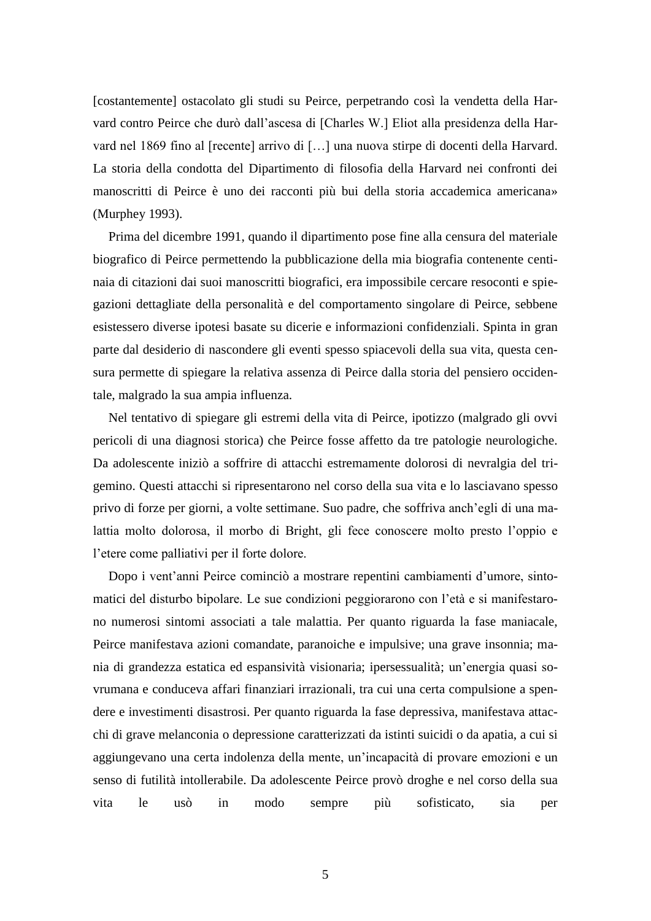[costantemente] ostacolato gli studi su Peirce, perpetrando così la vendetta della Harvard contro Peirce che durò dall'ascesa di [Charles W.] Eliot alla presidenza della Harvard nel 1869 fino al [recente] arrivo di […] una nuova stirpe di docenti della Harvard. La storia della condotta del Dipartimento di filosofia della Harvard nei confronti dei manoscritti di Peirce è uno dei racconti più bui della storia accademica americana» (Murphey 1993).

Prima del dicembre 1991, quando il dipartimento pose fine alla censura del materiale biografico di Peirce permettendo la pubblicazione della mia biografia contenente centinaia di citazioni dai suoi manoscritti biografici, era impossibile cercare resoconti e spiegazioni dettagliate della personalità e del comportamento singolare di Peirce, sebbene esistessero diverse ipotesi basate su dicerie e informazioni confidenziali. Spinta in gran parte dal desiderio di nascondere gli eventi spesso spiacevoli della sua vita, questa censura permette di spiegare la relativa assenza di Peirce dalla storia del pensiero occidentale, malgrado la sua ampia influenza.

Nel tentativo di spiegare gli estremi della vita di Peirce, ipotizzo (malgrado gli ovvi pericoli di una diagnosi storica) che Peirce fosse affetto da tre patologie neurologiche. Da adolescente iniziò a soffrire di attacchi estremamente dolorosi di nevralgia del trigemino. Questi attacchi si ripresentarono nel corso della sua vita e lo lasciavano spesso privo di forze per giorni, a volte settimane. Suo padre, che soffriva anch'egli di una malattia molto dolorosa, il morbo di Bright, gli fece conoscere molto presto l'oppio e l'etere come palliativi per il forte dolore.

Dopo i vent'anni Peirce cominciò a mostrare repentini cambiamenti d'umore, sintomatici del disturbo bipolare. Le sue condizioni peggiorarono con l'età e si manifestarono numerosi sintomi associati a tale malattia. Per quanto riguarda la fase maniacale, Peirce manifestava azioni comandate, paranoiche e impulsive; una grave insonnia; mania di grandezza estatica ed espansività visionaria; ipersessualità; un'energia quasi sovrumana e conduceva affari finanziari irrazionali, tra cui una certa compulsione a spendere e investimenti disastrosi. Per quanto riguarda la fase depressiva, manifestava attacchi di grave melanconia o depressione caratterizzati da istinti suicidi o da apatia, a cui si aggiungevano una certa indolenza della mente, un'incapacità di provare emozioni e un senso di futilità intollerabile. Da adolescente Peirce provò droghe e nel corso della sua vita le usò in modo sempre più sofisticato, sia per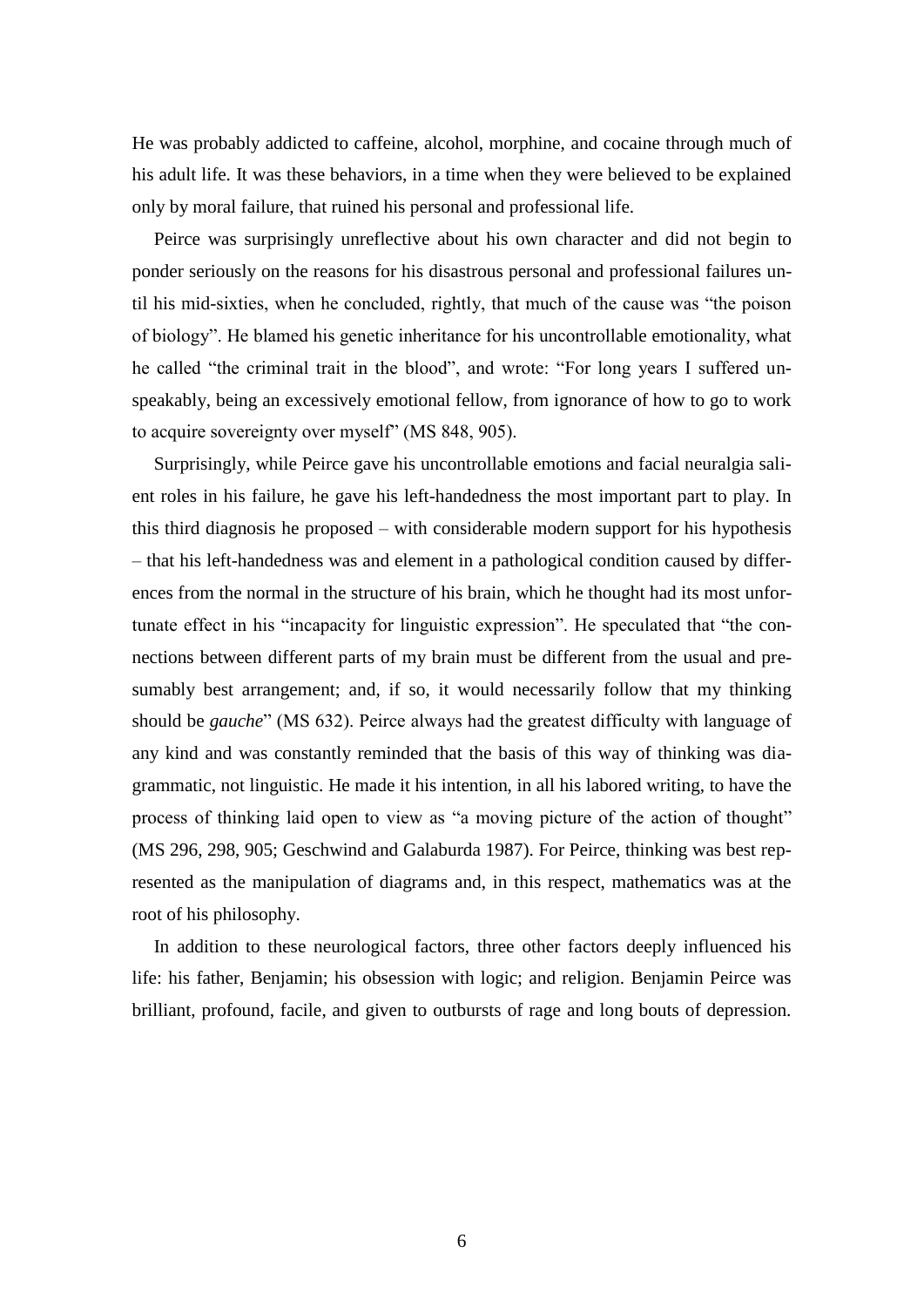He was probably addicted to caffeine, alcohol, morphine, and cocaine through much of his adult life. It was these behaviors, in a time when they were believed to be explained only by moral failure, that ruined his personal and professional life.

Peirce was surprisingly unreflective about his own character and did not begin to ponder seriously on the reasons for his disastrous personal and professional failures until his mid-sixties, when he concluded, rightly, that much of the cause was "the poison of biology". He blamed his genetic inheritance for his uncontrollable emotionality, what he called "the criminal trait in the blood", and wrote: "For long years I suffered unspeakably, being an excessively emotional fellow, from ignorance of how to go to work to acquire sovereignty over myself" (MS 848, 905).

Surprisingly, while Peirce gave his uncontrollable emotions and facial neuralgia salient roles in his failure, he gave his left-handedness the most important part to play. In this third diagnosis he proposed – with considerable modern support for his hypothesis – that his left-handedness was and element in a pathological condition caused by differences from the normal in the structure of his brain, which he thought had its most unfortunate effect in his "incapacity for linguistic expression". He speculated that "the connections between different parts of my brain must be different from the usual and presumably best arrangement; and, if so, it would necessarily follow that my thinking should be *gauche*" (MS 632). Peirce always had the greatest difficulty with language of any kind and was constantly reminded that the basis of this way of thinking was diagrammatic, not linguistic. He made it his intention, in all his labored writing, to have the process of thinking laid open to view as "a moving picture of the action of thought" (MS 296, 298, 905; Geschwind and Galaburda 1987). For Peirce, thinking was best represented as the manipulation of diagrams and, in this respect, mathematics was at the root of his philosophy.

In addition to these neurological factors, three other factors deeply influenced his life: his father, Benjamin; his obsession with logic; and religion. Benjamin Peirce was brilliant, profound, facile, and given to outbursts of rage and long bouts of depression.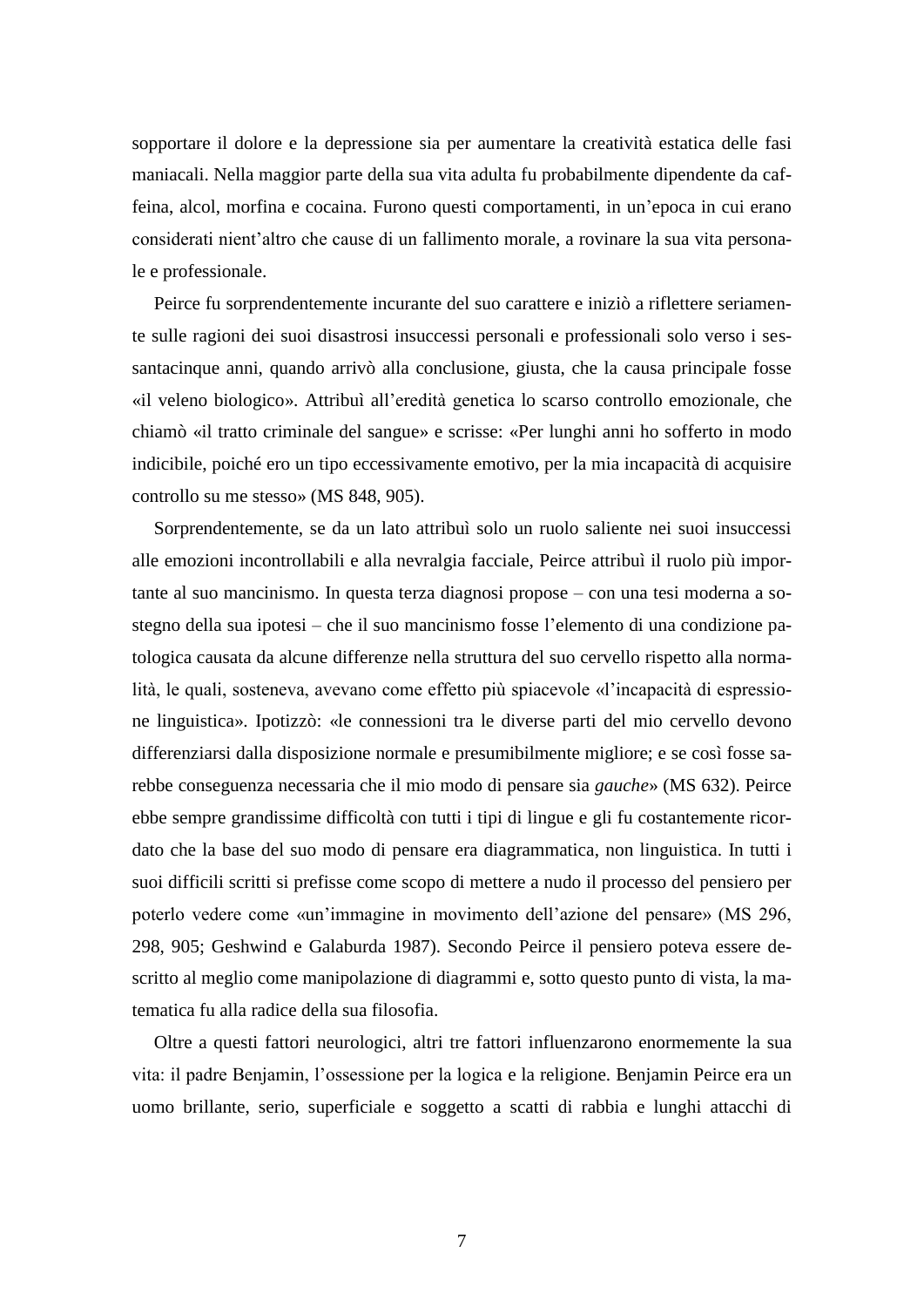sopportare il dolore e la depressione sia per aumentare la creatività estatica delle fasi maniacali. Nella maggior parte della sua vita adulta fu probabilmente dipendente da caffeina, alcol, morfina e cocaina. Furono questi comportamenti, in un'epoca in cui erano considerati nient'altro che cause di un fallimento morale, a rovinare la sua vita personale e professionale.

Peirce fu sorprendentemente incurante del suo carattere e iniziò a riflettere seriamente sulle ragioni dei suoi disastrosi insuccessi personali e professionali solo verso i sessantacinque anni, quando arrivò alla conclusione, giusta, che la causa principale fosse «il veleno biologico». Attribuì all'eredità genetica lo scarso controllo emozionale, che chiamò «il tratto criminale del sangue» e scrisse: «Per lunghi anni ho sofferto in modo indicibile, poiché ero un tipo eccessivamente emotivo, per la mia incapacità di acquisire controllo su me stesso» (MS 848, 905).

Sorprendentemente, se da un lato attribuì solo un ruolo saliente nei suoi insuccessi alle emozioni incontrollabili e alla nevralgia facciale, Peirce attribuì il ruolo più importante al suo mancinismo. In questa terza diagnosi propose – con una tesi moderna a sostegno della sua ipotesi – che il suo mancinismo fosse l'elemento di una condizione patologica causata da alcune differenze nella struttura del suo cervello rispetto alla normalità, le quali, sosteneva, avevano come effetto più spiacevole «l'incapacità di espressione linguistica». Ipotizzò: «le connessioni tra le diverse parti del mio cervello devono differenziarsi dalla disposizione normale e presumibilmente migliore; e se così fosse sarebbe conseguenza necessaria che il mio modo di pensare sia *gauche*» (MS 632). Peirce ebbe sempre grandissime difficoltà con tutti i tipi di lingue e gli fu costantemente ricordato che la base del suo modo di pensare era diagrammatica, non linguistica. In tutti i suoi difficili scritti si prefisse come scopo di mettere a nudo il processo del pensiero per poterlo vedere come «un'immagine in movimento dell'azione del pensare» (MS 296, 298, 905; Geshwind e Galaburda 1987). Secondo Peirce il pensiero poteva essere descritto al meglio come manipolazione di diagrammi e, sotto questo punto di vista, la matematica fu alla radice della sua filosofia.

Oltre a questi fattori neurologici, altri tre fattori influenzarono enormemente la sua vita: il padre Benjamin, l'ossessione per la logica e la religione. Benjamin Peirce era un uomo brillante, serio, superficiale e soggetto a scatti di rabbia e lunghi attacchi di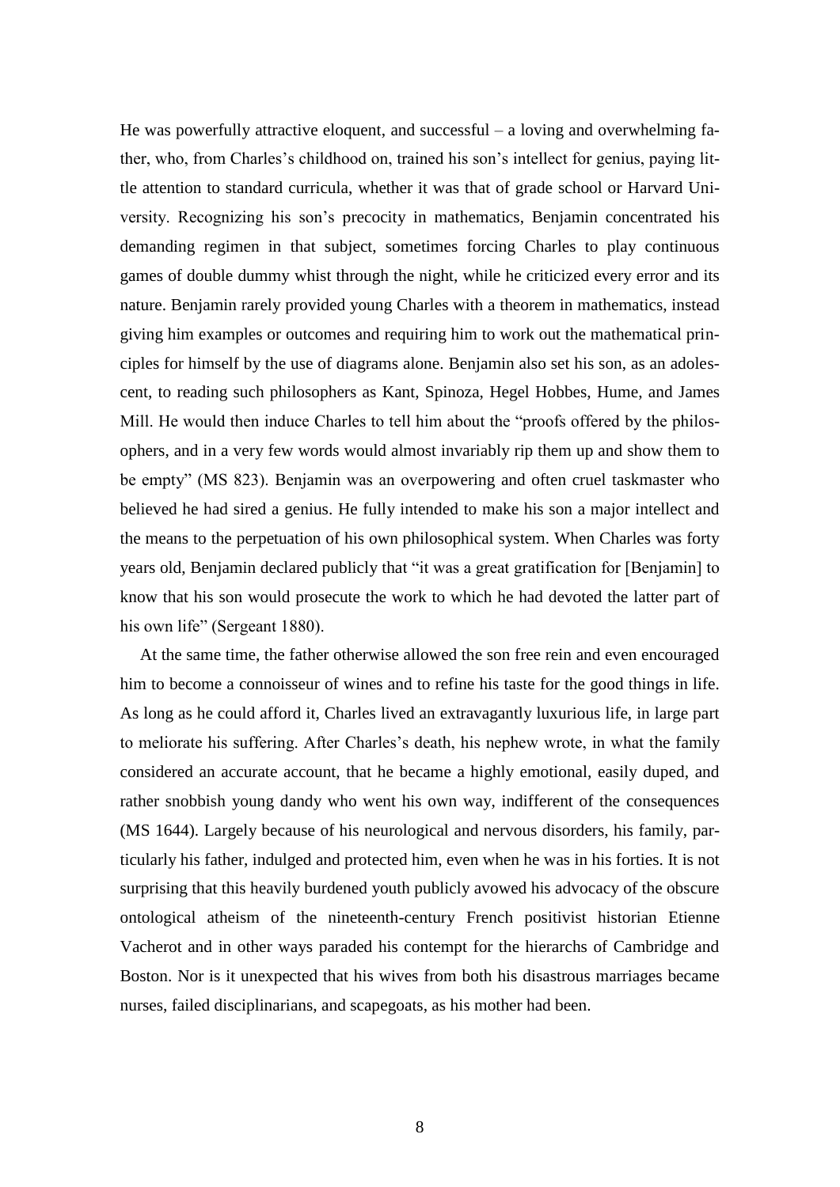He was powerfully attractive eloquent, and successful – a loving and overwhelming father, who, from Charles's childhood on, trained his son's intellect for genius, paying little attention to standard curricula, whether it was that of grade school or Harvard University. Recognizing his son's precocity in mathematics, Benjamin concentrated his demanding regimen in that subject, sometimes forcing Charles to play continuous games of double dummy whist through the night, while he criticized every error and its nature. Benjamin rarely provided young Charles with a theorem in mathematics, instead giving him examples or outcomes and requiring him to work out the mathematical principles for himself by the use of diagrams alone. Benjamin also set his son, as an adolescent, to reading such philosophers as Kant, Spinoza, Hegel Hobbes, Hume, and James Mill. He would then induce Charles to tell him about the "proofs offered by the philosophers, and in a very few words would almost invariably rip them up and show them to be empty" (MS 823). Benjamin was an overpowering and often cruel taskmaster who believed he had sired a genius. He fully intended to make his son a major intellect and the means to the perpetuation of his own philosophical system. When Charles was forty years old, Benjamin declared publicly that "it was a great gratification for [Benjamin] to know that his son would prosecute the work to which he had devoted the latter part of his own life" (Sergeant 1880).

At the same time, the father otherwise allowed the son free rein and even encouraged him to become a connoisseur of wines and to refine his taste for the good things in life. As long as he could afford it, Charles lived an extravagantly luxurious life, in large part to meliorate his suffering. After Charles's death, his nephew wrote, in what the family considered an accurate account, that he became a highly emotional, easily duped, and rather snobbish young dandy who went his own way, indifferent of the consequences (MS 1644). Largely because of his neurological and nervous disorders, his family, particularly his father, indulged and protected him, even when he was in his forties. It is not surprising that this heavily burdened youth publicly avowed his advocacy of the obscure ontological atheism of the nineteenth-century French positivist historian Etienne Vacherot and in other ways paraded his contempt for the hierarchs of Cambridge and Boston. Nor is it unexpected that his wives from both his disastrous marriages became nurses, failed disciplinarians, and scapegoats, as his mother had been.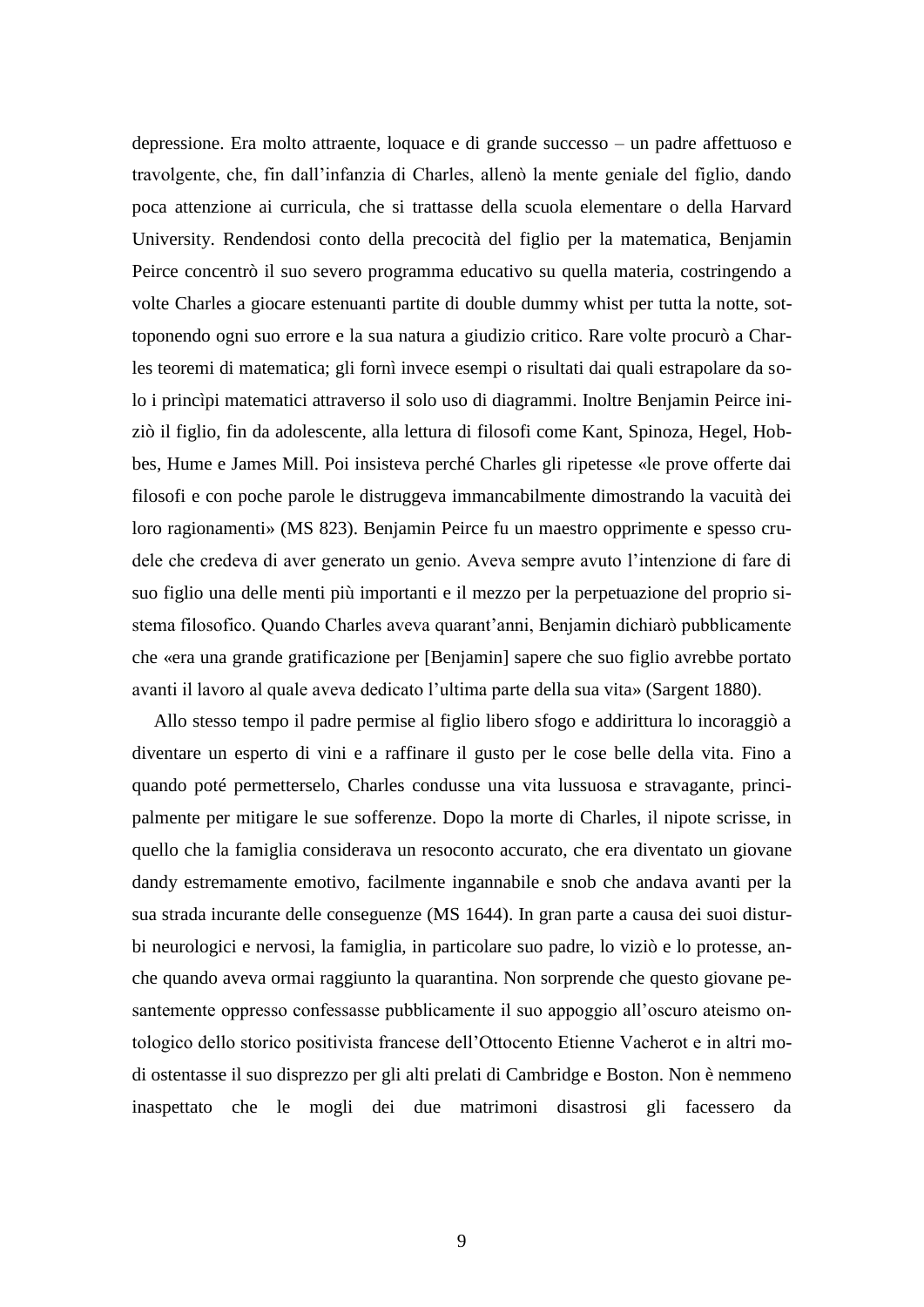depressione. Era molto attraente, loquace e di grande successo – un padre affettuoso e travolgente, che, fin dall'infanzia di Charles, allenò la mente geniale del figlio, dando poca attenzione ai curricula, che si trattasse della scuola elementare o della Harvard University. Rendendosi conto della precocità del figlio per la matematica, Benjamin Peirce concentrò il suo severo programma educativo su quella materia, costringendo a volte Charles a giocare estenuanti partite di double dummy whist per tutta la notte, sottoponendo ogni suo errore e la sua natura a giudizio critico. Rare volte procurò a Charles teoremi di matematica; gli fornì invece esempi o risultati dai quali estrapolare da solo i princìpi matematici attraverso il solo uso di diagrammi. Inoltre Benjamin Peirce iniziò il figlio, fin da adolescente, alla lettura di filosofi come Kant, Spinoza, Hegel, Hobbes, Hume e James Mill. Poi insisteva perché Charles gli ripetesse «le prove offerte dai filosofi e con poche parole le distruggeva immancabilmente dimostrando la vacuità dei loro ragionamenti» (MS 823). Benjamin Peirce fu un maestro opprimente e spesso crudele che credeva di aver generato un genio. Aveva sempre avuto l'intenzione di fare di suo figlio una delle menti più importanti e il mezzo per la perpetuazione del proprio sistema filosofico. Quando Charles aveva quarant'anni, Benjamin dichiarò pubblicamente che «era una grande gratificazione per [Benjamin] sapere che suo figlio avrebbe portato avanti il lavoro al quale aveva dedicato l'ultima parte della sua vita» (Sargent 1880).

Allo stesso tempo il padre permise al figlio libero sfogo e addirittura lo incoraggiò a diventare un esperto di vini e a raffinare il gusto per le cose belle della vita. Fino a quando poté permetterselo, Charles condusse una vita lussuosa e stravagante, principalmente per mitigare le sue sofferenze. Dopo la morte di Charles, il nipote scrisse, in quello che la famiglia considerava un resoconto accurato, che era diventato un giovane dandy estremamente emotivo, facilmente ingannabile e snob che andava avanti per la sua strada incurante delle conseguenze (MS 1644). In gran parte a causa dei suoi disturbi neurologici e nervosi, la famiglia, in particolare suo padre, lo viziò e lo protesse, anche quando aveva ormai raggiunto la quarantina. Non sorprende che questo giovane pesantemente oppresso confessasse pubblicamente il suo appoggio all'oscuro ateismo ontologico dello storico positivista francese dell'Ottocento Etienne Vacherot e in altri modi ostentasse il suo disprezzo per gli alti prelati di Cambridge e Boston. Non è nemmeno inaspettato che le mogli dei due matrimoni disastrosi gli facessero da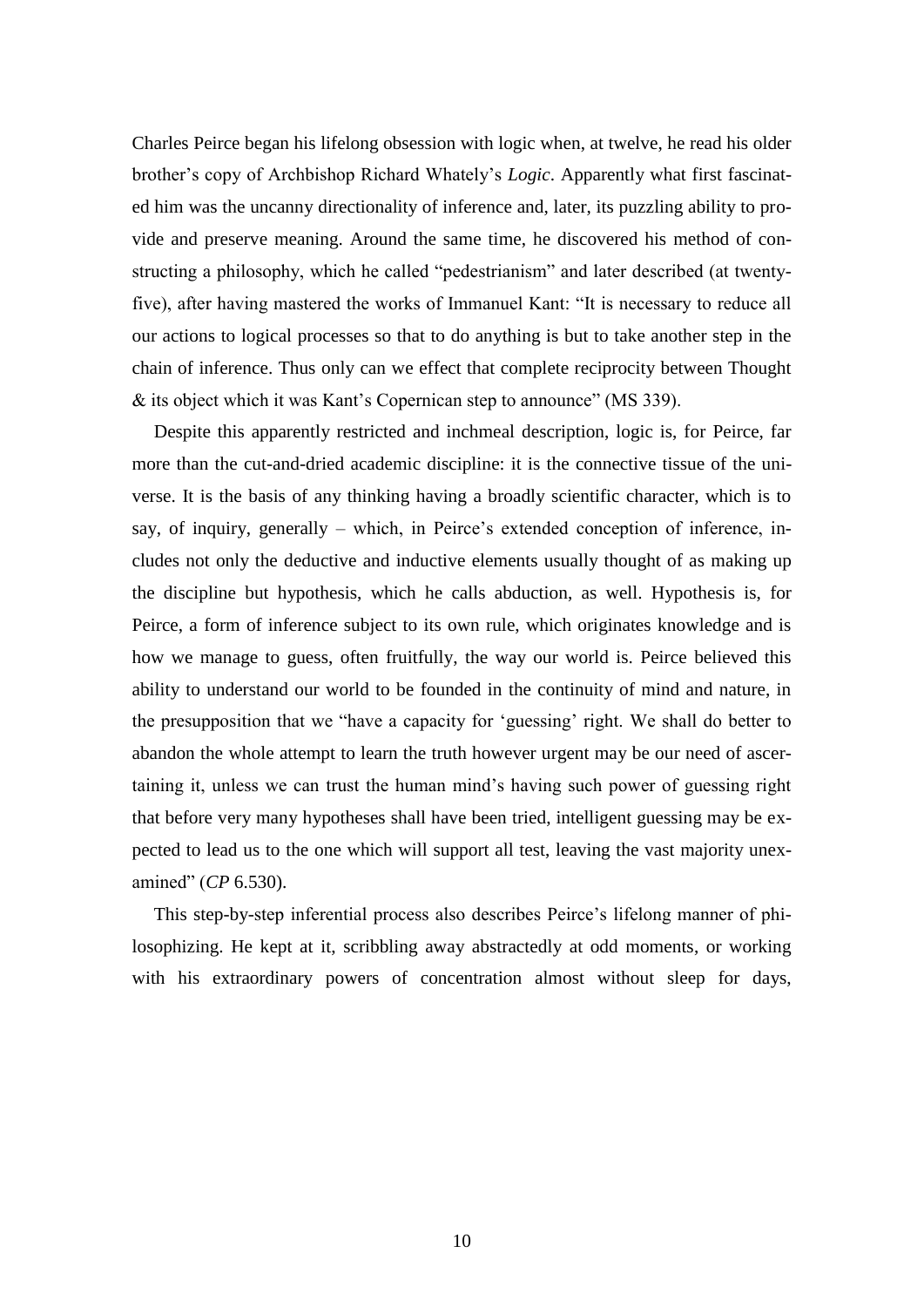Charles Peirce began his lifelong obsession with logic when, at twelve, he read his older brother's copy of Archbishop Richard Whately's *Logic*. Apparently what first fascinated him was the uncanny directionality of inference and, later, its puzzling ability to provide and preserve meaning. Around the same time, he discovered his method of constructing a philosophy, which he called "pedestrianism" and later described (at twenty-five), after having mastered the works of Immanuel Kant: "It is necessary to reduce all our actions to logical processes so that to do anything is but to take another step in the chain of inference. Thus only can we effect that complete reciprocity between Thought & its object which it was Kant's Copernican step to announce" (MS 339).

Despite this apparently restricted and inchmeal description, logic is, for Peirce, far more than the cut-and-dried academic discipline: it is the connective tissue of the universe. It is the basis of any thinking having a broadly scientific character, which is to say, of inquiry, generally – which, in Peirce's extended conception of inference, includes not only the deductive and inductive elements usually thought of as making up the discipline but hypothesis, which he calls abduction, as well. Hypothesis is, for Peirce, a form of inference subject to its own rule, which originates knowledge and is how we manage to guess, often fruitfully, the way our world is. Peirce believed this ability to understand our world to be founded in the continuity of mind and nature, in the presupposition that we "have a capacity for 'guessing' right. We shall do better to abandon the whole attempt to learn the truth however urgent may be our need of ascertaining it, unless we can trust the human mind's having such power of guessing right that before very many hypotheses shall have been tried, intelligent guessing may be expected to lead us to the one which will support all test, leaving the vast majority unexamined" (*CP* 6.530).

This step-by-step inferential process also describes Peirce's lifelong manner of philosophizing. He kept at it, scribbling away abstractedly at odd moments, or working with his extraordinary powers of concentration almost without sleep for days,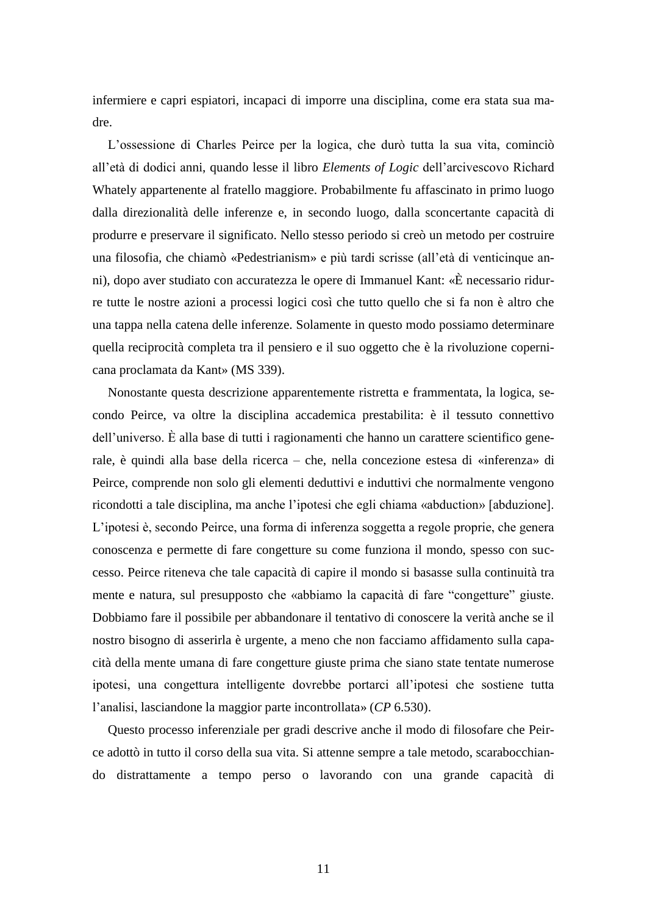infermiere e capri espiatori, incapaci di imporre una disciplina, come era stata sua madre.

L'ossessione di Charles Peirce per la logica, che durò tutta la sua vita, cominciò all'età di dodici anni, quando lesse il libro *Elements of Logic* dell'arcivescovo Richard Whately appartenente al fratello maggiore. Probabilmente fu affascinato in primo luogo dalla direzionalità delle inferenze e, in secondo luogo, dalla sconcertante capacità di produrre e preservare il significato. Nello stesso periodo si creò un metodo per costruire una filosofia, che chiamò «Pedestrianism» e più tardi scrisse (all'età di venticinque anni), dopo aver studiato con accuratezza le opere di Immanuel Kant: «È necessario ridurre tutte le nostre azioni a processi logici così che tutto quello che si fa non è altro che una tappa nella catena delle inferenze. Solamente in questo modo possiamo determinare quella reciprocità completa tra il pensiero e il suo oggetto che è la rivoluzione copernicana proclamata da Kant» (MS 339).

Nonostante questa descrizione apparentemente ristretta e frammentata, la logica, secondo Peirce, va oltre la disciplina accademica prestabilita: è il tessuto connettivo dell'universo. È alla base di tutti i ragionamenti che hanno un carattere scientifico generale, è quindi alla base della ricerca – che, nella concezione estesa di «inferenza» di Peirce, comprende non solo gli elementi deduttivi e induttivi che normalmente vengono ricondotti a tale disciplina, ma anche l'ipotesi che egli chiama «abduction» [abduzione]. L'ipotesi è, secondo Peirce, una forma di inferenza soggetta a regole proprie, che genera conoscenza e permette di fare congetture su come funziona il mondo, spesso con successo. Peirce riteneva che tale capacità di capire il mondo si basasse sulla continuità tra mente e natura, sul presupposto che «abbiamo la capacità di fare "congetture" giuste. Dobbiamo fare il possibile per abbandonare il tentativo di conoscere la verità anche se il nostro bisogno di asserirla è urgente, a meno che non facciamo affidamento sulla capacità della mente umana di fare congetture giuste prima che siano state tentate numerose ipotesi, una congettura intelligente dovrebbe portarci all'ipotesi che sostiene tutta l'analisi, lasciandone la maggior parte incontrollata» (*CP* 6.530).

Questo processo inferenziale per gradi descrive anche il modo di filosofare che Peirce adottò in tutto il corso della sua vita. Si attenne sempre a tale metodo, scarabocchiando distrattamente a tempo perso o lavorando con una grande capacità di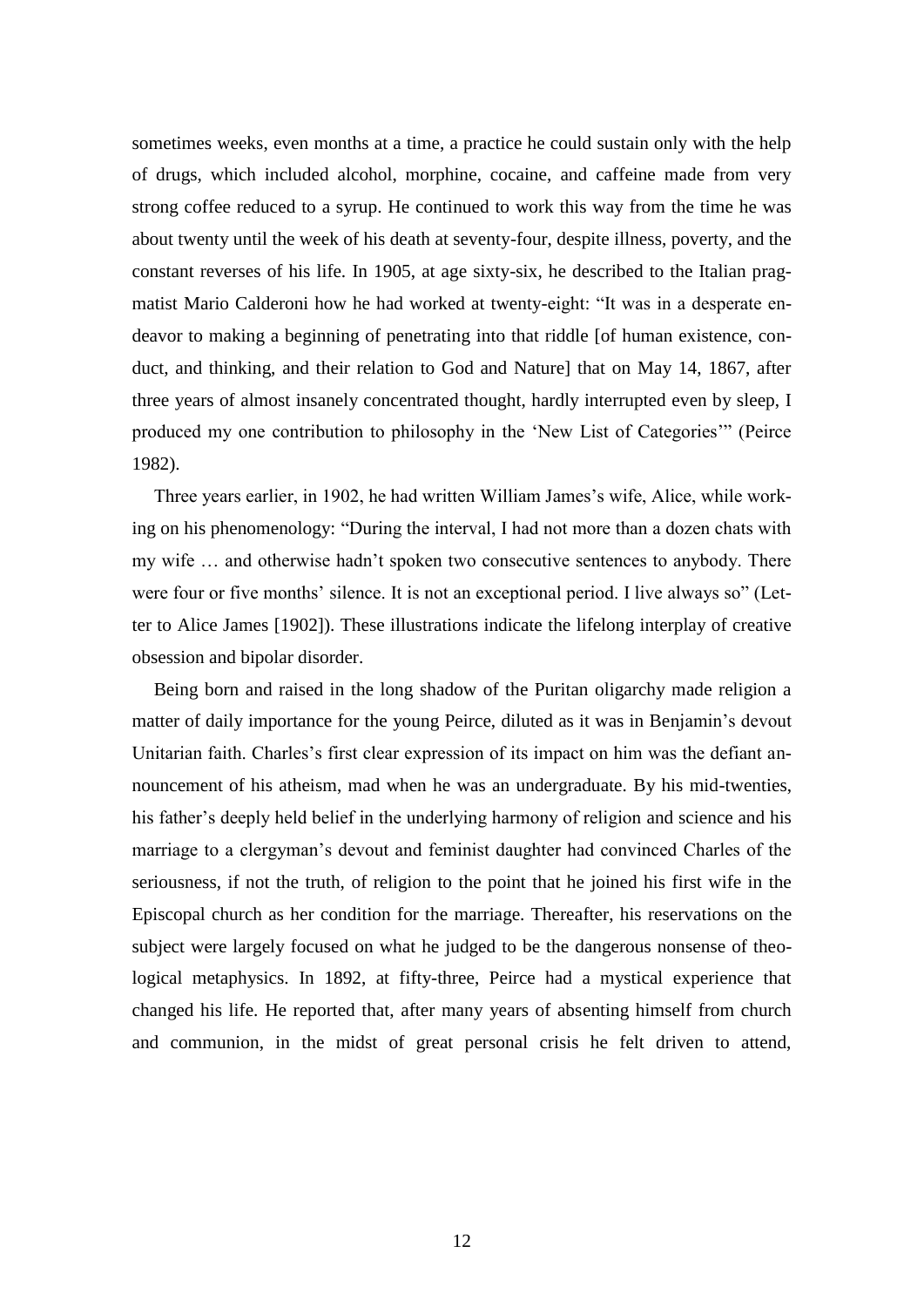sometimes weeks, even months at a time, a practice he could sustain only with the help of drugs, which included alcohol, morphine, cocaine, and caffeine made from very strong coffee reduced to a syrup. He continued to work this way from the time he was about twenty until the week of his death at seventy-four, despite illness, poverty, and the constant reverses of his life. In 1905, at age sixty-six, he described to the Italian pragmatist Mario Calderoni how he had worked at twenty-eight: "It was in a desperate endeavor to making a beginning of penetrating into that riddle [of human existence, conduct, and thinking, and their relation to God and Nature] that on May 14, 1867, after three years of almost insanely concentrated thought, hardly interrupted even by sleep, I produced my one contribution to philosophy in the 'New List of Categories'" (Peirce 1982).

Three years earlier, in 1902, he had written William James's wife, Alice, while working on his phenomenology: "During the interval, I had not more than a dozen chats with my wife … and otherwise hadn't spoken two consecutive sentences to anybody. There were four or five months' silence. It is not an exceptional period. I live always so" (Letter to Alice James [1902]). These illustrations indicate the lifelong interplay of creative obsession and bipolar disorder.

Being born and raised in the long shadow of the Puritan oligarchy made religion a matter of daily importance for the young Peirce, diluted as it was in Benjamin's devout Unitarian faith. Charles's first clear expression of its impact on him was the defiant announcement of his atheism, mad when he was an undergraduate. By his mid-twenties, his father's deeply held belief in the underlying harmony of religion and science and his marriage to a clergyman's devout and feminist daughter had convinced Charles of the seriousness, if not the truth, of religion to the point that he joined his first wife in the Episcopal church as her condition for the marriage. Thereafter, his reservations on the subject were largely focused on what he judged to be the dangerous nonsense of theological metaphysics. In 1892, at fifty-three, Peirce had a mystical experience that changed his life. He reported that, after many years of absenting himself from church and communion, in the midst of great personal crisis he felt driven to attend,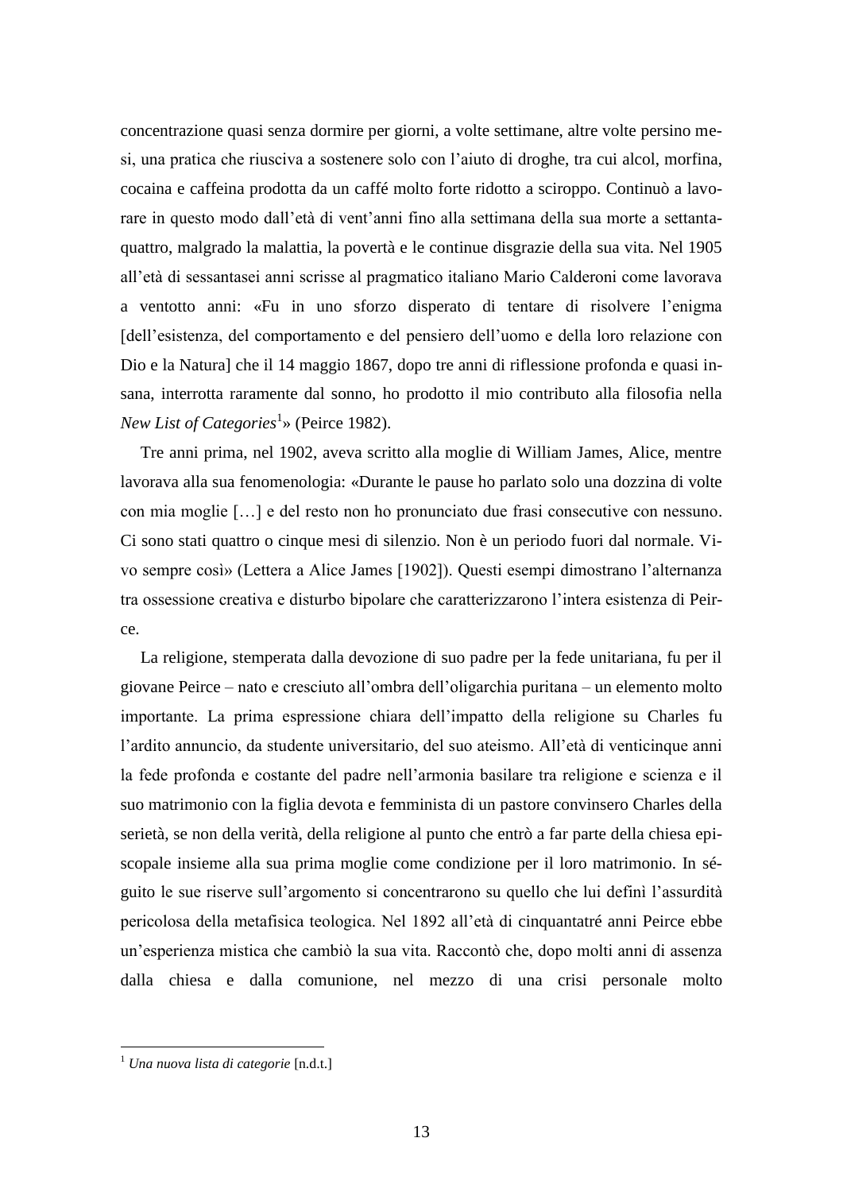concentrazione quasi senza dormire per giorni, a volte settimane, altre volte persino mesi, una pratica che riusciva a sostenere solo con l'aiuto di droghe, tra cui alcol, morfina, cocaina e caffeina prodotta da un caffé molto forte ridotto a sciroppo. Continuò a lavorare in questo modo dall'età di vent'anni fino alla settimana della sua morte a settantaquattro, malgrado la malattia, la povertà e le continue disgrazie della sua vita. Nel 1905 all'età di sessantasei anni scrisse al pragmatico italiano Mario Calderoni come lavorava a ventotto anni: «Fu in uno sforzo disperato di tentare di risolvere l'enigma [dell'esistenza, del comportamento e del pensiero dell'uomo e della loro relazione con Dio e la Natura] che il 14 maggio 1867, dopo tre anni di riflessione profonda e quasi insana, interrotta raramente dal sonno, ho prodotto il mio contributo alla filosofia nella *New List of Categories*[1]» (Peirce 1982).

Tre anni prima, nel 1902, aveva scritto alla moglie di William James, Alice, mentre lavorava alla sua fenomenologia: «Durante le pause ho parlato solo una dozzina di volte con mia moglie […] e del resto non ho pronunciato due frasi consecutive con nessuno. Ci sono stati quattro o cinque mesi di silenzio. Non è un periodo fuori dal normale. Vivo sempre così» (Lettera a Alice James [1902]). Questi esempi dimostrano l'alternanza tra ossessione creativa e disturbo bipolare che caratterizzarono l'intera esistenza di Peirce.

La religione, stemperata dalla devozione di suo padre per la fede unitariana, fu per il giovane Peirce – nato e cresciuto all'ombra dell'oligarchia puritana – un elemento molto importante. La prima espressione chiara dell'impatto della religione su Charles fu l'ardito annuncio, da studente universitario, del suo ateismo. All'età di venticinque anni la fede profonda e costante del padre nell'armonia basilare tra religione e scienza e il suo matrimonio con la figlia devota e femminista di un pastore convinsero Charles della serietà, se non della verità, della religione al punto che entrò a far parte della chiesa episcopale insieme alla sua prima moglie come condizione per il loro matrimonio. In séguito le sue riserve sull'argomento si concentrarono su quello che lui definì l'assurdità pericolosa della metafisica teologica. Nel 1892 all'età di cinquantatré anni Peirce ebbe un'esperienza mistica che cambiò la sua vita. Raccontò che, dopo molti anni di assenza dalla chiesa e dalla comunione, nel mezzo di una crisi personale molto

---

[1] *Una nuova lista di categorie* [n.d.t.]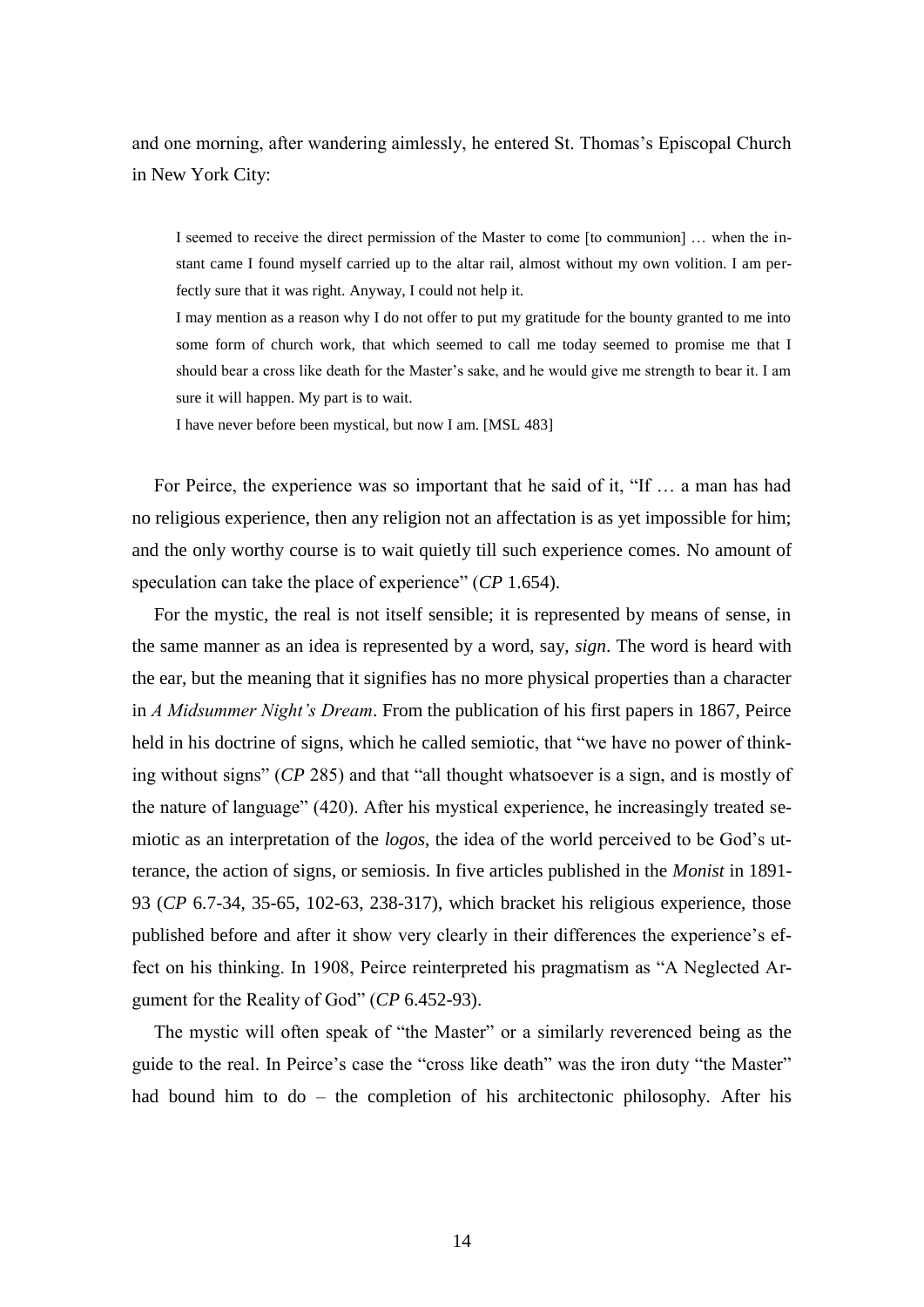and one morning, after wandering aimlessly, he entered St. Thomas's Episcopal Church in New York City:

> I seemed to receive the direct permission of the Master to come [to communion] … when the instant came I found myself carried up to the altar rail, almost without my own volition. I am perfectly sure that it was right. Anyway, I could not help it.
>
> I may mention as a reason why I do not offer to put my gratitude for the bounty granted to me into some form of church work, that which seemed to call me today seemed to promise me that I should bear a cross like death for the Master's sake, and he would give me strength to bear it. I am sure it will happen. My part is to wait.
>
> I have never before been mystical, but now I am. [MSL 483]

For Peirce, the experience was so important that he said of it, "If … a man has had no religious experience, then any religion not an affectation is as yet impossible for him; and the only worthy course is to wait quietly till such experience comes. No amount of speculation can take the place of experience" (*CP* 1.654).

For the mystic, the real is not itself sensible; it is represented by means of sense, in the same manner as an idea is represented by a word, say, *sign*. The word is heard with the ear, but the meaning that it signifies has no more physical properties than a character in *A Midsummer Night's Dream*. From the publication of his first papers in 1867, Peirce held in his doctrine of signs, which he called semiotic, that "we have no power of thinking without signs" (*CP* 285) and that "all thought whatsoever is a sign, and is mostly of the nature of language" (420). After his mystical experience, he increasingly treated semiotic as an interpretation of the *logos*, the idea of the world perceived to be God's utterance, the action of signs, or semiosis. In five articles published in the *Monist* in 1891-93 (*CP* 6.7-34, 35-65, 102-63, 238-317), which bracket his religious experience, those published before and after it show very clearly in their differences the experience's effect on his thinking. In 1908, Peirce reinterpreted his pragmatism as "A Neglected Argument for the Reality of God" (*CP* 6.452-93).

The mystic will often speak of "the Master" or a similarly reverenced being as the guide to the real. In Peirce's case the "cross like death" was the iron duty "the Master" had bound him to do – the completion of his architectonic philosophy. After his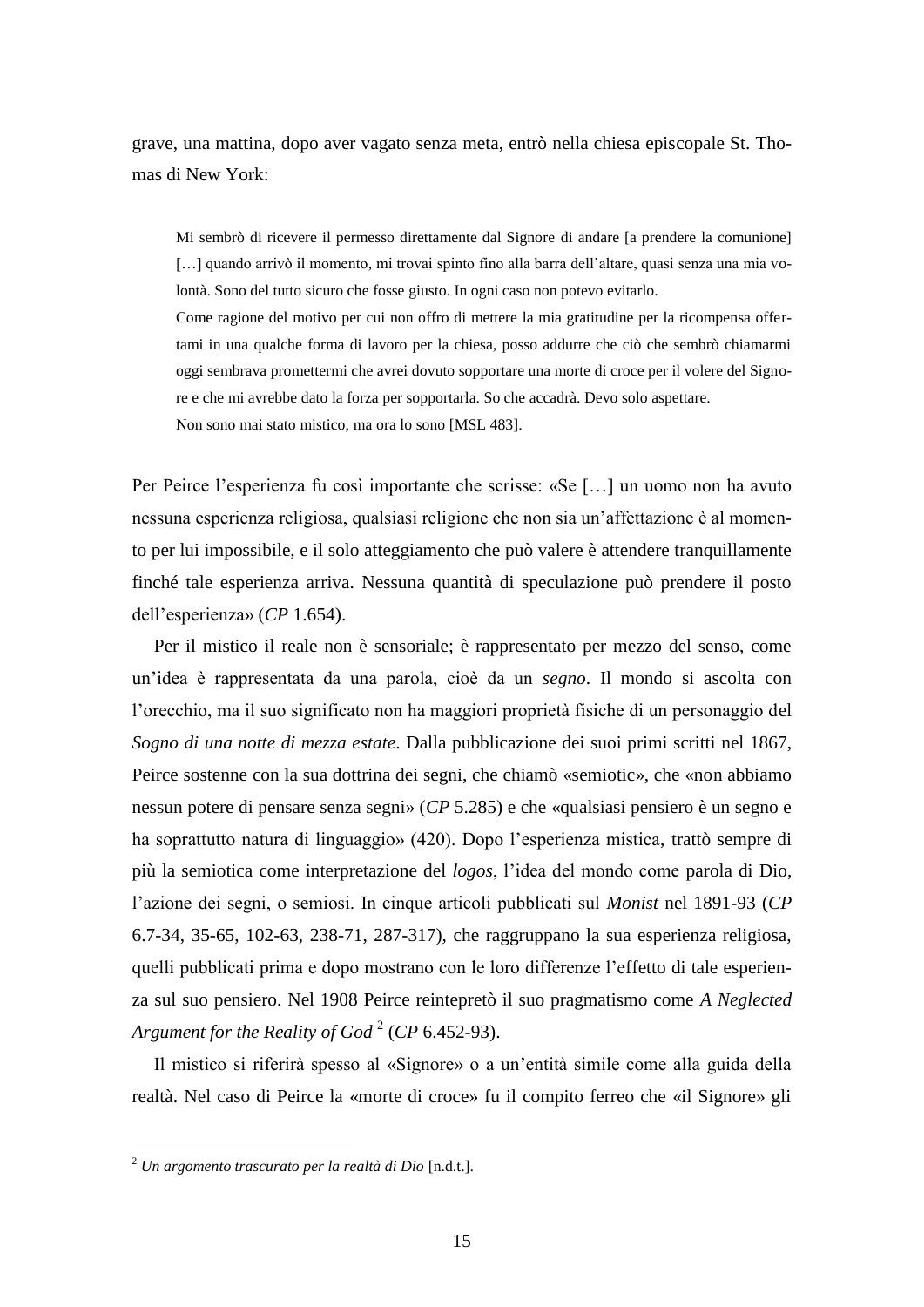grave, una mattina, dopo aver vagato senza meta, entrò nella chiesa episcopale St. Thomas di New York:

> Mi sembrò di ricevere il permesso direttamente dal Signore di andare [a prendere la comunione] […] quando arrivò il momento, mi trovai spinto fino alla barra dell'altare, quasi senza una mia volontà. Sono del tutto sicuro che fosse giusto. In ogni caso non potevo evitarlo.
> Come ragione del motivo per cui non offro di mettere la mia gratitudine per la ricompensa offertami in una qualche forma di lavoro per la chiesa, posso addurre che ciò che sembrò chiamarmi oggi sembrava promettermi che avrei dovuto sopportare una morte di croce per il volere del Signore e che mi avrebbe dato la forza per sopportarla. So che accadrà. Devo solo aspettare.
> Non sono mai stato mistico, ma ora lo sono [MSL 483].

Per Peirce l'esperienza fu così importante che scrisse: «Se […] un uomo non ha avuto nessuna esperienza religiosa, qualsiasi religione che non sia un'affettazione è al momento per lui impossibile, e il solo atteggiamento che può valere è attendere tranquillamente finché tale esperienza arriva. Nessuna quantità di speculazione può prendere il posto dell'esperienza» (*CP* 1.654).

Per il mistico il reale non è sensoriale; è rappresentato per mezzo del senso, come un'idea è rappresentata da una parola, cioè da un *segno*. Il mondo si ascolta con l'orecchio, ma il suo significato non ha maggiori proprietà fisiche di un personaggio del *Sogno di una notte di mezza estate*. Dalla pubblicazione dei suoi primi scritti nel 1867, Peirce sostenne con la sua dottrina dei segni, che chiamò «semiotic», che «non abbiamo nessun potere di pensare senza segni» (*CP* 5.285) e che «qualsiasi pensiero è un segno e ha soprattutto natura di linguaggio» (420). Dopo l'esperienza mistica, trattò sempre di più la semiotica come interpretazione del *logos*, l'idea del mondo come parola di Dio, l'azione dei segni, o semiosi. In cinque articoli pubblicati sul *Monist* nel 1891-93 (*CP* 6.7-34, 35-65, 102-63, 238-71, 287-317), che raggruppano la sua esperienza religiosa, quelli pubblicati prima e dopo mostrano con le loro differenze l'effetto di tale esperienza sul suo pensiero. Nel 1908 Peirce reintepretò il suo pragmatismo come *A Neglected Argument for the Reality of God* [2] (*CP* 6.452-93).

Il mistico si riferirà spesso al «Signore» o a un'entità simile come alla guida della realtà. Nel caso di Peirce la «morte di croce» fu il compito ferreo che «il Signore» gli

---

[2] *Un argomento trascurato per la realtà di Dio* [n.d.t.].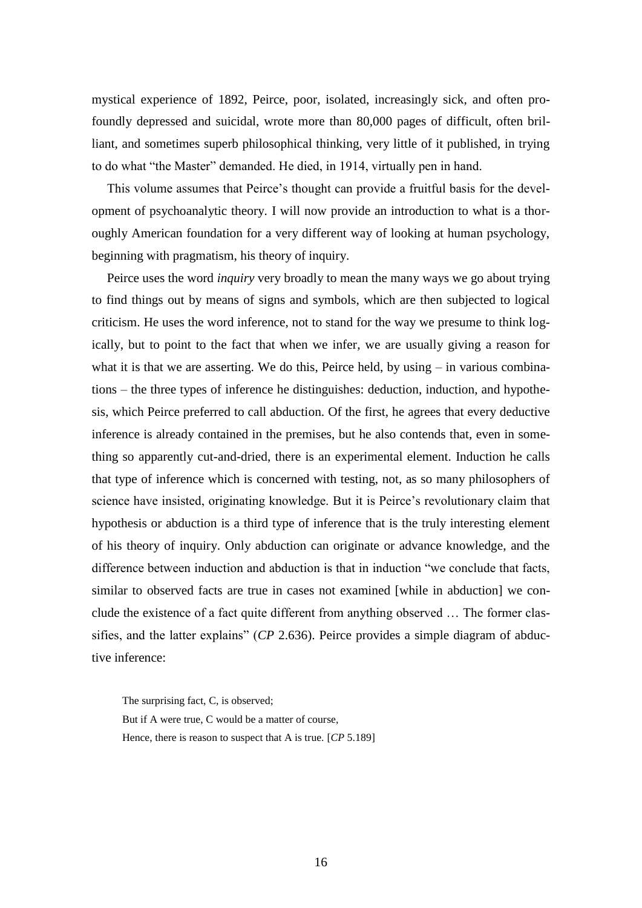mystical experience of 1892, Peirce, poor, isolated, increasingly sick, and often profoundly depressed and suicidal, wrote more than 80,000 pages of difficult, often brilliant, and sometimes superb philosophical thinking, very little of it published, in trying to do what "the Master" demanded. He died, in 1914, virtually pen in hand.

This volume assumes that Peirce's thought can provide a fruitful basis for the development of psychoanalytic theory. I will now provide an introduction to what is a thoroughly American foundation for a very different way of looking at human psychology, beginning with pragmatism, his theory of inquiry.

Peirce uses the word *inquiry* very broadly to mean the many ways we go about trying to find things out by means of signs and symbols, which are then subjected to logical criticism. He uses the word inference, not to stand for the way we presume to think logically, but to point to the fact that when we infer, we are usually giving a reason for what it is that we are asserting. We do this, Peirce held, by using – in various combinations – the three types of inference he distinguishes: deduction, induction, and hypothesis, which Peirce preferred to call abduction. Of the first, he agrees that every deductive inference is already contained in the premises, but he also contends that, even in something so apparently cut-and-dried, there is an experimental element. Induction he calls that type of inference which is concerned with testing, not, as so many philosophers of science have insisted, originating knowledge. But it is Peirce's revolutionary claim that hypothesis or abduction is a third type of inference that is the truly interesting element of his theory of inquiry. Only abduction can originate or advance knowledge, and the difference between induction and abduction is that in induction "we conclude that facts, similar to observed facts are true in cases not examined [while in abduction] we conclude the existence of a fact quite different from anything observed … The former classifies, and the latter explains" (*CP* 2.636). Peirce provides a simple diagram of abductive inference:

> The surprising fact, C, is observed;
> But if A were true, C would be a matter of course,
> Hence, there is reason to suspect that A is true. [*CP* 5.189]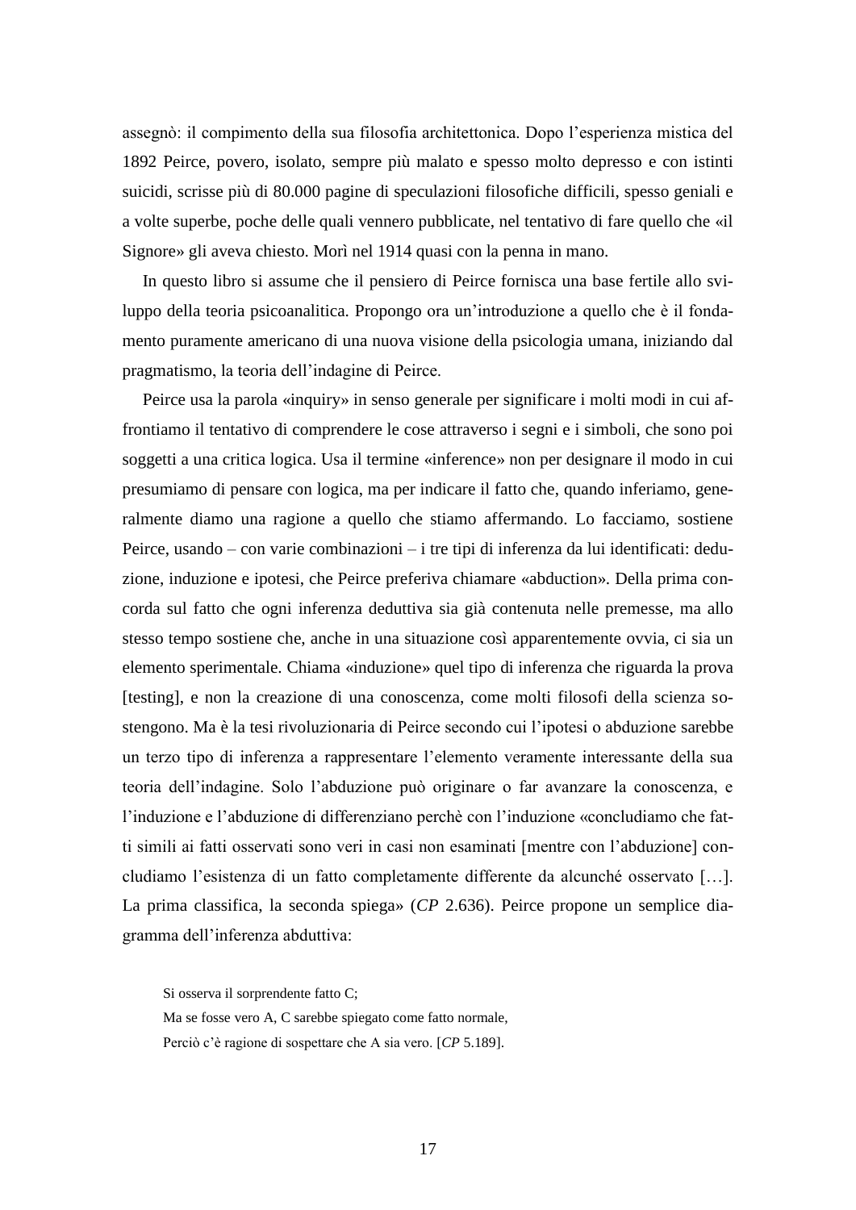assegnò: il compimento della sua filosofia architettonica. Dopo l'esperienza mistica del 1892 Peirce, povero, isolato, sempre più malato e spesso molto depresso e con istinti suicidi, scrisse più di 80.000 pagine di speculazioni filosofiche difficili, spesso geniali e a volte superbe, poche delle quali vennero pubblicate, nel tentativo di fare quello che «il Signore» gli aveva chiesto. Morì nel 1914 quasi con la penna in mano.

In questo libro si assume che il pensiero di Peirce fornisca una base fertile allo sviluppo della teoria psicoanalitica. Propongo ora un'introduzione a quello che è il fondamento puramente americano di una nuova visione della psicologia umana, iniziando dal pragmatismo, la teoria dell'indagine di Peirce.

Peirce usa la parola «inquiry» in senso generale per significare i molti modi in cui affrontiamo il tentativo di comprendere le cose attraverso i segni e i simboli, che sono poi soggetti a una critica logica. Usa il termine «inference» non per designare il modo in cui presumiamo di pensare con logica, ma per indicare il fatto che, quando inferiamo, generalmente diamo una ragione a quello che stiamo affermando. Lo facciamo, sostiene Peirce, usando – con varie combinazioni – i tre tipi di inferenza da lui identificati: deduzione, induzione e ipotesi, che Peirce preferiva chiamare «abduction». Della prima concorda sul fatto che ogni inferenza deduttiva sia già contenuta nelle premesse, ma allo stesso tempo sostiene che, anche in una situazione così apparentemente ovvia, ci sia un elemento sperimentale. Chiama «induzione» quel tipo di inferenza che riguarda la prova [testing], e non la creazione di una conoscenza, come molti filosofi della scienza sostengono. Ma è la tesi rivoluzionaria di Peirce secondo cui l'ipotesi o abduzione sarebbe un terzo tipo di inferenza a rappresentare l'elemento veramente interessante della sua teoria dell'indagine. Solo l'abduzione può originare o far avanzare la conoscenza, e l'induzione e l'abduzione di differenziano perchè con l'induzione «concludiamo che fatti simili ai fatti osservati sono veri in casi non esaminati [mentre con l'abduzione] concludiamo l'esistenza di un fatto completamente differente da alcunché osservato […]. La prima classifica, la seconda spiega» (*CP* 2.636). Peirce propone un semplice diagramma dell'inferenza abduttiva:

> Si osserva il sorprendente fatto C;
> Ma se fosse vero A, C sarebbe spiegato come fatto normale,
> Perciò c'è ragione di sospettare che A sia vero. [*CP* 5.189].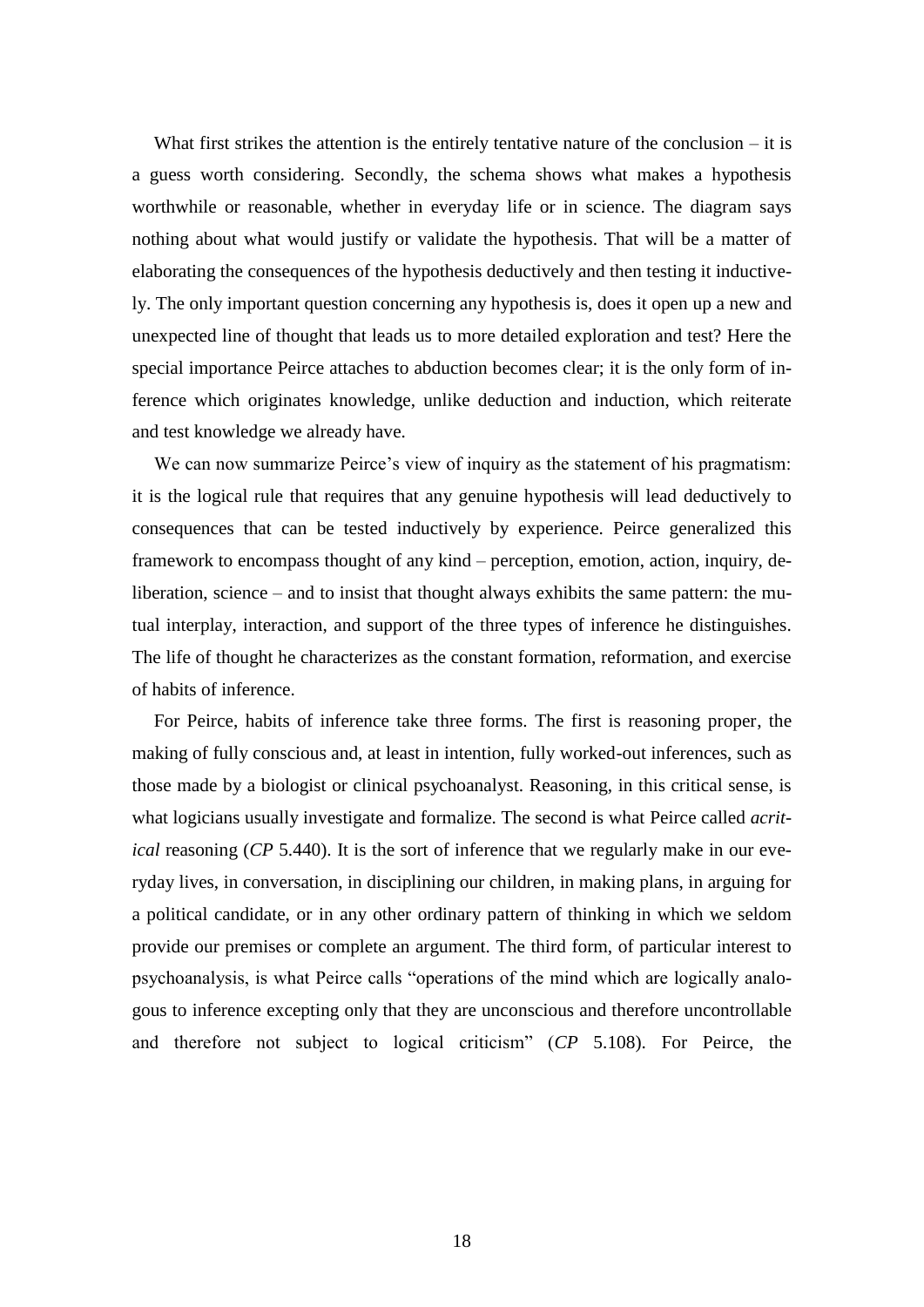What first strikes the attention is the entirely tentative nature of the conclusion – it is a guess worth considering. Secondly, the schema shows what makes a hypothesis worthwhile or reasonable, whether in everyday life or in science. The diagram says nothing about what would justify or validate the hypothesis. That will be a matter of elaborating the consequences of the hypothesis deductively and then testing it inductively. The only important question concerning any hypothesis is, does it open up a new and unexpected line of thought that leads us to more detailed exploration and test? Here the special importance Peirce attaches to abduction becomes clear; it is the only form of inference which originates knowledge, unlike deduction and induction, which reiterate and test knowledge we already have.

We can now summarize Peirce's view of inquiry as the statement of his pragmatism: it is the logical rule that requires that any genuine hypothesis will lead deductively to consequences that can be tested inductively by experience. Peirce generalized this framework to encompass thought of any kind – perception, emotion, action, inquiry, deliberation, science – and to insist that thought always exhibits the same pattern: the mutual interplay, interaction, and support of the three types of inference he distinguishes. The life of thought he characterizes as the constant formation, reformation, and exercise of habits of inference.

For Peirce, habits of inference take three forms. The first is reasoning proper, the making of fully conscious and, at least in intention, fully worked-out inferences, such as those made by a biologist or clinical psychoanalyst. Reasoning, in this critical sense, is what logicians usually investigate and formalize. The second is what Peirce called *acritical* reasoning (*CP* 5.440). It is the sort of inference that we regularly make in our everyday lives, in conversation, in disciplining our children, in making plans, in arguing for a political candidate, or in any other ordinary pattern of thinking in which we seldom provide our premises or complete an argument. The third form, of particular interest to psychoanalysis, is what Peirce calls "operations of the mind which are logically analogous to inference excepting only that they are unconscious and therefore uncontrollable and therefore not subject to logical criticism" (*CP* 5.108). For Peirce, the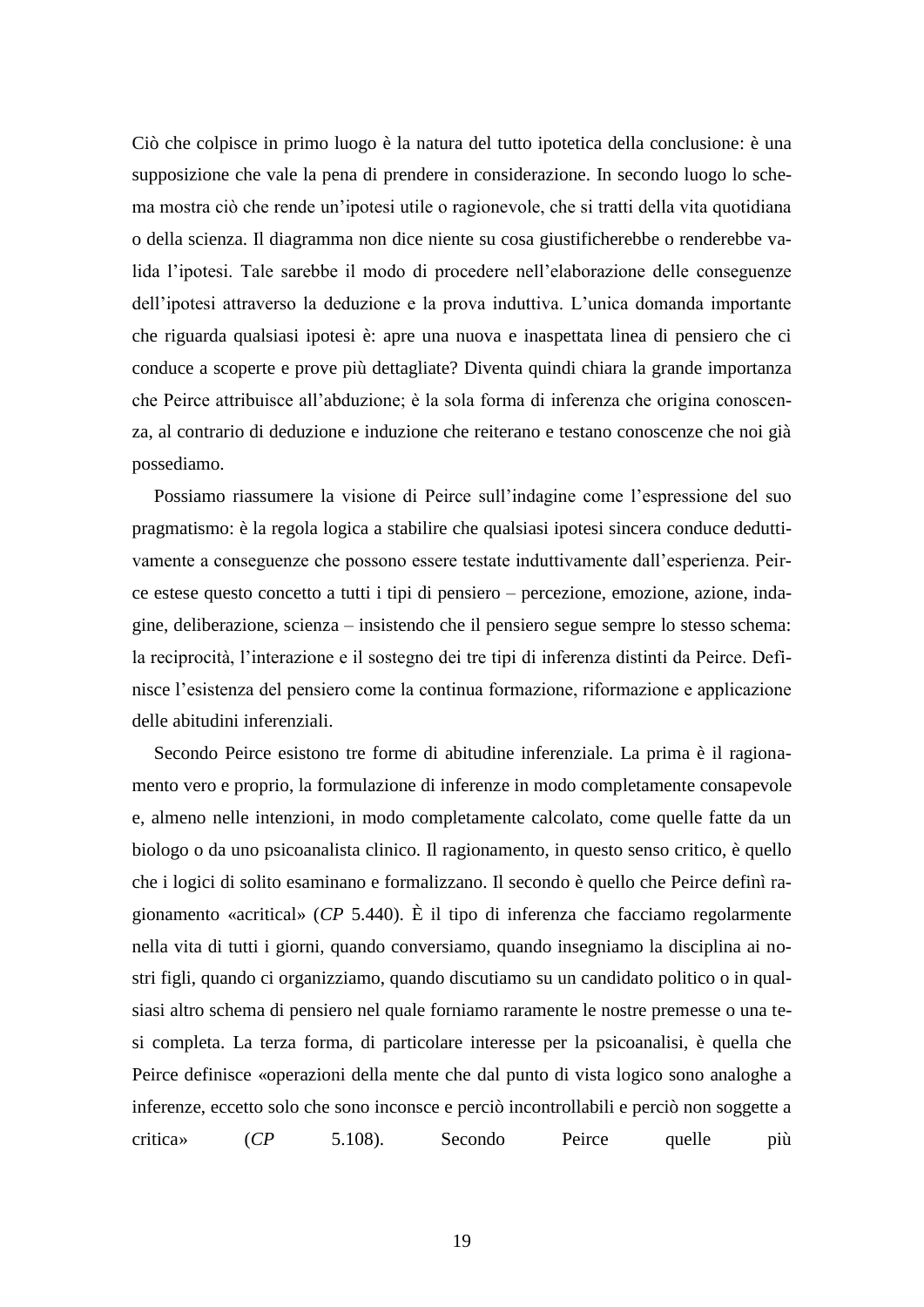Ciò che colpisce in primo luogo è la natura del tutto ipotetica della conclusione: è una supposizione che vale la pena di prendere in considerazione. In secondo luogo lo schema mostra ciò che rende un'ipotesi utile o ragionevole, che si tratti della vita quotidiana o della scienza. Il diagramma non dice niente su cosa giustificherebbe o renderebbe valida l'ipotesi. Tale sarebbe il modo di procedere nell'elaborazione delle conseguenze dell'ipotesi attraverso la deduzione e la prova induttiva. L'unica domanda importante che riguarda qualsiasi ipotesi è: apre una nuova e inaspettata linea di pensiero che ci conduce a scoperte e prove più dettagliate? Diventa quindi chiara la grande importanza che Peirce attribuisce all'abduzione; è la sola forma di inferenza che origina conoscenza, al contrario di deduzione e induzione che reiterano e testano conoscenze che noi già possediamo.

Possiamo riassumere la visione di Peirce sull'indagine come l'espressione del suo pragmatismo: è la regola logica a stabilire che qualsiasi ipotesi sincera conduce deduttivamente a conseguenze che possono essere testate induttivamente dall'esperienza. Peirce estese questo concetto a tutti i tipi di pensiero – percezione, emozione, azione, indagine, deliberazione, scienza – insistendo che il pensiero segue sempre lo stesso schema: la reciprocità, l'interazione e il sostegno dei tre tipi di inferenza distinti da Peirce. Definisce l'esistenza del pensiero come la continua formazione, riformazione e applicazione delle abitudini inferenziali.

Secondo Peirce esistono tre forme di abitudine inferenziale. La prima è il ragionamento vero e proprio, la formulazione di inferenze in modo completamente consapevole e, almeno nelle intenzioni, in modo completamente calcolato, come quelle fatte da un biologo o da uno psicoanalista clinico. Il ragionamento, in questo senso critico, è quello che i logici di solito esaminano e formalizzano. Il secondo è quello che Peirce definì ragionamento «acritical» (*CP* 5.440). È il tipo di inferenza che facciamo regolarmente nella vita di tutti i giorni, quando conversiamo, quando insegniamo la disciplina ai nostri figli, quando ci organizziamo, quando discutiamo su un candidato politico o in qualsiasi altro schema di pensiero nel quale forniamo raramente le nostre premesse o una tesi completa. La terza forma, di particolare interesse per la psicoanalisi, è quella che Peirce definisce «operazioni della mente che dal punto di vista logico sono analoghe a inferenze, eccetto solo che sono inconsce e perciò incontrollabili e perciò non soggette a critica» (*CP* 5.108). Secondo Peirce quelle più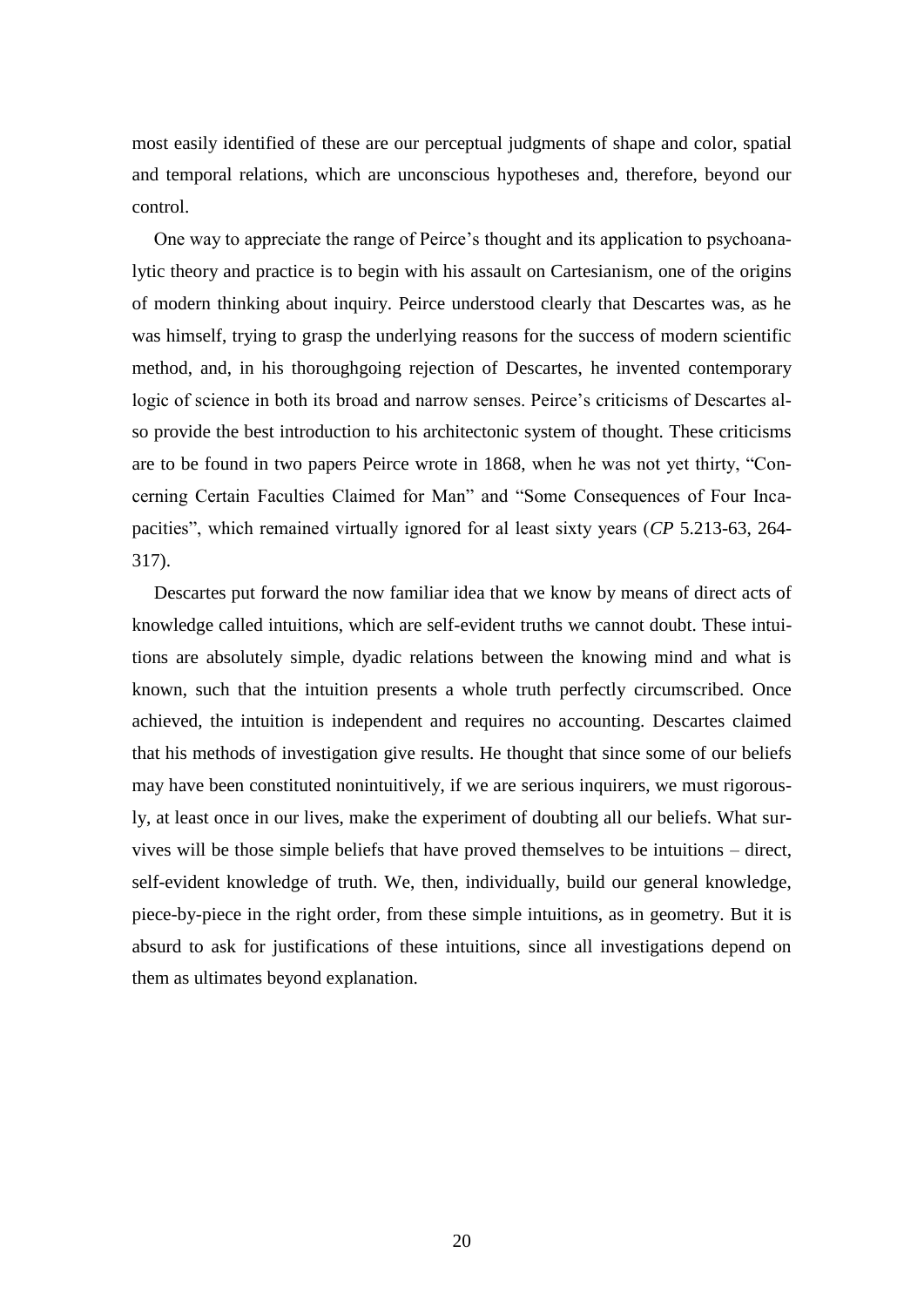most easily identified of these are our perceptual judgments of shape and color, spatial and temporal relations, which are unconscious hypotheses and, therefore, beyond our control.

One way to appreciate the range of Peirce's thought and its application to psychoanalytic theory and practice is to begin with his assault on Cartesianism, one of the origins of modern thinking about inquiry. Peirce understood clearly that Descartes was, as he was himself, trying to grasp the underlying reasons for the success of modern scientific method, and, in his thoroughgoing rejection of Descartes, he invented contemporary logic of science in both its broad and narrow senses. Peirce's criticisms of Descartes also provide the best introduction to his architectonic system of thought. These criticisms are to be found in two papers Peirce wrote in 1868, when he was not yet thirty, "Concerning Certain Faculties Claimed for Man" and "Some Consequences of Four Incapacities", which remained virtually ignored for al least sixty years (*CP* 5.213-63, 264-317).

Descartes put forward the now familiar idea that we know by means of direct acts of knowledge called intuitions, which are self-evident truths we cannot doubt. These intuitions are absolutely simple, dyadic relations between the knowing mind and what is known, such that the intuition presents a whole truth perfectly circumscribed. Once achieved, the intuition is independent and requires no accounting. Descartes claimed that his methods of investigation give results. He thought that since some of our beliefs may have been constituted nonintuitively, if we are serious inquirers, we must rigorously, at least once in our lives, make the experiment of doubting all our beliefs. What survives will be those simple beliefs that have proved themselves to be intuitions – direct, self-evident knowledge of truth. We, then, individually, build our general knowledge, piece-by-piece in the right order, from these simple intuitions, as in geometry. But it is absurd to ask for justifications of these intuitions, since all investigations depend on them as ultimates beyond explanation.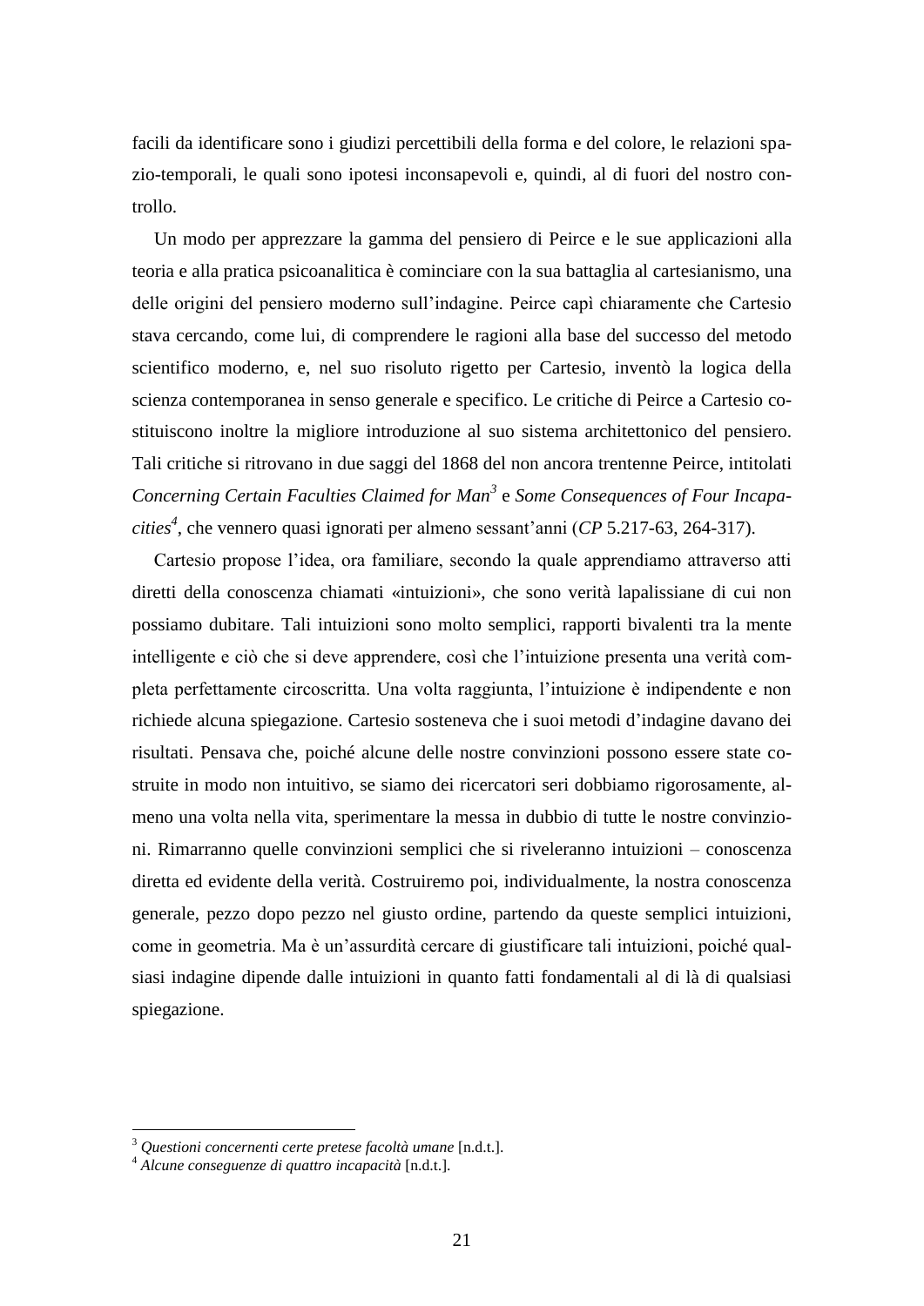facili da identificare sono i giudizi percettibili della forma e del colore, le relazioni spazio-temporali, le quali sono ipotesi inconsapevoli e, quindi, al di fuori del nostro controllo.

Un modo per apprezzare la gamma del pensiero di Peirce e le sue applicazioni alla teoria e alla pratica psicoanalitica è cominciare con la sua battaglia al cartesianismo, una delle origini del pensiero moderno sull'indagine. Peirce capì chiaramente che Cartesio stava cercando, come lui, di comprendere le ragioni alla base del successo del metodo scientifico moderno, e, nel suo risoluto rigetto per Cartesio, inventò la logica della scienza contemporanea in senso generale e specifico. Le critiche di Peirce a Cartesio costituiscono inoltre la migliore introduzione al suo sistema architettonico del pensiero. Tali critiche si ritrovano in due saggi del 1868 del non ancora trentenne Peirce, intitolati *Concerning Certain Faculties Claimed for Man*[3] e *Some Consequences of Four Incapacities*[4], che vennero quasi ignorati per almeno sessant'anni (*CP* 5.217-63, 264-317).

Cartesio propose l'idea, ora familiare, secondo la quale apprendiamo attraverso atti diretti della conoscenza chiamati «intuizioni», che sono verità lapalissiane di cui non possiamo dubitare. Tali intuizioni sono molto semplici, rapporti bivalenti tra la mente intelligente e ciò che si deve apprendere, così che l'intuizione presenta una verità completa perfettamente circoscritta. Una volta raggiunta, l'intuizione è indipendente e non richiede alcuna spiegazione. Cartesio sosteneva che i suoi metodi d'indagine davano dei risultati. Pensava che, poiché alcune delle nostre convinzioni possono essere state costruite in modo non intuitivo, se siamo dei ricercatori seri dobbiamo rigorosamente, almeno una volta nella vita, sperimentare la messa in dubbio di tutte le nostre convinzioni. Rimarranno quelle convinzioni semplici che si riveleranno intuizioni – conoscenza diretta ed evidente della verità. Costruiremo poi, individualmente, la nostra conoscenza generale, pezzo dopo pezzo nel giusto ordine, partendo da queste semplici intuizioni, come in geometria. Ma è un'assurdità cercare di giustificare tali intuizioni, poiché qualsiasi indagine dipende dalle intuizioni in quanto fatti fondamentali al di là di qualsiasi spiegazione.

---

[3] *Questioni concernenti certe pretese facoltà umane* [n.d.t.].

[4] *Alcune conseguenze di quattro incapacità* [n.d.t.].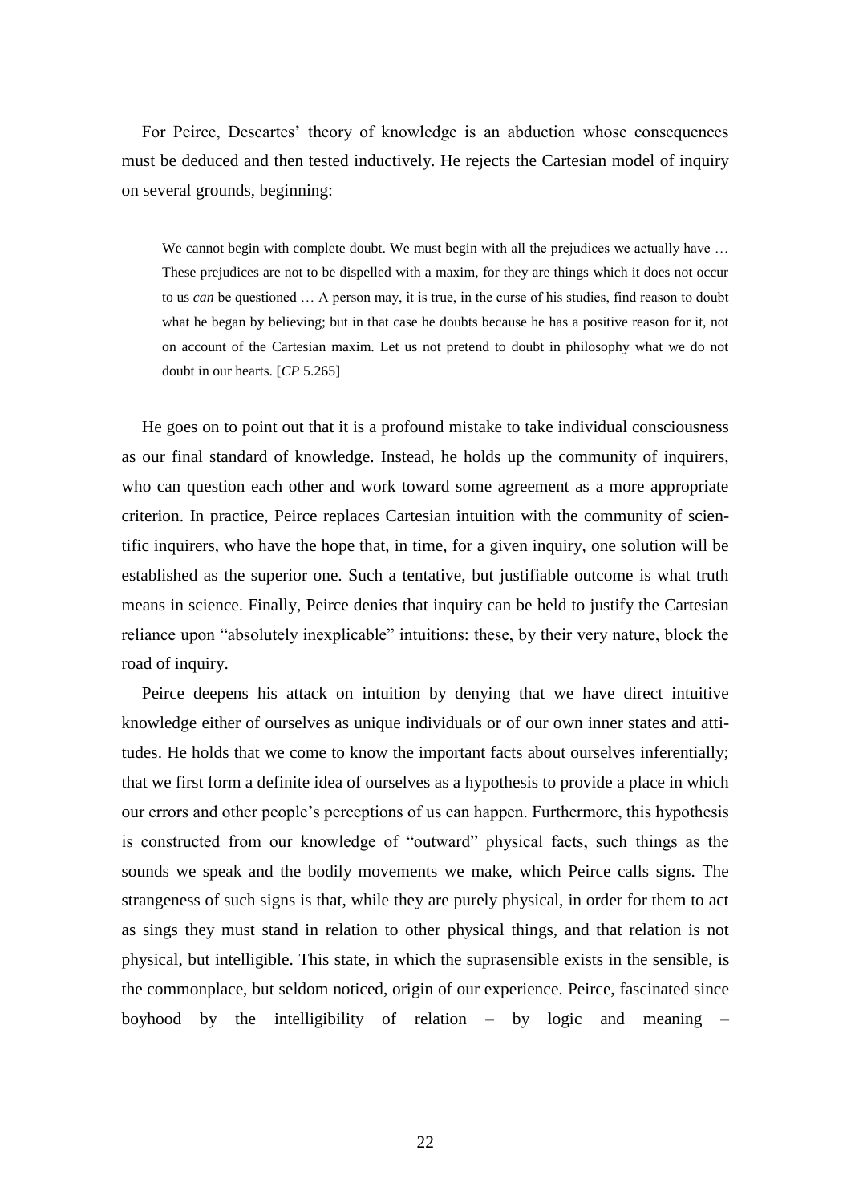For Peirce, Descartes' theory of knowledge is an abduction whose consequences must be deduced and then tested inductively. He rejects the Cartesian model of inquiry on several grounds, beginning:

> We cannot begin with complete doubt. We must begin with all the prejudices we actually have … These prejudices are not to be dispelled with a maxim, for they are things which it does not occur to us *can* be questioned … A person may, it is true, in the curse of his studies, find reason to doubt what he began by believing; but in that case he doubts because he has a positive reason for it, not on account of the Cartesian maxim. Let us not pretend to doubt in philosophy what we do not doubt in our hearts. [*CP* 5.265]

He goes on to point out that it is a profound mistake to take individual consciousness as our final standard of knowledge. Instead, he holds up the community of inquirers, who can question each other and work toward some agreement as a more appropriate criterion. In practice, Peirce replaces Cartesian intuition with the community of scientific inquirers, who have the hope that, in time, for a given inquiry, one solution will be established as the superior one. Such a tentative, but justifiable outcome is what truth means in science. Finally, Peirce denies that inquiry can be held to justify the Cartesian reliance upon "absolutely inexplicable" intuitions: these, by their very nature, block the road of inquiry.

Peirce deepens his attack on intuition by denying that we have direct intuitive knowledge either of ourselves as unique individuals or of our own inner states and attitudes. He holds that we come to know the important facts about ourselves inferentially; that we first form a definite idea of ourselves as a hypothesis to provide a place in which our errors and other people's perceptions of us can happen. Furthermore, this hypothesis is constructed from our knowledge of "outward" physical facts, such things as the sounds we speak and the bodily movements we make, which Peirce calls signs. The strangeness of such signs is that, while they are purely physical, in order for them to act as sings they must stand in relation to other physical things, and that relation is not physical, but intelligible. This state, in which the suprasensible exists in the sensible, is the commonplace, but seldom noticed, origin of our experience. Peirce, fascinated since boyhood by the intelligibility of relation – by logic and meaning –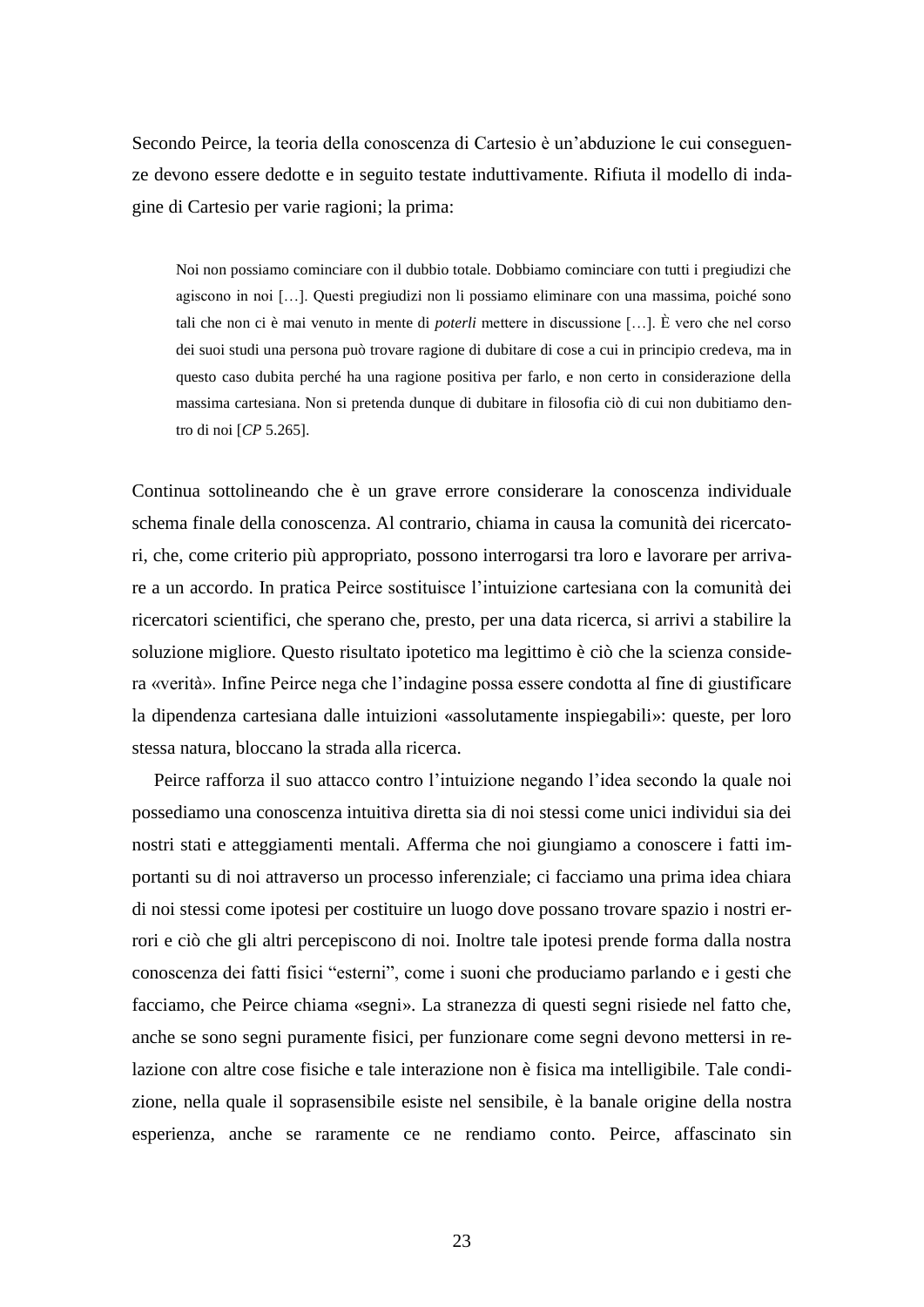Secondo Peirce, la teoria della conoscenza di Cartesio è un'abduzione le cui conseguenze devono essere dedotte e in seguito testate induttivamente. Rifiuta il modello di indagine di Cartesio per varie ragioni; la prima:

> Noi non possiamo cominciare con il dubbio totale. Dobbiamo cominciare con tutti i pregiudizi che agiscono in noi […]. Questi pregiudizi non li possiamo eliminare con una massima, poiché sono tali che non ci è mai venuto in mente di *poterli* mettere in discussione […]. È vero che nel corso dei suoi studi una persona può trovare ragione di dubitare di cose a cui in principio credeva, ma in questo caso dubita perché ha una ragione positiva per farlo, e non certo in considerazione della massima cartesiana. Non si pretenda dunque di dubitare in filosofia ciò di cui non dubitiamo dentro di noi [*CP* 5.265].

Continua sottolineando che è un grave errore considerare la conoscenza individuale schema finale della conoscenza. Al contrario, chiama in causa la comunità dei ricercatori, che, come criterio più appropriato, possono interrogarsi tra loro e lavorare per arrivare a un accordo. In pratica Peirce sostituisce l'intuizione cartesiana con la comunità dei ricercatori scientifici, che sperano che, presto, per una data ricerca, si arrivi a stabilire la soluzione migliore. Questo risultato ipotetico ma legittimo è ciò che la scienza considera «verità». Infine Peirce nega che l'indagine possa essere condotta al fine di giustificare la dipendenza cartesiana dalle intuizioni «assolutamente inspiegabili»: queste, per loro stessa natura, bloccano la strada alla ricerca.

Peirce rafforza il suo attacco contro l'intuizione negando l'idea secondo la quale noi possediamo una conoscenza intuitiva diretta sia di noi stessi come unici individui sia dei nostri stati e atteggiamenti mentali. Afferma che noi giungiamo a conoscere i fatti importanti su di noi attraverso un processo inferenziale; ci facciamo una prima idea chiara di noi stessi come ipotesi per costituire un luogo dove possano trovare spazio i nostri errori e ciò che gli altri percepiscono di noi. Inoltre tale ipotesi prende forma dalla nostra conoscenza dei fatti fisici "esterni", come i suoni che produciamo parlando e i gesti che facciamo, che Peirce chiama «segni». La stranezza di questi segni risiede nel fatto che, anche se sono segni puramente fisici, per funzionare come segni devono mettersi in relazione con altre cose fisiche e tale interazione non è fisica ma intelligibile. Tale condizione, nella quale il soprasensibile esiste nel sensibile, è la banale origine della nostra esperienza, anche se raramente ce ne rendiamo conto. Peirce, affascinato sin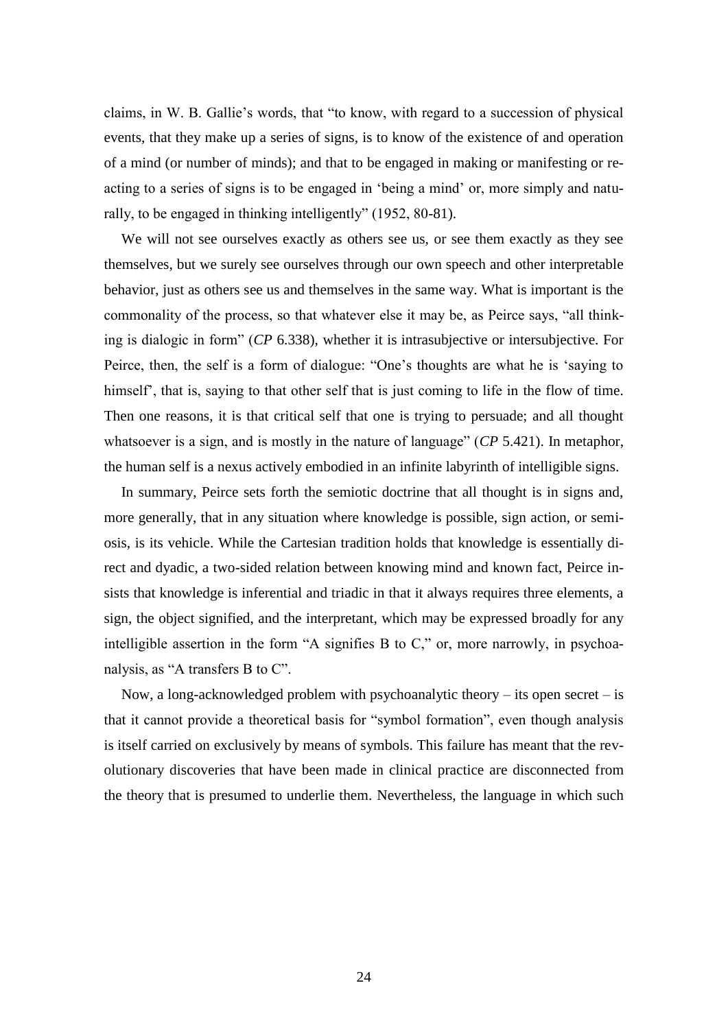claims, in W. B. Gallie's words, that "to know, with regard to a succession of physical events, that they make up a series of signs, is to know of the existence of and operation of a mind (or number of minds); and that to be engaged in making or manifesting or reacting to a series of signs is to be engaged in 'being a mind' or, more simply and naturally, to be engaged in thinking intelligently" (1952, 80-81).

We will not see ourselves exactly as others see us, or see them exactly as they see themselves, but we surely see ourselves through our own speech and other interpretable behavior, just as others see us and themselves in the same way. What is important is the commonality of the process, so that whatever else it may be, as Peirce says, "all thinking is dialogic in form" (*CP* 6.338), whether it is intrasubjective or intersubjective. For Peirce, then, the self is a form of dialogue: "One's thoughts are what he is 'saying to himself', that is, saying to that other self that is just coming to life in the flow of time. Then one reasons, it is that critical self that one is trying to persuade; and all thought whatsoever is a sign, and is mostly in the nature of language" (*CP* 5.421). In metaphor, the human self is a nexus actively embodied in an infinite labyrinth of intelligible signs.

In summary, Peirce sets forth the semiotic doctrine that all thought is in signs and, more generally, that in any situation where knowledge is possible, sign action, or semiosis, is its vehicle. While the Cartesian tradition holds that knowledge is essentially direct and dyadic, a two-sided relation between knowing mind and known fact, Peirce insists that knowledge is inferential and triadic in that it always requires three elements, a sign, the object signified, and the interpretant, which may be expressed broadly for any intelligible assertion in the form "A signifies B to C," or, more narrowly, in psychoanalysis, as "A transfers B to C".

Now, a long-acknowledged problem with psychoanalytic theory – its open secret – is that it cannot provide a theoretical basis for "symbol formation", even though analysis is itself carried on exclusively by means of symbols. This failure has meant that the revolutionary discoveries that have been made in clinical practice are disconnected from the theory that is presumed to underlie them. Nevertheless, the language in which such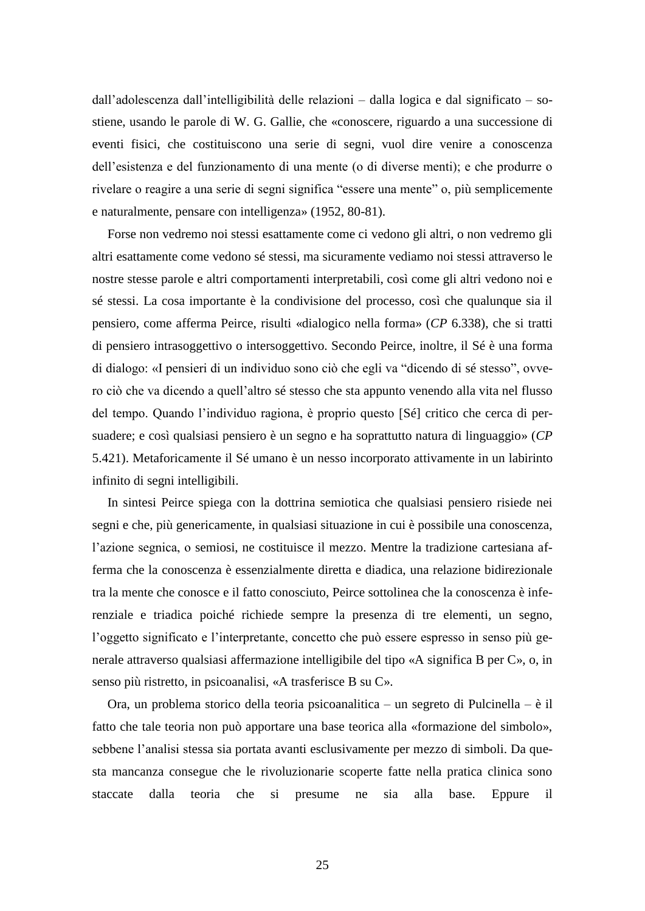dall'adolescenza dall'intelligibilità delle relazioni – dalla logica e dal significato – sostiene, usando le parole di W. G. Gallie, che «conoscere, riguardo a una successione di eventi fisici, che costituiscono una serie di segni, vuol dire venire a conoscenza dell'esistenza e del funzionamento di una mente (o di diverse menti); e che produrre o rivelare o reagire a una serie di segni significa "essere una mente" o, più semplicemente e naturalmente, pensare con intelligenza» (1952, 80-81).

Forse non vedremo noi stessi esattamente come ci vedono gli altri, o non vedremo gli altri esattamente come vedono sé stessi, ma sicuramente vediamo noi stessi attraverso le nostre stesse parole e altri comportamenti interpretabili, così come gli altri vedono noi e sé stessi. La cosa importante è la condivisione del processo, così che qualunque sia il pensiero, come afferma Peirce, risulti «dialogico nella forma» (*CP* 6.338), che si tratti di pensiero intrasoggettivo o intersoggettivo. Secondo Peirce, inoltre, il Sé è una forma di dialogo: «I pensieri di un individuo sono ciò che egli va "dicendo di sé stesso", ovvero ciò che va dicendo a quell'altro sé stesso che sta appunto venendo alla vita nel flusso del tempo. Quando l'individuo ragiona, è proprio questo [Sé] critico che cerca di persuadere; e così qualsiasi pensiero è un segno e ha soprattutto natura di linguaggio» (*CP* 5.421). Metaforicamente il Sé umano è un nesso incorporato attivamente in un labirinto infinito di segni intelligibili.

In sintesi Peirce spiega con la dottrina semiotica che qualsiasi pensiero risiede nei segni e che, più genericamente, in qualsiasi situazione in cui è possibile una conoscenza, l'azione segnica, o semiosi, ne costituisce il mezzo. Mentre la tradizione cartesiana afferma che la conoscenza è essenzialmente diretta e diadica, una relazione bidirezionale tra la mente che conosce e il fatto conosciuto, Peirce sottolinea che la conoscenza è inferenziale e triadica poiché richiede sempre la presenza di tre elementi, un segno, l'oggetto significato e l'interpretante, concetto che può essere espresso in senso più generale attraverso qualsiasi affermazione intelligibile del tipo «A significa B per C», o, in senso più ristretto, in psicoanalisi, «A trasferisce B su C».

Ora, un problema storico della teoria psicoanalitica – un segreto di Pulcinella – è il fatto che tale teoria non può apportare una base teorica alla «formazione del simbolo», sebbene l'analisi stessa sia portata avanti esclusivamente per mezzo di simboli. Da questa mancanza consegue che le rivoluzionarie scoperte fatte nella pratica clinica sono staccate dalla teoria che si presume ne sia alla base. Eppure il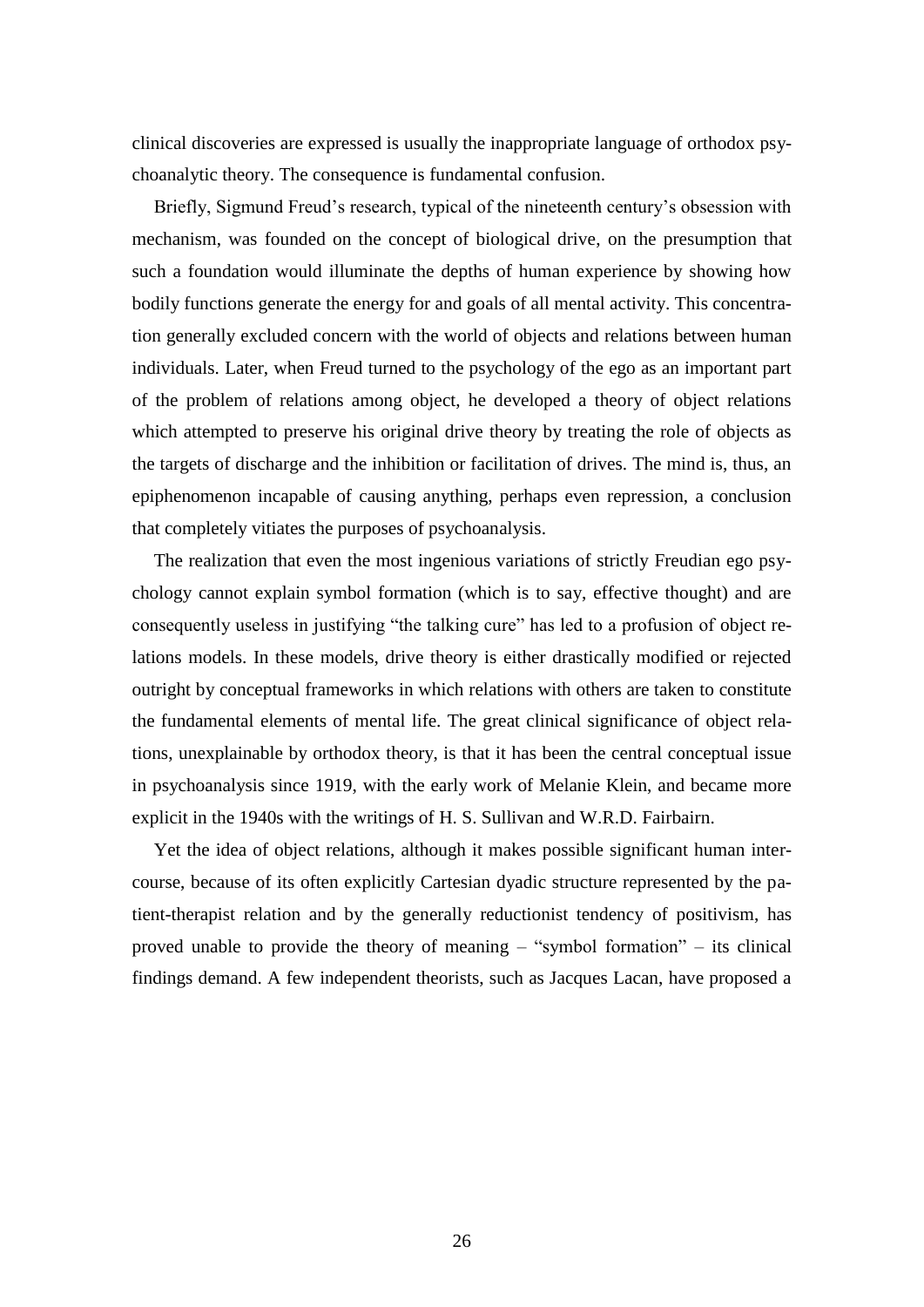clinical discoveries are expressed is usually the inappropriate language of orthodox psychoanalytic theory. The consequence is fundamental confusion.

Briefly, Sigmund Freud's research, typical of the nineteenth century's obsession with mechanism, was founded on the concept of biological drive, on the presumption that such a foundation would illuminate the depths of human experience by showing how bodily functions generate the energy for and goals of all mental activity. This concentration generally excluded concern with the world of objects and relations between human individuals. Later, when Freud turned to the psychology of the ego as an important part of the problem of relations among object, he developed a theory of object relations which attempted to preserve his original drive theory by treating the role of objects as the targets of discharge and the inhibition or facilitation of drives. The mind is, thus, an epiphenomenon incapable of causing anything, perhaps even repression, a conclusion that completely vitiates the purposes of psychoanalysis.

The realization that even the most ingenious variations of strictly Freudian ego psychology cannot explain symbol formation (which is to say, effective thought) and are consequently useless in justifying "the talking cure" has led to a profusion of object relations models. In these models, drive theory is either drastically modified or rejected outright by conceptual frameworks in which relations with others are taken to constitute the fundamental elements of mental life. The great clinical significance of object relations, unexplainable by orthodox theory, is that it has been the central conceptual issue in psychoanalysis since 1919, with the early work of Melanie Klein, and became more explicit in the 1940s with the writings of H. S. Sullivan and W.R.D. Fairbairn.

Yet the idea of object relations, although it makes possible significant human intercourse, because of its often explicitly Cartesian dyadic structure represented by the patient-therapist relation and by the generally reductionist tendency of positivism, has proved unable to provide the theory of meaning – "symbol formation" – its clinical findings demand. A few independent theorists, such as Jacques Lacan, have proposed a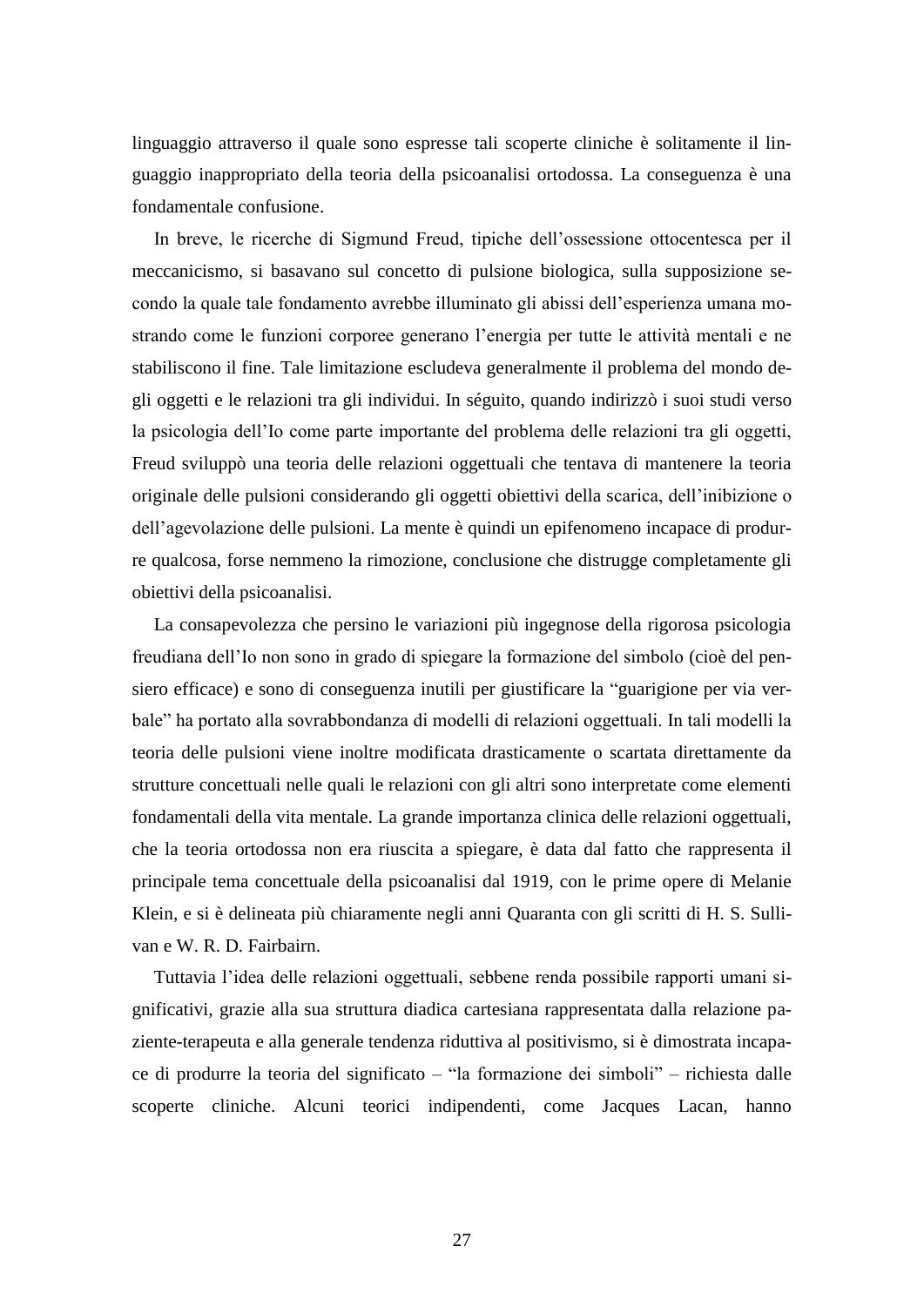linguaggio attraverso il quale sono espresse tali scoperte cliniche è solitamente il linguaggio inappropriato della teoria della psicoanalisi ortodossa. La conseguenza è una fondamentale confusione.

In breve, le ricerche di Sigmund Freud, tipiche dell'ossessione ottocentesca per il meccanicismo, si basavano sul concetto di pulsione biologica, sulla supposizione secondo la quale tale fondamento avrebbe illuminato gli abissi dell'esperienza umana mostrando come le funzioni corporee generano l'energia per tutte le attività mentali e ne stabiliscono il fine. Tale limitazione escludeva generalmente il problema del mondo degli oggetti e le relazioni tra gli individui. In séguito, quando indirizzò i suoi studi verso la psicologia dell'Io come parte importante del problema delle relazioni tra gli oggetti, Freud sviluppò una teoria delle relazioni oggettuali che tentava di mantenere la teoria originale delle pulsioni considerando gli oggetti obiettivi della scarica, dell'inibizione o dell'agevolazione delle pulsioni. La mente è quindi un epifenomeno incapace di produrre qualcosa, forse nemmeno la rimozione, conclusione che distrugge completamente gli obiettivi della psicoanalisi.

La consapevolezza che persino le variazioni più ingegnose della rigorosa psicologia freudiana dell'Io non sono in grado di spiegare la formazione del simbolo (cioè del pensiero efficace) e sono di conseguenza inutili per giustificare la "guarigione per via verbale" ha portato alla sovrabbondanza di modelli di relazioni oggettuali. In tali modelli la teoria delle pulsioni viene inoltre modificata drasticamente o scartata direttamente da strutture concettuali nelle quali le relazioni con gli altri sono interpretate come elementi fondamentali della vita mentale. La grande importanza clinica delle relazioni oggettuali, che la teoria ortodossa non era riuscita a spiegare, è data dal fatto che rappresenta il principale tema concettuale della psicoanalisi dal 1919, con le prime opere di Melanie Klein, e si è delineata più chiaramente negli anni Quaranta con gli scritti di H. S. Sullivan e W. R. D. Fairbairn.

Tuttavia l'idea delle relazioni oggettuali, sebbene renda possibile rapporti umani significativi, grazie alla sua struttura diadica cartesiana rappresentata dalla relazione paziente-terapeuta e alla generale tendenza riduttiva al positivismo, si è dimostrata incapace di produrre la teoria del significato – "la formazione dei simboli" – richiesta dalle scoperte cliniche. Alcuni teorici indipendenti, come Jacques Lacan, hanno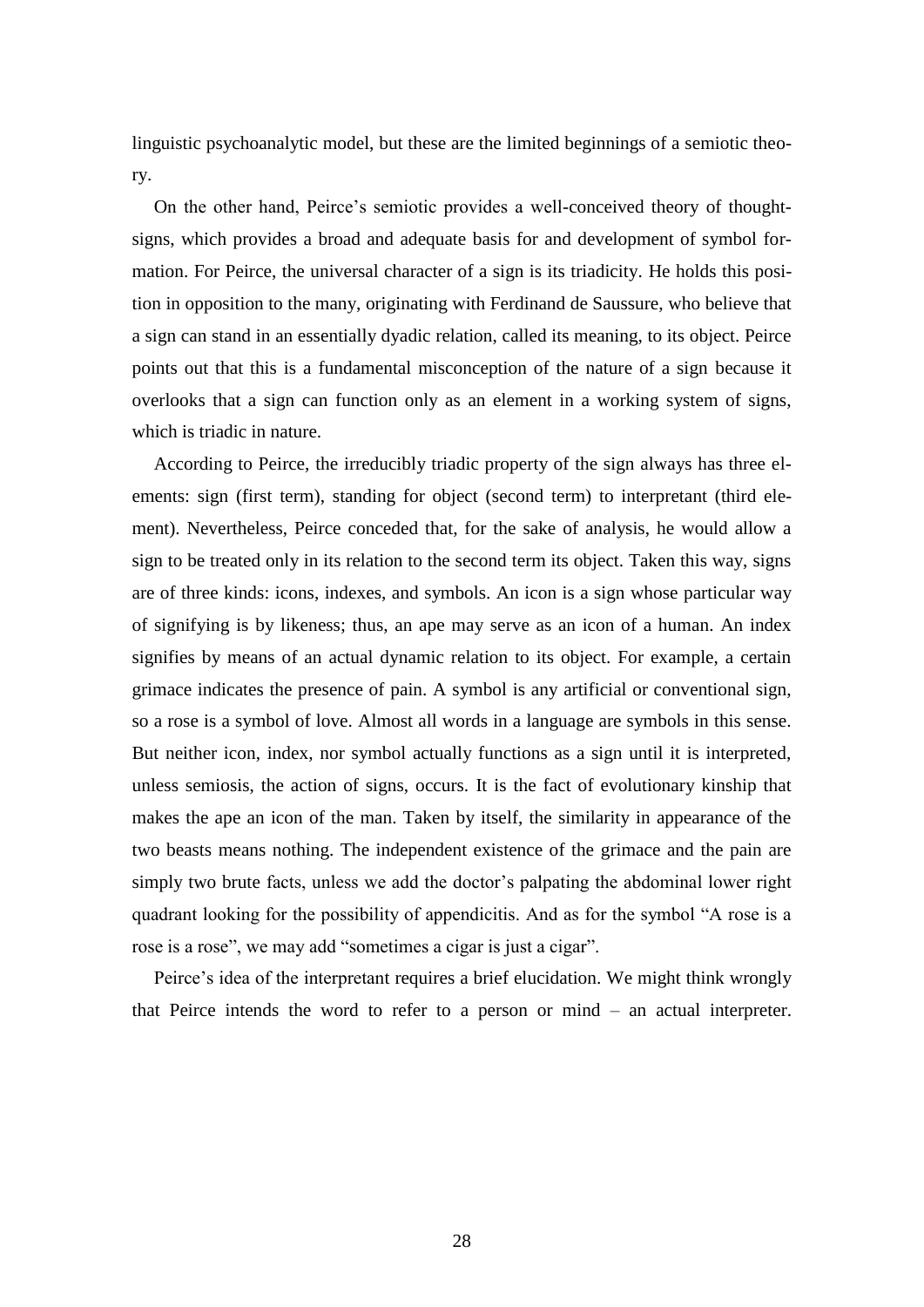linguistic psychoanalytic model, but these are the limited beginnings of a semiotic theory.

On the other hand, Peirce's semiotic provides a well-conceived theory of thought-signs, which provides a broad and adequate basis for and development of symbol formation. For Peirce, the universal character of a sign is its triadicity. He holds this position in opposition to the many, originating with Ferdinand de Saussure, who believe that a sign can stand in an essentially dyadic relation, called its meaning, to its object. Peirce points out that this is a fundamental misconception of the nature of a sign because it overlooks that a sign can function only as an element in a working system of signs, which is triadic in nature.

According to Peirce, the irreducibly triadic property of the sign always has three elements: sign (first term), standing for object (second term) to interpretant (third element). Nevertheless, Peirce conceded that, for the sake of analysis, he would allow a sign to be treated only in its relation to the second term its object. Taken this way, signs are of three kinds: icons, indexes, and symbols. An icon is a sign whose particular way of signifying is by likeness; thus, an ape may serve as an icon of a human. An index signifies by means of an actual dynamic relation to its object. For example, a certain grimace indicates the presence of pain. A symbol is any artificial or conventional sign, so a rose is a symbol of love. Almost all words in a language are symbols in this sense. But neither icon, index, nor symbol actually functions as a sign until it is interpreted, unless semiosis, the action of signs, occurs. It is the fact of evolutionary kinship that makes the ape an icon of the man. Taken by itself, the similarity in appearance of the two beasts means nothing. The independent existence of the grimace and the pain are simply two brute facts, unless we add the doctor's palpating the abdominal lower right quadrant looking for the possibility of appendicitis. And as for the symbol "A rose is a rose is a rose", we may add "sometimes a cigar is just a cigar".

Peirce's idea of the interpretant requires a brief elucidation. We might think wrongly that Peirce intends the word to refer to a person or mind – an actual interpreter.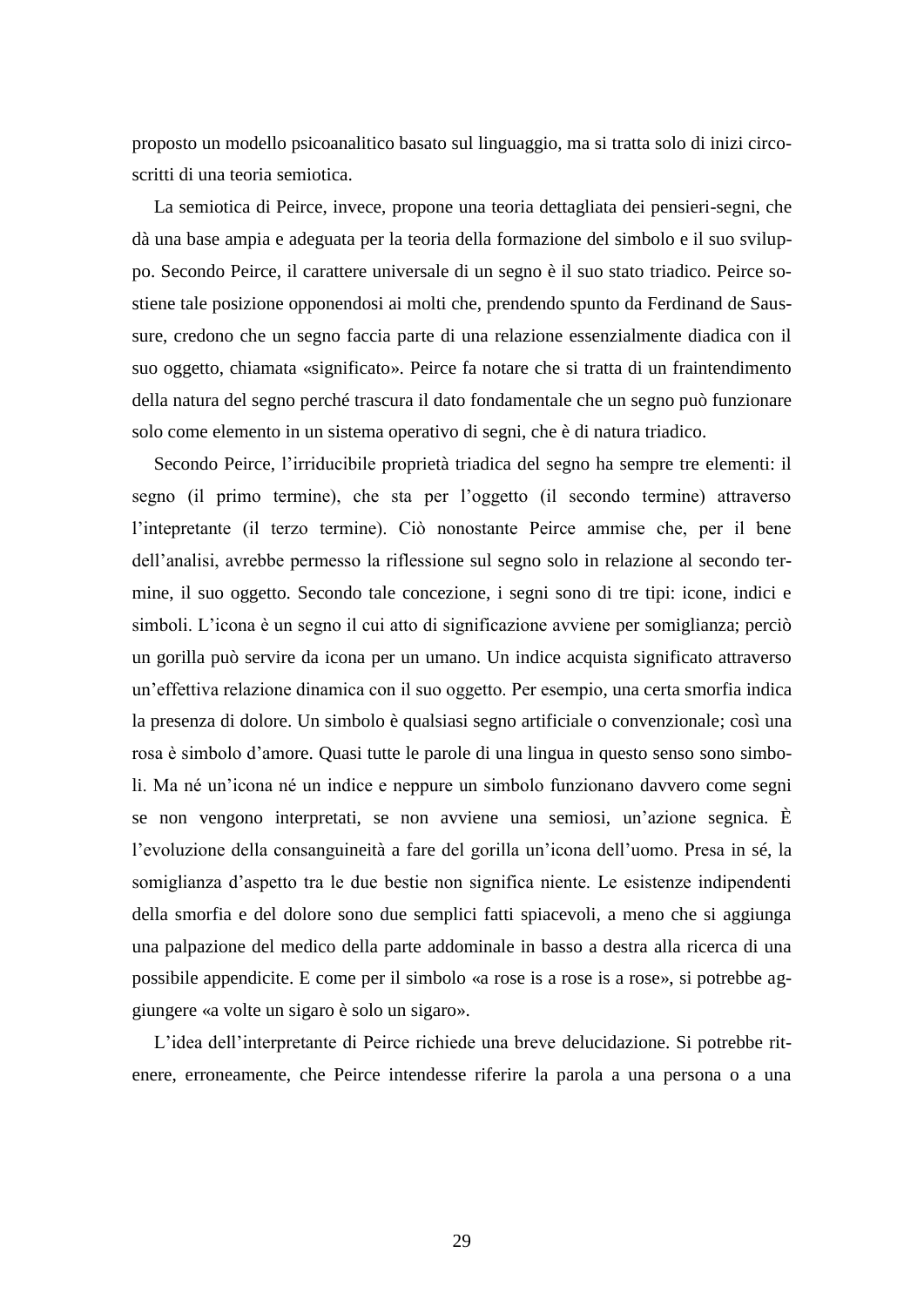proposto un modello psicoanalitico basato sul linguaggio, ma si tratta solo di inizi circoscritti di una teoria semiotica.

La semiotica di Peirce, invece, propone una teoria dettagliata dei pensieri-segni, che dà una base ampia e adeguata per la teoria della formazione del simbolo e il suo sviluppo. Secondo Peirce, il carattere universale di un segno è il suo stato triadico. Peirce sostiene tale posizione opponendosi ai molti che, prendendo spunto da Ferdinand de Saussure, credono che un segno faccia parte di una relazione essenzialmente diadica con il suo oggetto, chiamata «significato». Peirce fa notare che si tratta di un fraintendimento della natura del segno perché trascura il dato fondamentale che un segno può funzionare solo come elemento in un sistema operativo di segni, che è di natura triadico.

Secondo Peirce, l'irriducibile proprietà triadica del segno ha sempre tre elementi: il segno (il primo termine), che sta per l'oggetto (il secondo termine) attraverso l'intepretante (il terzo termine). Ciò nonostante Peirce ammise che, per il bene dell'analisi, avrebbe permesso la riflessione sul segno solo in relazione al secondo termine, il suo oggetto. Secondo tale concezione, i segni sono di tre tipi: icone, indici e simboli. L'icona è un segno il cui atto di significazione avviene per somiglianza; perciò un gorilla può servire da icona per un umano. Un indice acquista significato attraverso un'effettiva relazione dinamica con il suo oggetto. Per esempio, una certa smorfia indica la presenza di dolore. Un simbolo è qualsiasi segno artificiale o convenzionale; così una rosa è simbolo d'amore. Quasi tutte le parole di una lingua in questo senso sono simboli. Ma né un'icona né un indice e neppure un simbolo funzionano davvero come segni se non vengono interpretati, se non avviene una semiosi, un'azione segnica. È l'evoluzione della consanguineità a fare del gorilla un'icona dell'uomo. Presa in sé, la somiglianza d'aspetto tra le due bestie non significa niente. Le esistenze indipendenti della smorfia e del dolore sono due semplici fatti spiacevoli, a meno che si aggiunga una palpazione del medico della parte addominale in basso a destra alla ricerca di una possibile appendicite. E come per il simbolo «a rose is a rose is a rose», si potrebbe aggiungere «a volte un sigaro è solo un sigaro».

L'idea dell'interpretante di Peirce richiede una breve delucidazione. Si potrebbe ritenere, erroneamente, che Peirce intendesse riferire la parola a una persona o a una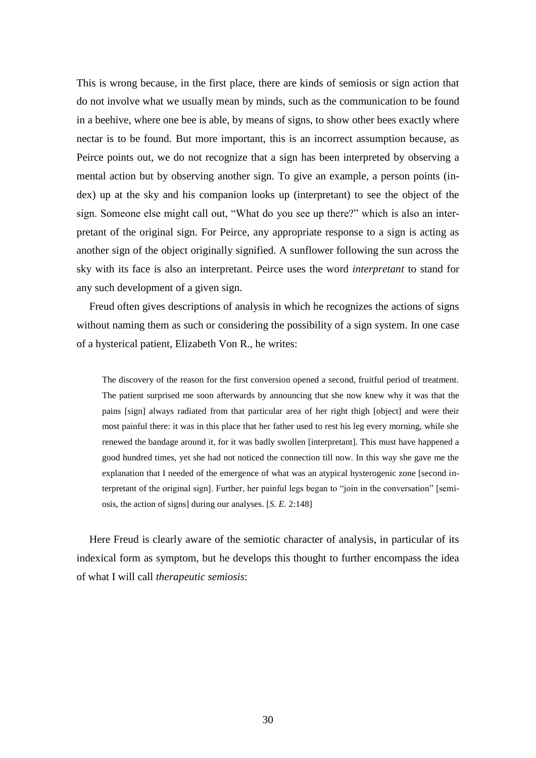This is wrong because, in the first place, there are kinds of semiosis or sign action that do not involve what we usually mean by minds, such as the communication to be found in a beehive, where one bee is able, by means of signs, to show other bees exactly where nectar is to be found. But more important, this is an incorrect assumption because, as Peirce points out, we do not recognize that a sign has been interpreted by observing a mental action but by observing another sign. To give an example, a person points (index) up at the sky and his companion looks up (interpretant) to see the object of the sign. Someone else might call out, "What do you see up there?" which is also an interpretant of the original sign. For Peirce, any appropriate response to a sign is acting as another sign of the object originally signified. A sunflower following the sun across the sky with its face is also an interpretant. Peirce uses the word *interpretant* to stand for any such development of a given sign.

Freud often gives descriptions of analysis in which he recognizes the actions of signs without naming them as such or considering the possibility of a sign system. In one case of a hysterical patient, Elizabeth Von R., he writes:

> The discovery of the reason for the first conversion opened a second, fruitful period of treatment. The patient surprised me soon afterwards by announcing that she now knew why it was that the pains [sign] always radiated from that particular area of her right thigh [object] and were their most painful there: it was in this place that her father used to rest his leg every morning, while she renewed the bandage around it, for it was badly swollen [interpretant]. This must have happened a good hundred times, yet she had not noticed the connection till now. In this way she gave me the explanation that I needed of the emergence of what was an atypical hysterogenic zone [second interpretant of the original sign]. Further, her painful legs began to "join in the conversation" [semiosis, the action of signs] during our analyses. [*S. E.* 2:148]

Here Freud is clearly aware of the semiotic character of analysis, in particular of its indexical form as symptom, but he develops this thought to further encompass the idea of what I will call *therapeutic semiosis*: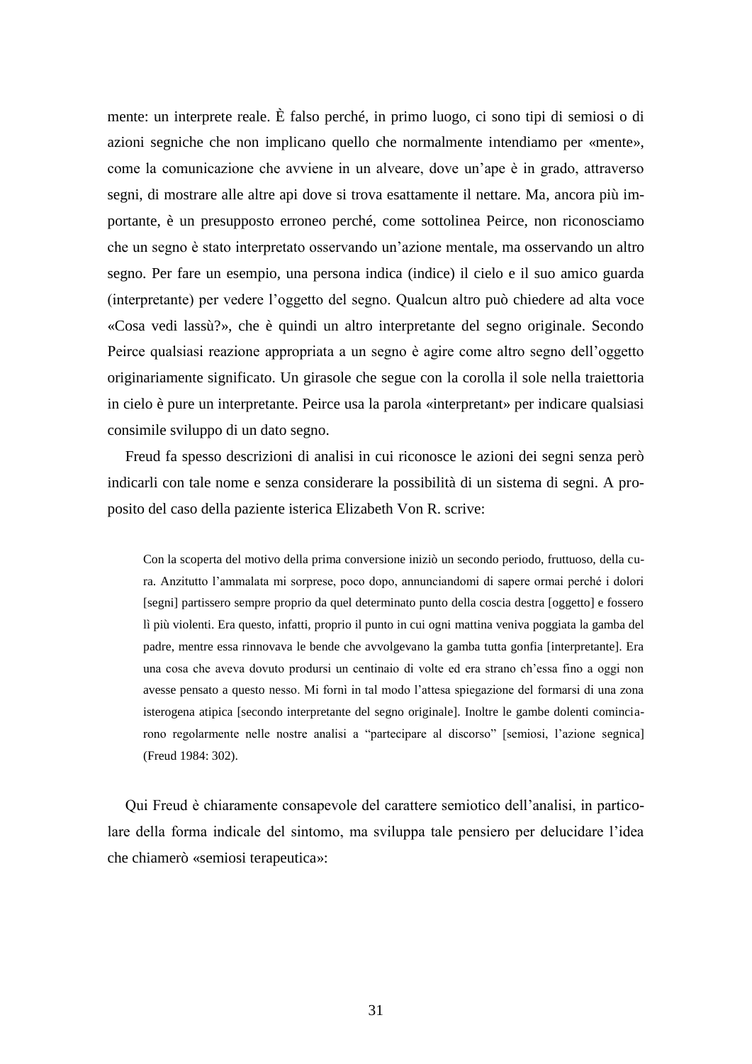mente: un interprete reale. È falso perché, in primo luogo, ci sono tipi di semiosi o di azioni segniche che non implicano quello che normalmente intendiamo per «mente», come la comunicazione che avviene in un alveare, dove un'ape è in grado, attraverso segni, di mostrare alle altre api dove si trova esattamente il nettare. Ma, ancora più importante, è un presupposto erroneo perché, come sottolinea Peirce, non riconosciamo che un segno è stato interpretato osservando un'azione mentale, ma osservando un altro segno. Per fare un esempio, una persona indica (indice) il cielo e il suo amico guarda (interpretante) per vedere l'oggetto del segno. Qualcun altro può chiedere ad alta voce «Cosa vedi lassù?», che è quindi un altro interpretante del segno originale. Secondo Peirce qualsiasi reazione appropriata a un segno è agire come altro segno dell'oggetto originariamente significato. Un girasole che segue con la corolla il sole nella traiettoria in cielo è pure un interpretante. Peirce usa la parola «interpretant» per indicare qualsiasi consimile sviluppo di un dato segno.

Freud fa spesso descrizioni di analisi in cui riconosce le azioni dei segni senza però indicarli con tale nome e senza considerare la possibilità di un sistema di segni. A proposito del caso della paziente isterica Elizabeth Von R. scrive:

> Con la scoperta del motivo della prima conversione iniziò un secondo periodo, fruttuoso, della cura. Anzitutto l'ammalata mi sorprese, poco dopo, annunciandomi di sapere ormai perché i dolori [segni] partissero sempre proprio da quel determinato punto della coscia destra [oggetto] e fossero lì più violenti. Era questo, infatti, proprio il punto in cui ogni mattina veniva poggiata la gamba del padre, mentre essa rinnovava le bende che avvolgevano la gamba tutta gonfia [interpretante]. Era una cosa che aveva dovuto prodursi un centinaio di volte ed era strano ch'essa fino a oggi non avesse pensato a questo nesso. Mi fornì in tal modo l'attesa spiegazione del formarsi di una zona isterogena atipica [secondo interpretante del segno originale]. Inoltre le gambe dolenti cominciarono regolarmente nelle nostre analisi a "partecipare al discorso" [semiosi, l'azione segnica] (Freud 1984: 302).

Qui Freud è chiaramente consapevole del carattere semiotico dell'analisi, in particolare della forma indicale del sintomo, ma sviluppa tale pensiero per delucidare l'idea che chiamerò «semiosi terapeutica»: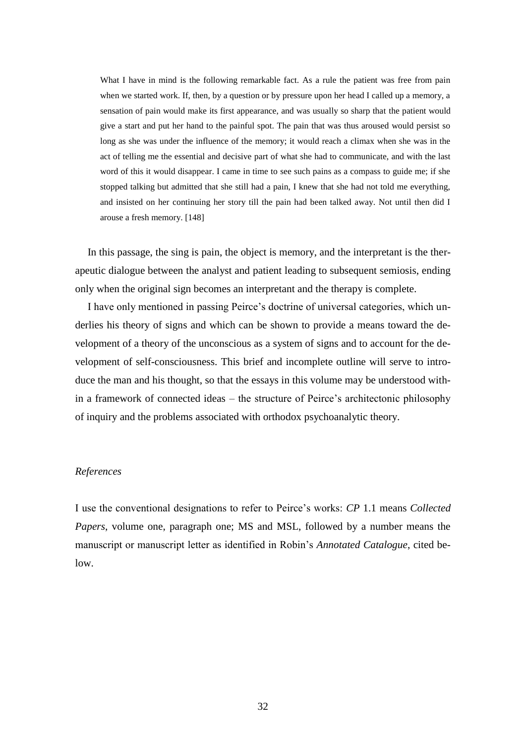> What I have in mind is the following remarkable fact. As a rule the patient was free from pain when we started work. If, then, by a question or by pressure upon her head I called up a memory, a sensation of pain would make its first appearance, and was usually so sharp that the patient would give a start and put her hand to the painful spot. The pain that was thus aroused would persist so long as she was under the influence of the memory; it would reach a climax when she was in the act of telling me the essential and decisive part of what she had to communicate, and with the last word of this it would disappear. I came in time to see such pains as a compass to guide me; if she stopped talking but admitted that she still had a pain, I knew that she had not told me everything, and insisted on her continuing her story till the pain had been talked away. Not until then did I arouse a fresh memory. [148]

In this passage, the sing is pain, the object is memory, and the interpretant is the therapeutic dialogue between the analyst and patient leading to subsequent semiosis, ending only when the original sign becomes an interpretant and the therapy is complete.

I have only mentioned in passing Peirce's doctrine of universal categories, which underlies his theory of signs and which can be shown to provide a means toward the development of a theory of the unconscious as a system of signs and to account for the development of self-consciousness. This brief and incomplete outline will serve to introduce the man and his thought, so that the essays in this volume may be understood within a framework of connected ideas – the structure of Peirce's architectonic philosophy of inquiry and the problems associated with orthodox psychoanalytic theory.

*References*

I use the conventional designations to refer to Peirce's works: *CP* 1.1 means *Collected Papers*, volume one, paragraph one; MS and MSL, followed by a number means the manuscript or manuscript letter as identified in Robin's *Annotated Catalogue*, cited below.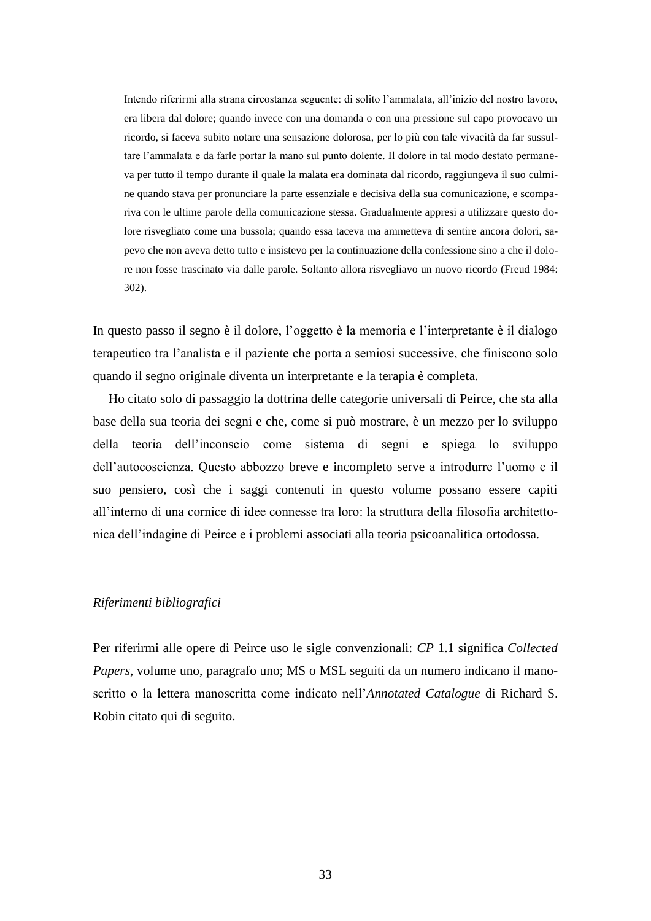> Intendo riferirmi alla strana circostanza seguente: di solito l'ammalata, all'inizio del nostro lavoro, era libera dal dolore; quando invece con una domanda o con una pressione sul capo provocavo un ricordo, si faceva subito notare una sensazione dolorosa, per lo più con tale vivacità da far sussultare l'ammalata e da farle portar la mano sul punto dolente. Il dolore in tal modo destato permaneva per tutto il tempo durante il quale la malata era dominata dal ricordo, raggiungeva il suo culmine quando stava per pronunciare la parte essenziale e decisiva della sua comunicazione, e scompariva con le ultime parole della comunicazione stessa. Gradualmente appresi a utilizzare questo dolore risvegliato come una bussola; quando essa taceva ma ammetteva di sentire ancora dolori, sapevo che non aveva detto tutto e insistevo per la continuazione della confessione sino a che il dolore non fosse trascinato via dalle parole. Soltanto allora risvegliavo un nuovo ricordo (Freud 1984: 302).

In questo passo il segno è il dolore, l'oggetto è la memoria e l'interpretante è il dialogo terapeutico tra l'analista e il paziente che porta a semiosi successive, che finiscono solo quando il segno originale diventa un interpretante e la terapia è completa.

Ho citato solo di passaggio la dottrina delle categorie universali di Peirce, che sta alla base della sua teoria dei segni e che, come si può mostrare, è un mezzo per lo sviluppo della teoria dell'inconscio come sistema di segni e spiega lo sviluppo dell'autocoscienza. Questo abbozzo breve e incompleto serve a introdurre l'uomo e il suo pensiero, così che i saggi contenuti in questo volume possano essere capiti all'interno di una cornice di idee connesse tra loro: la struttura della filosofia architettonica dell'indagine di Peirce e i problemi associati alla teoria psicoanalitica ortodossa.

*Riferimenti bibliografici*

Per riferirmi alle opere di Peirce uso le sigle convenzionali: *CP* 1.1 significa *Collected Papers*, volume uno, paragrafo uno; MS o MSL seguiti da un numero indicano il manoscritto o la lettera manoscritta come indicato nell'*Annotated Catalogue* di Richard S. Robin citato qui di seguito.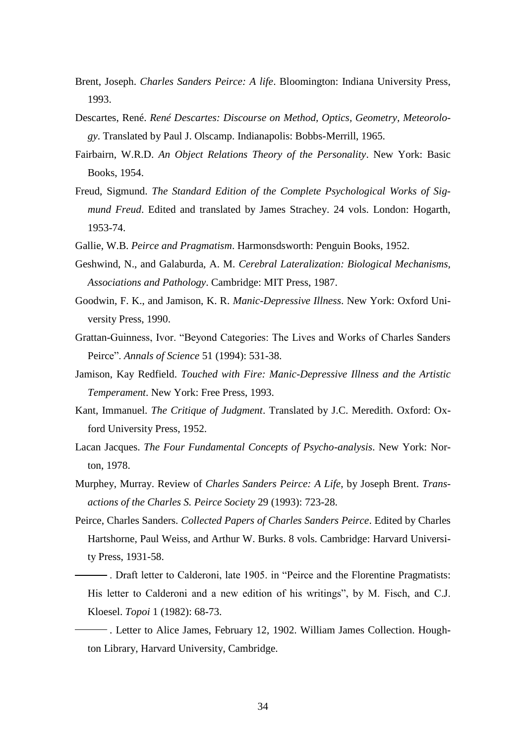Brent, Joseph. *Charles Sanders Peirce: A life*. Bloomington: Indiana University Press, 1993.

Descartes, René. *René Descartes: Discourse on Method, Optics, Geometry, Meteorology*. Translated by Paul J. Olscamp. Indianapolis: Bobbs-Merrill, 1965.

Fairbairn, W.R.D. *An Object Relations Theory of the Personality*. New York: Basic Books, 1954.

Freud, Sigmund. *The Standard Edition of the Complete Psychological Works of Sigmund Freud*. Edited and translated by James Strachey. 24 vols. London: Hogarth, 1953-74.

Gallie, W.B. *Peirce and Pragmatism*. Harmonsdsworth: Penguin Books, 1952.

Geshwind, N., and Galaburda, A. M. *Cerebral Lateralization: Biological Mechanisms, Associations and Pathology*. Cambridge: MIT Press, 1987.

Goodwin, F. K., and Jamison, K. R. *Manic-Depressive Illness*. New York: Oxford University Press, 1990.

Grattan-Guinness, Ivor. "Beyond Categories: The Lives and Works of Charles Sanders Peirce". *Annals of Science* 51 (1994): 531-38.

Jamison, Kay Redfield. *Touched with Fire: Manic-Depressive Illness and the Artistic Temperament*. New York: Free Press, 1993.

Kant, Immanuel. *The Critique of Judgment*. Translated by J.C. Meredith. Oxford: Oxford University Press, 1952.

Lacan Jacques. *The Four Fundamental Concepts of Psycho-analysis*. New York: Norton, 1978.

Murphey, Murray. Review of *Charles Sanders Peirce: A Life*, by Joseph Brent. *Transactions of the Charles S. Peirce Society* 29 (1993): 723-28.

Peirce, Charles Sanders. *Collected Papers of Charles Sanders Peirce*. Edited by Charles Hartshorne, Paul Weiss, and Arthur W. Burks. 8 vols. Cambridge: Harvard University Press, 1931-58.

———. Draft letter to Calderoni, late 1905. in "Peirce and the Florentine Pragmatists: His letter to Calderoni and a new edition of his writings", by M. Fisch, and C.J. Kloesel. *Topoi* 1 (1982): 68-73.

———. Letter to Alice James, February 12, 1902. William James Collection. Houghton Library, Harvard University, Cambridge.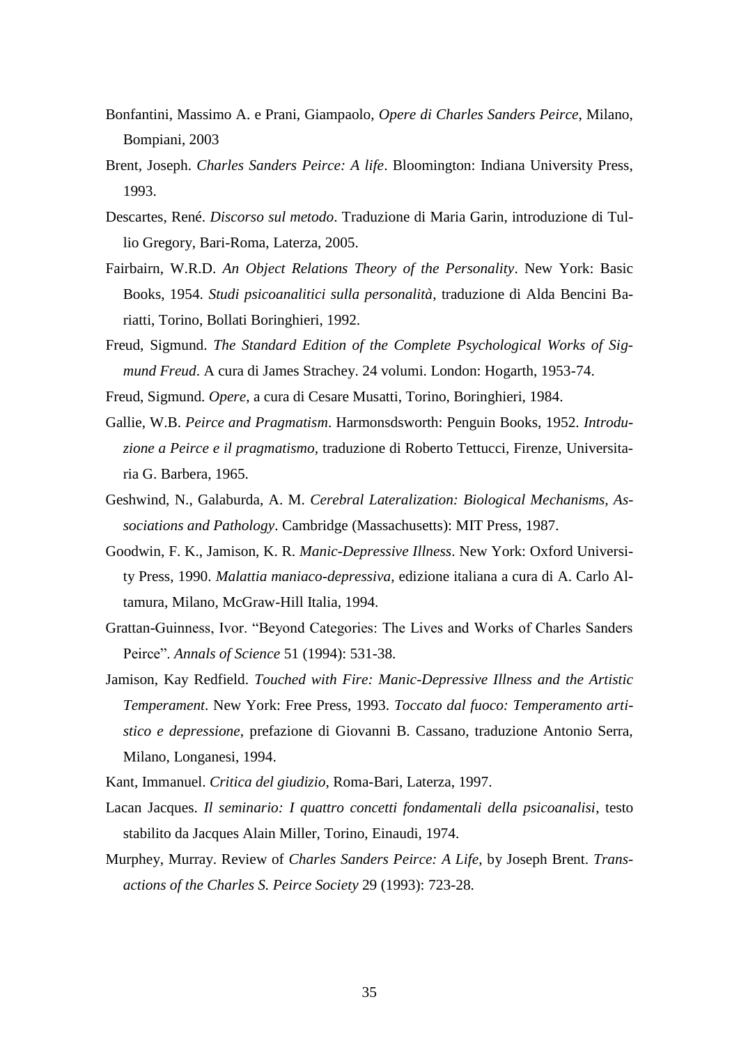Bonfantini, Massimo A. e Prani, Giampaolo, *Opere di Charles Sanders Peirce*, Milano, Bompiani, 2003

Brent, Joseph. *Charles Sanders Peirce: A life*. Bloomington: Indiana University Press, 1993.

Descartes, René. *Discorso sul metodo*. Traduzione di Maria Garin, introduzione di Tullio Gregory, Bari-Roma, Laterza, 2005.

Fairbairn, W.R.D. *An Object Relations Theory of the Personality*. New York: Basic Books, 1954. *Studi psicoanalitici sulla personalità*, traduzione di Alda Bencini Bariatti, Torino, Bollati Boringhieri, 1992.

Freud, Sigmund. *The Standard Edition of the Complete Psychological Works of Sigmund Freud*. A cura di James Strachey. 24 volumi. London: Hogarth, 1953-74.

Freud, Sigmund. *Opere*, a cura di Cesare Musatti, Torino, Boringhieri, 1984.

Gallie, W.B. *Peirce and Pragmatism*. Harmonsdsworth: Penguin Books, 1952. *Introduzione a Peirce e il pragmatismo,* traduzione di Roberto Tettucci, Firenze, Universitaria G. Barbera, 1965.

Geshwind, N., Galaburda, A. M. *Cerebral Lateralization: Biological Mechanisms, Associations and Pathology*. Cambridge (Massachusetts): MIT Press, 1987.

Goodwin, F. K., Jamison, K. R. *Manic-Depressive Illness*. New York: Oxford University Press, 1990. *Malattia maniaco-depressiva*, edizione italiana a cura di A. Carlo Altamura, Milano, McGraw-Hill Italia, 1994.

Grattan-Guinness, Ivor. "Beyond Categories: The Lives and Works of Charles Sanders Peirce". *Annals of Science* 51 (1994): 531-38.

Jamison, Kay Redfield. *Touched with Fire: Manic-Depressive Illness and the Artistic Temperament*. New York: Free Press, 1993. *Toccato dal fuoco: Temperamento artistico e depressione*, prefazione di Giovanni B. Cassano, traduzione Antonio Serra, Milano, Longanesi, 1994.

Kant, Immanuel. *Critica del giudizio*, Roma-Bari, Laterza, 1997.

Lacan Jacques. *Il seminario: I quattro concetti fondamentali della psicoanalisi*, testo stabilito da Jacques Alain Miller, Torino, Einaudi, 1974.

Murphey, Murray. Review of *Charles Sanders Peirce: A Life*, by Joseph Brent. *Transactions of the Charles S. Peirce Society* 29 (1993): 723-28.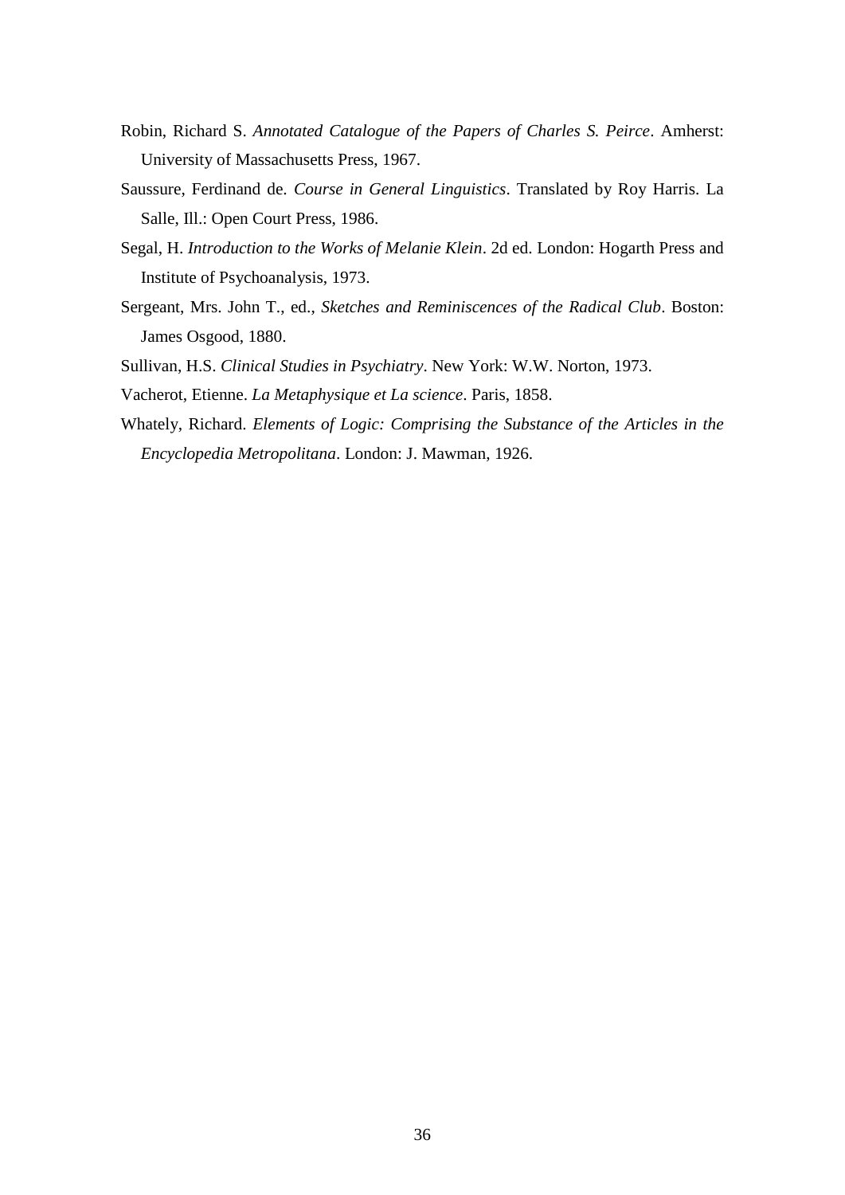Robin, Richard S. *Annotated Catalogue of the Papers of Charles S. Peirce*. Amherst: University of Massachusetts Press, 1967.

Saussure, Ferdinand de. *Course in General Linguistics*. Translated by Roy Harris. La Salle, Ill.: Open Court Press, 1986.

Segal, H. *Introduction to the Works of Melanie Klein*. 2d ed. London: Hogarth Press and Institute of Psychoanalysis, 1973.

Sergeant, Mrs. John T., ed., *Sketches and Reminiscences of the Radical Club*. Boston: James Osgood, 1880.

Sullivan, H.S. *Clinical Studies in Psychiatry*. New York: W.W. Norton, 1973.

Vacherot, Etienne. *La Metaphysique et La science*. Paris, 1858.

Whately, Richard. *Elements of Logic: Comprising the Substance of the Articles in the Encyclopedia Metropolitana*. London: J. Mawman, 1926.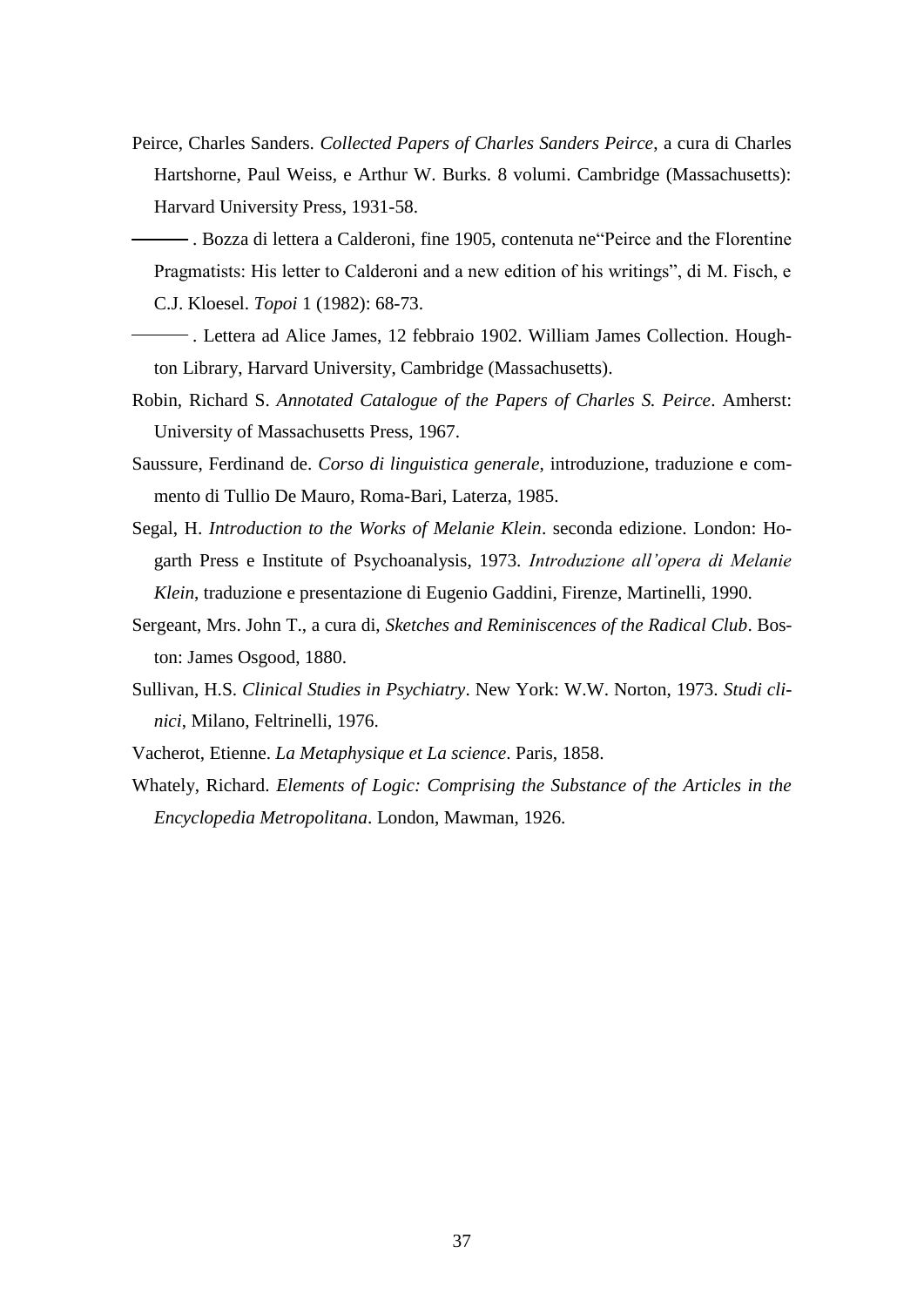Peirce, Charles Sanders. *Collected Papers of Charles Sanders Peirce*, a cura di Charles Hartshorne, Paul Weiss, e Arthur W. Burks. 8 volumi. Cambridge (Massachusetts): Harvard University Press, 1931-58.

———. Bozza di lettera a Calderoni, fine 1905, contenuta ne"Peirce and the Florentine Pragmatists: His letter to Calderoni and a new edition of his writings", di M. Fisch, e C.J. Kloesel. *Topoi* 1 (1982): 68-73.

———. Lettera ad Alice James, 12 febbraio 1902. William James Collection. Houghton Library, Harvard University, Cambridge (Massachusetts).

Robin, Richard S. *Annotated Catalogue of the Papers of Charles S. Peirce*. Amherst: University of Massachusetts Press, 1967.

Saussure, Ferdinand de. *Corso di linguistica generale*, introduzione, traduzione e commento di Tullio De Mauro, Roma-Bari, Laterza, 1985.

Segal, H. *Introduction to the Works of Melanie Klein*. seconda edizione. London: Hogarth Press e Institute of Psychoanalysis, 1973. *Introduzione all'opera di Melanie Klein*, traduzione e presentazione di Eugenio Gaddini, Firenze, Martinelli, 1990.

Sergeant, Mrs. John T., a cura di, *Sketches and Reminiscences of the Radical Club*. Boston: James Osgood, 1880.

Sullivan, H.S. *Clinical Studies in Psychiatry*. New York: W.W. Norton, 1973. *Studi clinici*, Milano, Feltrinelli, 1976.

Vacherot, Etienne. *La Metaphysique et La science*. Paris, 1858.

Whately, Richard. *Elements of Logic: Comprising the Substance of the Articles in the Encyclopedia Metropolitana*. London, Mawman, 1926.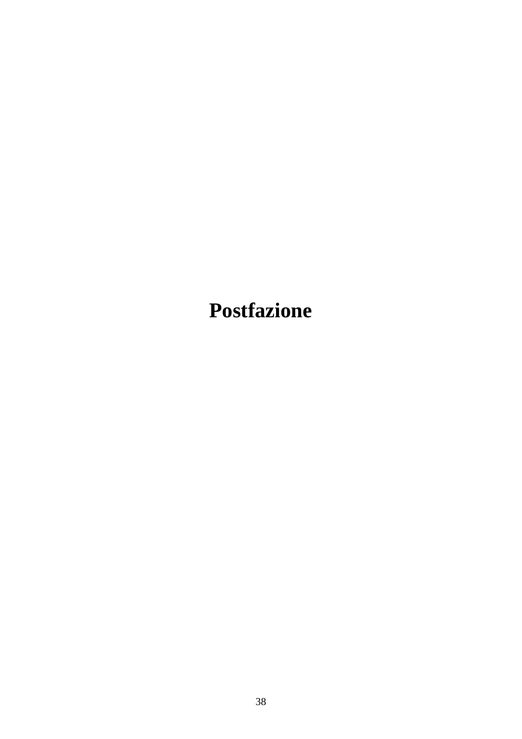# Postfazione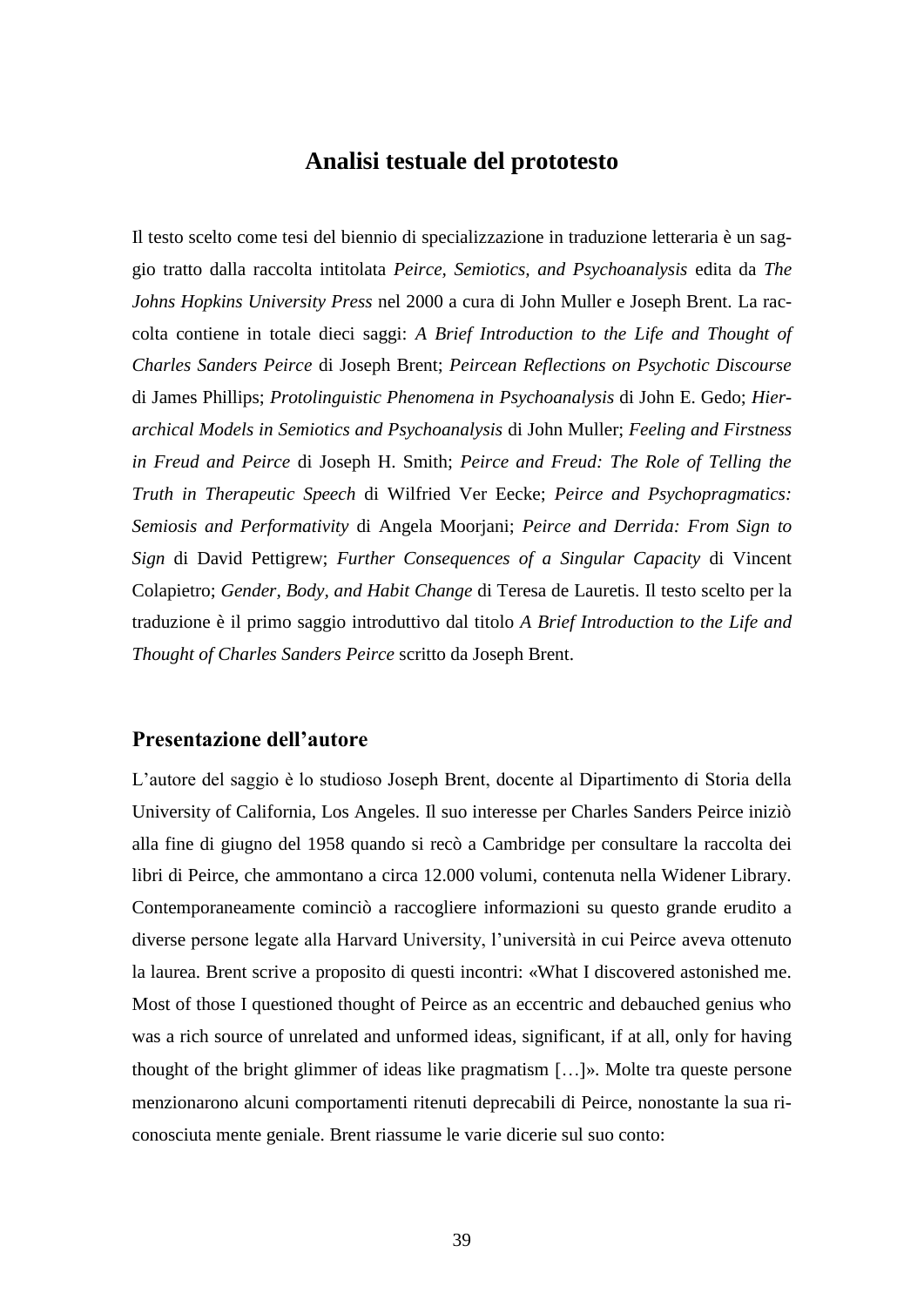# Analisi testuale del prototesto

Il testo scelto come tesi del biennio di specializzazione in traduzione letteraria è un saggio tratto dalla raccolta intitolata *Peirce, Semiotics, and Psychoanalysis* edita da *The Johns Hopkins University Press* nel 2000 a cura di John Muller e Joseph Brent. La raccolta contiene in totale dieci saggi: *A Brief Introduction to the Life and Thought of Charles Sanders Peirce* di Joseph Brent; *Peircean Reflections on Psychotic Discourse* di James Phillips; *Protolinguistic Phenomena in Psychoanalysis* di John E. Gedo; *Hierarchical Models in Semiotics and Psychoanalysis* di John Muller; *Feeling and Firstness in Freud and Peirce* di Joseph H. Smith; *Peirce and Freud: The Role of Telling the Truth in Therapeutic Speech* di Wilfried Ver Eecke; *Peirce and Psychopragmatics: Semiosis and Performativity* di Angela Moorjani; *Peirce and Derrida: From Sign to Sign* di David Pettigrew; *Further Consequences of a Singular Capacity* di Vincent Colapietro; *Gender, Body, and Habit Change* di Teresa de Lauretis. Il testo scelto per la traduzione è il primo saggio introduttivo dal titolo *A Brief Introduction to the Life and Thought of Charles Sanders Peirce* scritto da Joseph Brent.

## Presentazione dell'autore

L'autore del saggio è lo studioso Joseph Brent, docente al Dipartimento di Storia della University of California, Los Angeles. Il suo interesse per Charles Sanders Peirce iniziò alla fine di giugno del 1958 quando si recò a Cambridge per consultare la raccolta dei libri di Peirce, che ammontano a circa 12.000 volumi, contenuta nella Widener Library. Contemporaneamente cominciò a raccogliere informazioni su questo grande erudito a diverse persone legate alla Harvard University, l'università in cui Peirce aveva ottenuto la laurea. Brent scrive a proposito di questi incontri: «What I discovered astonished me. Most of those I questioned thought of Peirce as an eccentric and debauched genius who was a rich source of unrelated and unformed ideas, significant, if at all, only for having thought of the bright glimmer of ideas like pragmatism […]». Molte tra queste persone menzionarono alcuni comportamenti ritenuti deprecabili di Peirce, nonostante la sua riconosciuta mente geniale. Brent riassume le varie dicerie sul suo conto: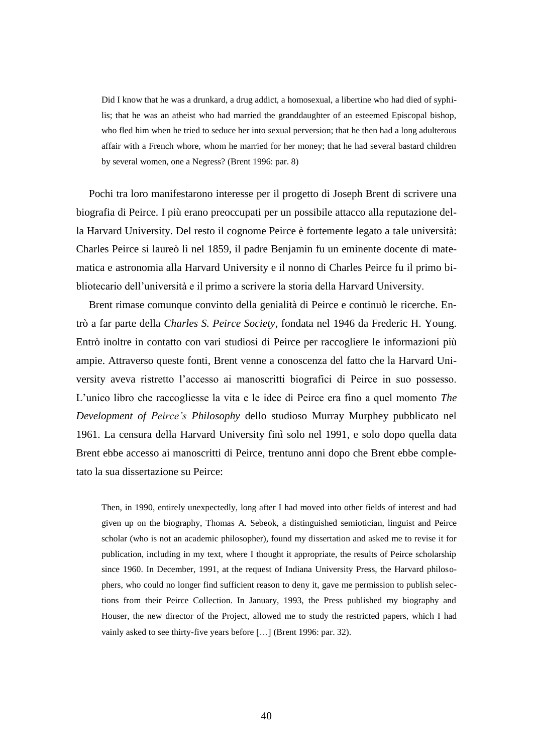> Did I know that he was a drunkard, a drug addict, a homosexual, a libertine who had died of syphilis; that he was an atheist who had married the granddaughter of an esteemed Episcopal bishop, who fled him when he tried to seduce her into sexual perversion; that he then had a long adulterous affair with a French whore, whom he married for her money; that he had several bastard children by several women, one a Negress? (Brent 1996: par. 8)

Pochi tra loro manifestarono interesse per il progetto di Joseph Brent di scrivere una biografia di Peirce. I più erano preoccupati per un possibile attacco alla reputazione della Harvard University. Del resto il cognome Peirce è fortemente legato a tale università: Charles Peirce si laureò lì nel 1859, il padre Benjamin fu un eminente docente di matematica e astronomia alla Harvard University e il nonno di Charles Peirce fu il primo bibliotecario dell'università e il primo a scrivere la storia della Harvard University.

Brent rimase comunque convinto della genialità di Peirce e continuò le ricerche. Entrò a far parte della *Charles S. Peirce Society*, fondata nel 1946 da Frederic H. Young. Entrò inoltre in contatto con vari studiosi di Peirce per raccogliere le informazioni più ampie. Attraverso queste fonti, Brent venne a conoscenza del fatto che la Harvard University aveva ristretto l'accesso ai manoscritti biografici di Peirce in suo possesso. L'unico libro che raccogliesse la vita e le idee di Peirce era fino a quel momento *The Development of Peirce's Philosophy* dello studioso Murray Murphey pubblicato nel 1961. La censura della Harvard University finì solo nel 1991, e solo dopo quella data Brent ebbe accesso ai manoscritti di Peirce, trentuno anni dopo che Brent ebbe completato la sua dissertazione su Peirce:

> Then, in 1990, entirely unexpectedly, long after I had moved into other fields of interest and had given up on the biography, Thomas A. Sebeok, a distinguished semiotician, linguist and Peirce scholar (who is not an academic philosopher), found my dissertation and asked me to revise it for publication, including in my text, where I thought it appropriate, the results of Peirce scholarship since 1960. In December, 1991, at the request of Indiana University Press, the Harvard philosophers, who could no longer find sufficient reason to deny it, gave me permission to publish selections from their Peirce Collection. In January, 1993, the Press published my biography and Houser, the new director of the Project, allowed me to study the restricted papers, which I had vainly asked to see thirty-five years before […] (Brent 1996: par. 32).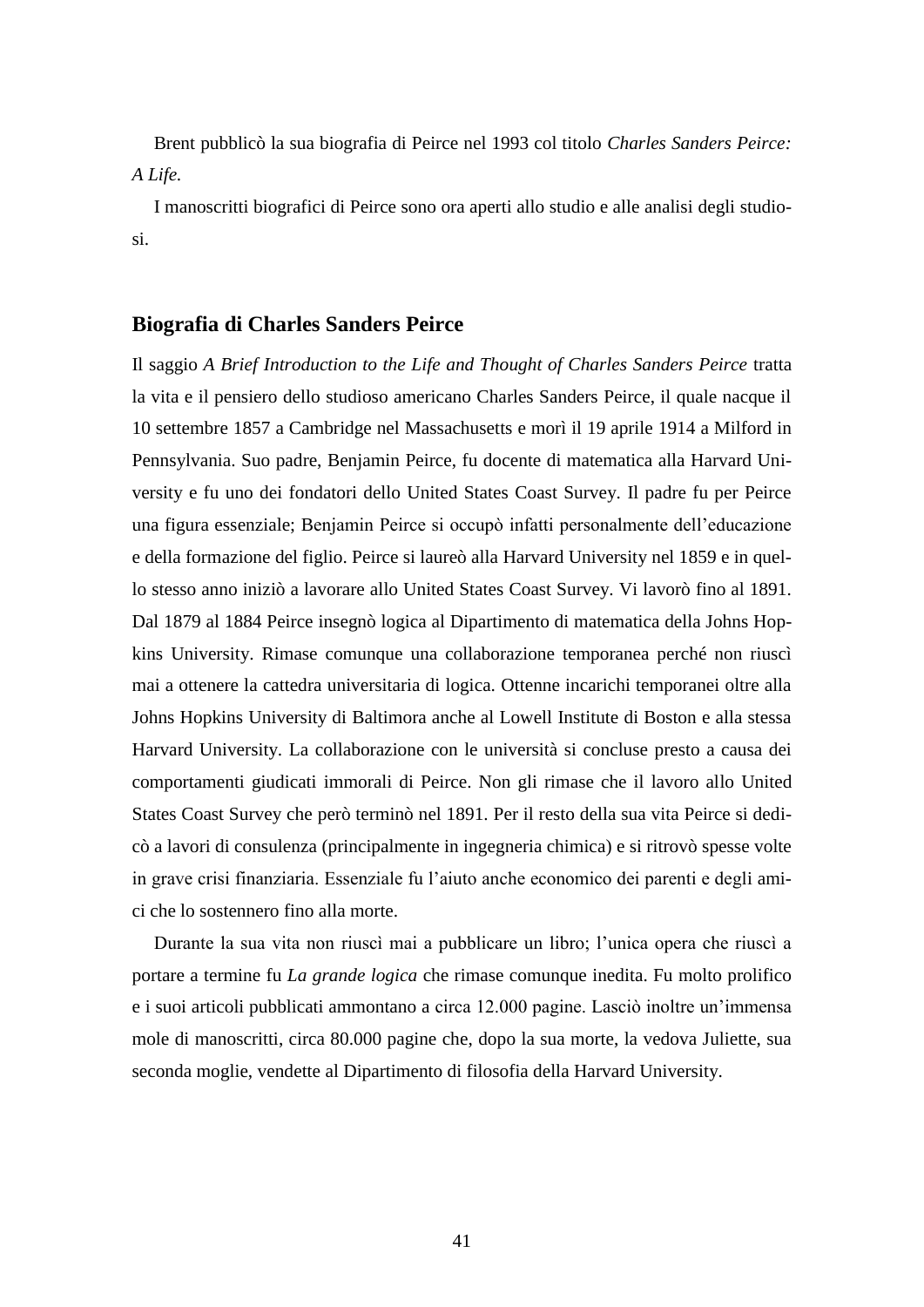Brent pubblicò la sua biografia di Peirce nel 1993 col titolo *Charles Sanders Peirce: A Life.*

I manoscritti biografici di Peirce sono ora aperti allo studio e alle analisi degli studiosi.

### Biografia di Charles Sanders Peirce

Il saggio *A Brief Introduction to the Life and Thought of Charles Sanders Peirce* tratta la vita e il pensiero dello studioso americano Charles Sanders Peirce, il quale nacque il 10 settembre 1857 a Cambridge nel Massachusetts e morì il 19 aprile 1914 a Milford in Pennsylvania. Suo padre, Benjamin Peirce, fu docente di matematica alla Harvard University e fu uno dei fondatori dello United States Coast Survey. Il padre fu per Peirce una figura essenziale; Benjamin Peirce si occupò infatti personalmente dell'educazione e della formazione del figlio. Peirce si laureò alla Harvard University nel 1859 e in quello stesso anno iniziò a lavorare allo United States Coast Survey. Vi lavorò fino al 1891. Dal 1879 al 1884 Peirce insegnò logica al Dipartimento di matematica della Johns Hopkins University. Rimase comunque una collaborazione temporanea perché non riuscì mai a ottenere la cattedra universitaria di logica. Ottenne incarichi temporanei oltre alla Johns Hopkins University di Baltimora anche al Lowell Institute di Boston e alla stessa Harvard University. La collaborazione con le università si concluse presto a causa dei comportamenti giudicati immorali di Peirce. Non gli rimase che il lavoro allo United States Coast Survey che però terminò nel 1891. Per il resto della sua vita Peirce si dedicò a lavori di consulenza (principalmente in ingegneria chimica) e si ritrovò spesse volte in grave crisi finanziaria. Essenziale fu l'aiuto anche economico dei parenti e degli amici che lo sostennero fino alla morte.

Durante la sua vita non riuscì mai a pubblicare un libro; l'unica opera che riuscì a portare a termine fu *La grande logica* che rimase comunque inedita. Fu molto prolifico e i suoi articoli pubblicati ammontano a circa 12.000 pagine. Lasciò inoltre un'immensa mole di manoscritti, circa 80.000 pagine che, dopo la sua morte, la vedova Juliette, sua seconda moglie, vendette al Dipartimento di filosofia della Harvard University.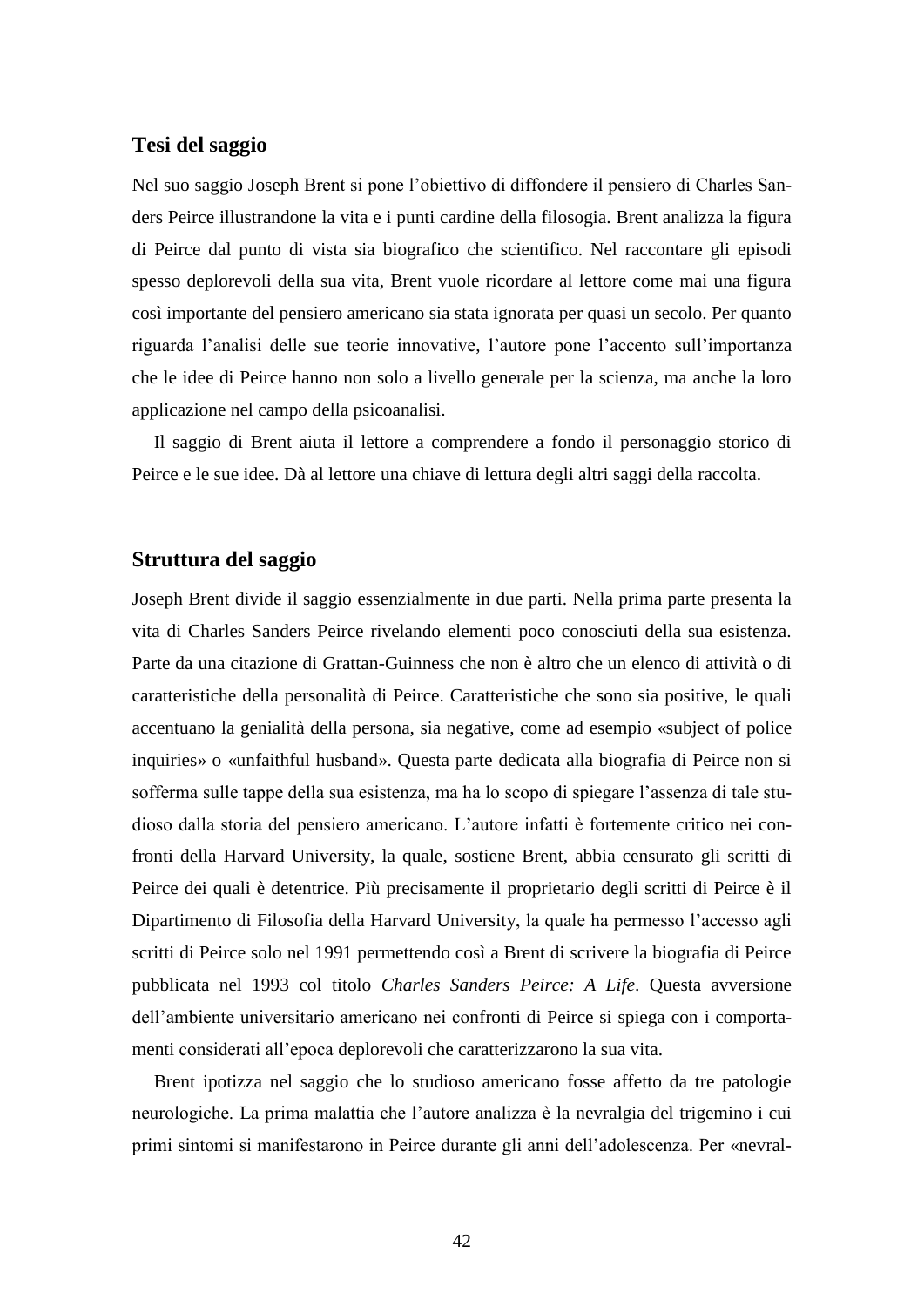## Tesi del saggio

Nel suo saggio Joseph Brent si pone l'obiettivo di diffondere il pensiero di Charles Sanders Peirce illustrandone la vita e i punti cardine della filosogia. Brent analizza la figura di Peirce dal punto di vista sia biografico che scientifico. Nel raccontare gli episodi spesso deplorevoli della sua vita, Brent vuole ricordare al lettore come mai una figura così importante del pensiero americano sia stata ignorata per quasi un secolo. Per quanto riguarda l'analisi delle sue teorie innovative, l'autore pone l'accento sull'importanza che le idee di Peirce hanno non solo a livello generale per la scienza, ma anche la loro applicazione nel campo della psicoanalisi.

Il saggio di Brent aiuta il lettore a comprendere a fondo il personaggio storico di Peirce e le sue idee. Dà al lettore una chiave di lettura degli altri saggi della raccolta.

## Struttura del saggio

Joseph Brent divide il saggio essenzialmente in due parti. Nella prima parte presenta la vita di Charles Sanders Peirce rivelando elementi poco conosciuti della sua esistenza. Parte da una citazione di Grattan-Guinness che non è altro che un elenco di attività o di caratteristiche della personalità di Peirce. Caratteristiche che sono sia positive, le quali accentuano la genialità della persona, sia negative, come ad esempio «subject of police inquiries» o «unfaithful husband». Questa parte dedicata alla biografia di Peirce non si sofferma sulle tappe della sua esistenza, ma ha lo scopo di spiegare l'assenza di tale studioso dalla storia del pensiero americano. L'autore infatti è fortemente critico nei confronti della Harvard University, la quale, sostiene Brent, abbia censurato gli scritti di Peirce dei quali è detentrice. Più precisamente il proprietario degli scritti di Peirce è il Dipartimento di Filosofia della Harvard University, la quale ha permesso l'accesso agli scritti di Peirce solo nel 1991 permettendo così a Brent di scrivere la biografia di Peirce pubblicata nel 1993 col titolo *Charles Sanders Peirce: A Life*. Questa avversione dell'ambiente universitario americano nei confronti di Peirce si spiega con i comportamenti considerati all'epoca deplorevoli che caratterizzarono la sua vita.

Brent ipotizza nel saggio che lo studioso americano fosse affetto da tre patologie neurologiche. La prima malattia che l'autore analizza è la nevralgia del trigemino i cui primi sintomi si manifestarono in Peirce durante gli anni dell'adolescenza. Per «nevral-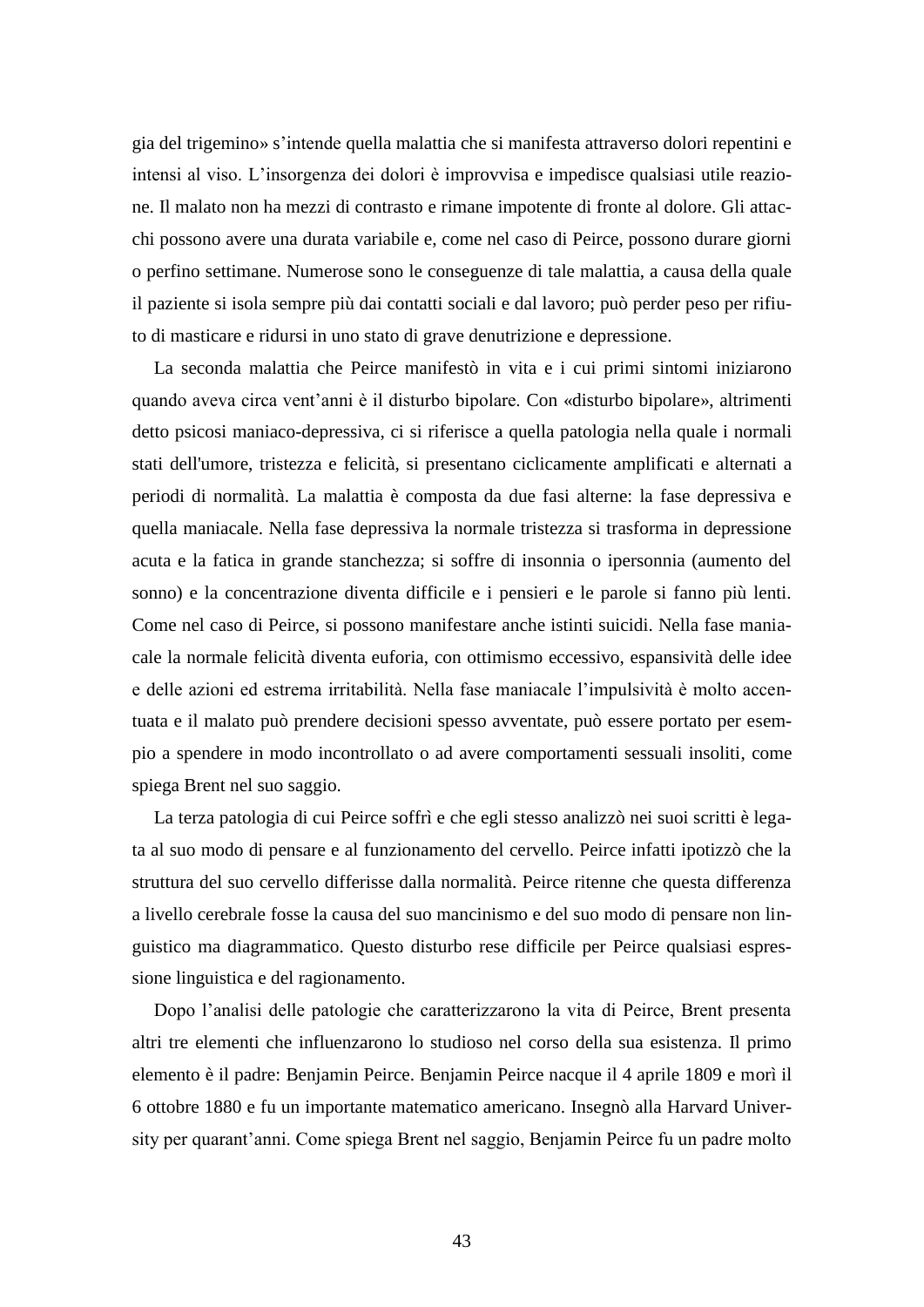gia del trigemino» s'intende quella malattia che si manifesta attraverso dolori repentini e intensi al viso. L'insorgenza dei dolori è improvvisa e impedisce qualsiasi utile reazione. Il malato non ha mezzi di contrasto e rimane impotente di fronte al dolore. Gli attacchi possono avere una durata variabile e, come nel caso di Peirce, possono durare giorni o perfino settimane. Numerose sono le conseguenze di tale malattia, a causa della quale il paziente si isola sempre più dai contatti sociali e dal lavoro; può perder peso per rifiuto di masticare e ridursi in uno stato di grave denutrizione e depressione.

La seconda malattia che Peirce manifestò in vita e i cui primi sintomi iniziarono quando aveva circa vent'anni è il disturbo bipolare. Con «disturbo bipolare», altrimenti detto psicosi maniaco-depressiva, ci si riferisce a quella patologia nella quale i normali stati dell'umore, tristezza e felicità, si presentano ciclicamente amplificati e alternati a periodi di normalità. La malattia è composta da due fasi alterne: la fase depressiva e quella maniacale. Nella fase depressiva la normale tristezza si trasforma in depressione acuta e la fatica in grande stanchezza; si soffre di insonnia o ipersonnia (aumento del sonno) e la concentrazione diventa difficile e i pensieri e le parole si fanno più lenti. Come nel caso di Peirce, si possono manifestare anche istinti suicidi. Nella fase maniacale la normale felicità diventa euforia, con ottimismo eccessivo, espansività delle idee e delle azioni ed estrema irritabilità. Nella fase maniacale l'impulsività è molto accentuata e il malato può prendere decisioni spesso avventate, può essere portato per esempio a spendere in modo incontrollato o ad avere comportamenti sessuali insoliti, come spiega Brent nel suo saggio.

La terza patologia di cui Peirce soffrì e che egli stesso analizzò nei suoi scritti è legata al suo modo di pensare e al funzionamento del cervello. Peirce infatti ipotizzò che la struttura del suo cervello differisse dalla normalità. Peirce ritenne che questa differenza a livello cerebrale fosse la causa del suo mancinismo e del suo modo di pensare non linguistico ma diagrammatico. Questo disturbo rese difficile per Peirce qualsiasi espressione linguistica e del ragionamento.

Dopo l'analisi delle patologie che caratterizzarono la vita di Peirce, Brent presenta altri tre elementi che influenzarono lo studioso nel corso della sua esistenza. Il primo elemento è il padre: Benjamin Peirce. Benjamin Peirce nacque il 4 aprile 1809 e morì il 6 ottobre 1880 e fu un importante matematico americano. Insegnò alla Harvard University per quarant'anni. Come spiega Brent nel saggio, Benjamin Peirce fu un padre molto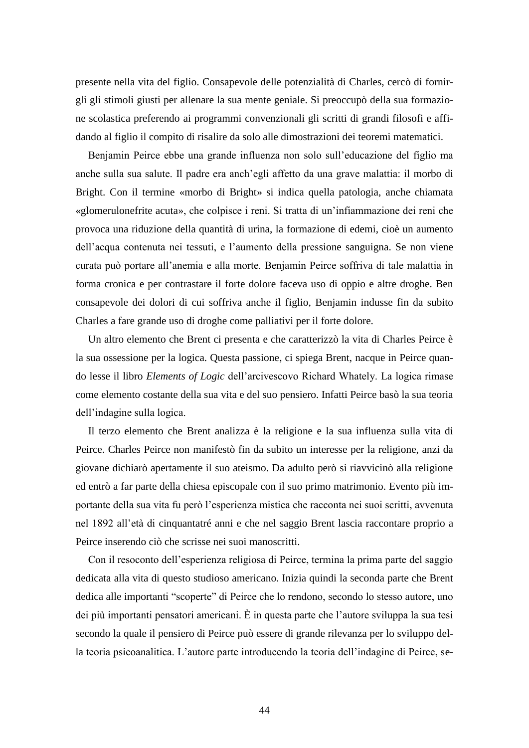presente nella vita del figlio. Consapevole delle potenzialità di Charles, cercò di fornirgli gli stimoli giusti per allenare la sua mente geniale. Si preoccupò della sua formazione scolastica preferendo ai programmi convenzionali gli scritti di grandi filosofi e affidando al figlio il compito di risalire da solo alle dimostrazioni dei teoremi matematici.

Benjamin Peirce ebbe una grande influenza non solo sull'educazione del figlio ma anche sulla sua salute. Il padre era anch'egli affetto da una grave malattia: il morbo di Bright. Con il termine «morbo di Bright» si indica quella patologia, anche chiamata «glomerulonefrite acuta», che colpisce i reni. Si tratta di un'infiammazione dei reni che provoca una riduzione della quantità di urina, la formazione di edemi, cioè un aumento dell'acqua contenuta nei tessuti, e l'aumento della pressione sanguigna. Se non viene curata può portare all'anemia e alla morte. Benjamin Peirce soffriva di tale malattia in forma cronica e per contrastare il forte dolore faceva uso di oppio e altre droghe. Ben consapevole dei dolori di cui soffriva anche il figlio, Benjamin indusse fin da subito Charles a fare grande uso di droghe come palliativi per il forte dolore.

Un altro elemento che Brent ci presenta e che caratterizzò la vita di Charles Peirce è la sua ossessione per la logica. Questa passione, ci spiega Brent, nacque in Peirce quando lesse il libro *Elements of Logic* dell'arcivescovo Richard Whately. La logica rimase come elemento costante della sua vita e del suo pensiero. Infatti Peirce basò la sua teoria dell'indagine sulla logica.

Il terzo elemento che Brent analizza è la religione e la sua influenza sulla vita di Peirce. Charles Peirce non manifestò fin da subito un interesse per la religione, anzi da giovane dichiarò apertamente il suo ateismo. Da adulto però si riavvicinò alla religione ed entrò a far parte della chiesa episcopale con il suo primo matrimonio. Evento più importante della sua vita fu però l'esperienza mistica che racconta nei suoi scritti, avvenuta nel 1892 all'età di cinquantatré anni e che nel saggio Brent lascia raccontare proprio a Peirce inserendo ciò che scrisse nei suoi manoscritti.

Con il resoconto dell'esperienza religiosa di Peirce, termina la prima parte del saggio dedicata alla vita di questo studioso americano. Inizia quindi la seconda parte che Brent dedica alle importanti "scoperte" di Peirce che lo rendono, secondo lo stesso autore, uno dei più importanti pensatori americani. È in questa parte che l'autore sviluppa la sua tesi secondo la quale il pensiero di Peirce può essere di grande rilevanza per lo sviluppo della teoria psicoanalitica. L'autore parte introducendo la teoria dell'indagine di Peirce, se-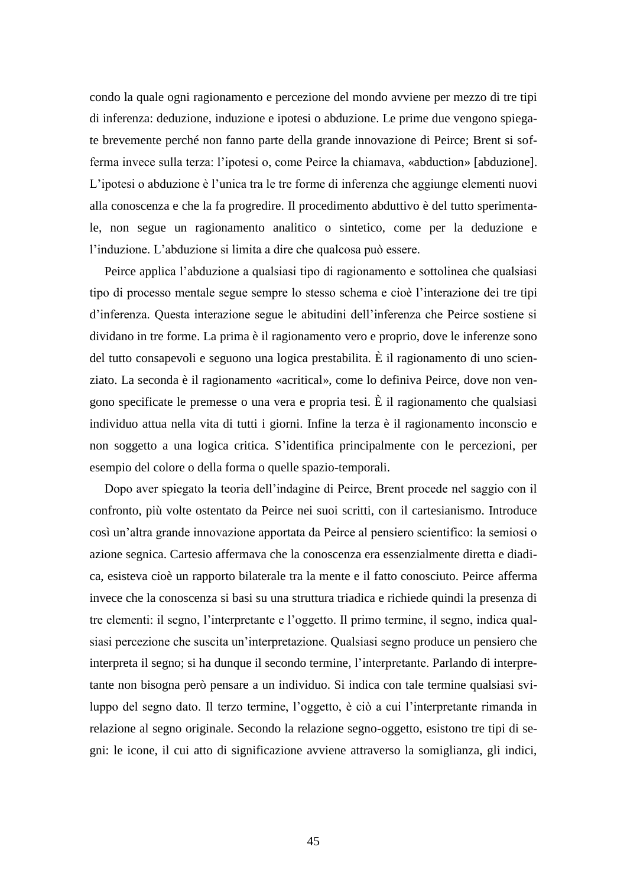condo la quale ogni ragionamento e percezione del mondo avviene per mezzo di tre tipi di inferenza: deduzione, induzione e ipotesi o abduzione. Le prime due vengono spiegate brevemente perché non fanno parte della grande innovazione di Peirce; Brent si sofferma invece sulla terza: l'ipotesi o, come Peirce la chiamava, «abduction» [abduzione]. L'ipotesi o abduzione è l'unica tra le tre forme di inferenza che aggiunge elementi nuovi alla conoscenza e che la fa progredire. Il procedimento abduttivo è del tutto sperimentale, non segue un ragionamento analitico o sintetico, come per la deduzione e l'induzione. L'abduzione si limita a dire che qualcosa può essere.

Peirce applica l'abduzione a qualsiasi tipo di ragionamento e sottolinea che qualsiasi tipo di processo mentale segue sempre lo stesso schema e cioè l'interazione dei tre tipi d'inferenza. Questa interazione segue le abitudini dell'inferenza che Peirce sostiene si dividano in tre forme. La prima è il ragionamento vero e proprio, dove le inferenze sono del tutto consapevoli e seguono una logica prestabilita. È il ragionamento di uno scienziato. La seconda è il ragionamento «acritical», come lo definiva Peirce, dove non vengono specificate le premesse o una vera e propria tesi. È il ragionamento che qualsiasi individuo attua nella vita di tutti i giorni. Infine la terza è il ragionamento inconscio e non soggetto a una logica critica. S'identifica principalmente con le percezioni, per esempio del colore o della forma o quelle spazio-temporali.

Dopo aver spiegato la teoria dell'indagine di Peirce, Brent procede nel saggio con il confronto, più volte ostentato da Peirce nei suoi scritti, con il cartesianismo. Introduce così un'altra grande innovazione apportata da Peirce al pensiero scientifico: la semiosi o azione segnica. Cartesio affermava che la conoscenza era essenzialmente diretta e diadica, esisteva cioè un rapporto bilaterale tra la mente e il fatto conosciuto. Peirce afferma invece che la conoscenza si basi su una struttura triadica e richiede quindi la presenza di tre elementi: il segno, l'interpretante e l'oggetto. Il primo termine, il segno, indica qualsiasi percezione che suscita un'interpretazione. Qualsiasi segno produce un pensiero che interpreta il segno; si ha dunque il secondo termine, l'interpretante. Parlando di interpretante non bisogna però pensare a un individuo. Si indica con tale termine qualsiasi sviluppo del segno dato. Il terzo termine, l'oggetto, è ciò a cui l'interpretante rimanda in relazione al segno originale. Secondo la relazione segno-oggetto, esistono tre tipi di segni: le icone, il cui atto di significazione avviene attraverso la somiglianza, gli indici,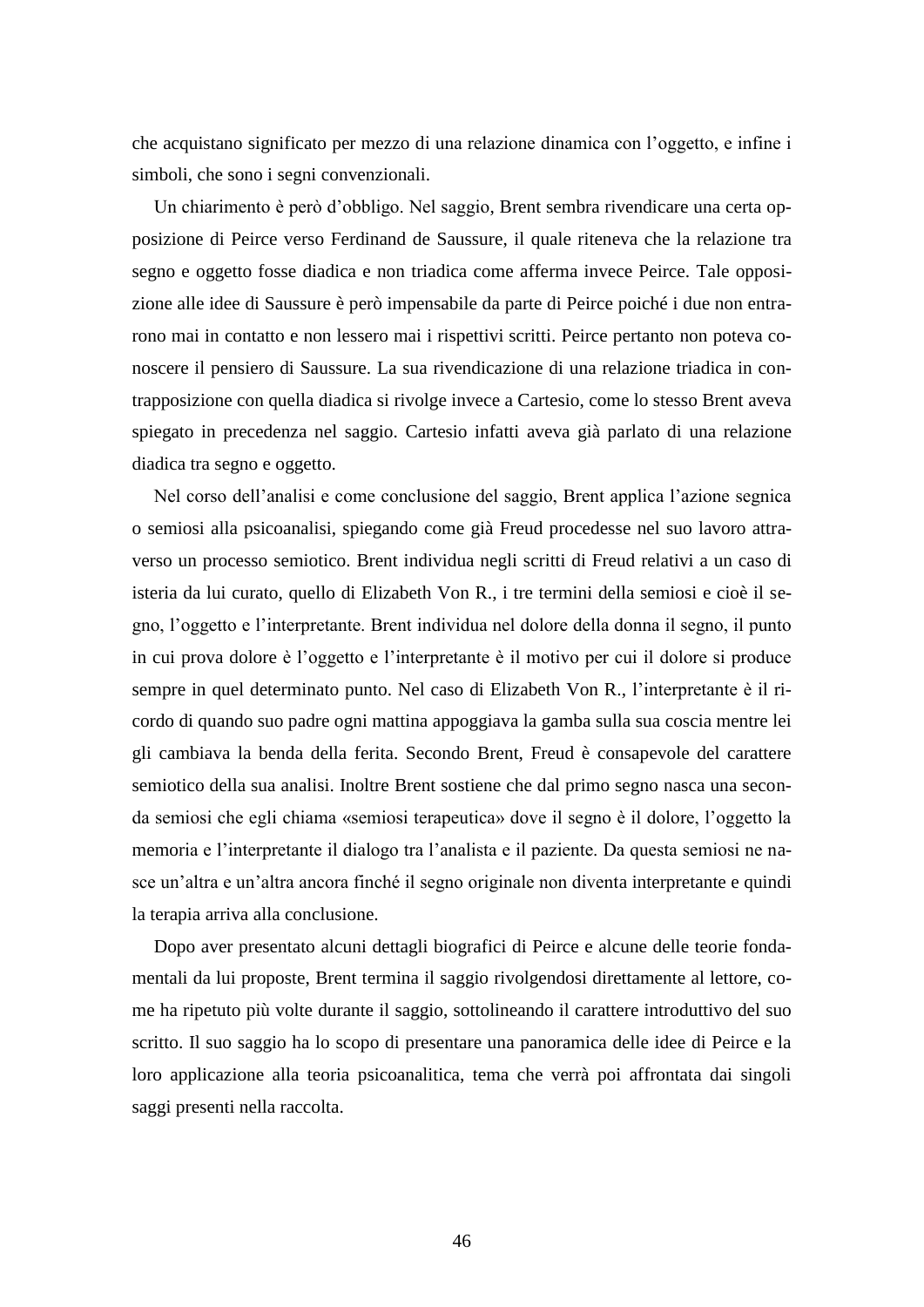che acquistano significato per mezzo di una relazione dinamica con l'oggetto, e infine i simboli, che sono i segni convenzionali.

Un chiarimento è però d'obbligo. Nel saggio, Brent sembra rivendicare una certa opposizione di Peirce verso Ferdinand de Saussure, il quale riteneva che la relazione tra segno e oggetto fosse diadica e non triadica come afferma invece Peirce. Tale opposizione alle idee di Saussure è però impensabile da parte di Peirce poiché i due non entrarono mai in contatto e non lessero mai i rispettivi scritti. Peirce pertanto non poteva conoscere il pensiero di Saussure. La sua rivendicazione di una relazione triadica in contrapposizione con quella diadica si rivolge invece a Cartesio, come lo stesso Brent aveva spiegato in precedenza nel saggio. Cartesio infatti aveva già parlato di una relazione diadica tra segno e oggetto.

Nel corso dell'analisi e come conclusione del saggio, Brent applica l'azione segnica o semiosi alla psicoanalisi, spiegando come già Freud procedesse nel suo lavoro attraverso un processo semiotico. Brent individua negli scritti di Freud relativi a un caso di isteria da lui curato, quello di Elizabeth Von R., i tre termini della semiosi e cioè il segno, l'oggetto e l'interpretante. Brent individua nel dolore della donna il segno, il punto in cui prova dolore è l'oggetto e l'interpretante è il motivo per cui il dolore si produce sempre in quel determinato punto. Nel caso di Elizabeth Von R., l'interpretante è il ricordo di quando suo padre ogni mattina appoggiava la gamba sulla sua coscia mentre lei gli cambiava la benda della ferita. Secondo Brent, Freud è consapevole del carattere semiotico della sua analisi. Inoltre Brent sostiene che dal primo segno nasca una seconda semiosi che egli chiama «semiosi terapeutica» dove il segno è il dolore, l'oggetto la memoria e l'interpretante il dialogo tra l'analista e il paziente. Da questa semiosi ne nasce un'altra e un'altra ancora finché il segno originale non diventa interpretante e quindi la terapia arriva alla conclusione.

Dopo aver presentato alcuni dettagli biografici di Peirce e alcune delle teorie fondamentali da lui proposte, Brent termina il saggio rivolgendosi direttamente al lettore, come ha ripetuto più volte durante il saggio, sottolineando il carattere introduttivo del suo scritto. Il suo saggio ha lo scopo di presentare una panoramica delle idee di Peirce e la loro applicazione alla teoria psicoanalitica, tema che verrà poi affrontata dai singoli saggi presenti nella raccolta.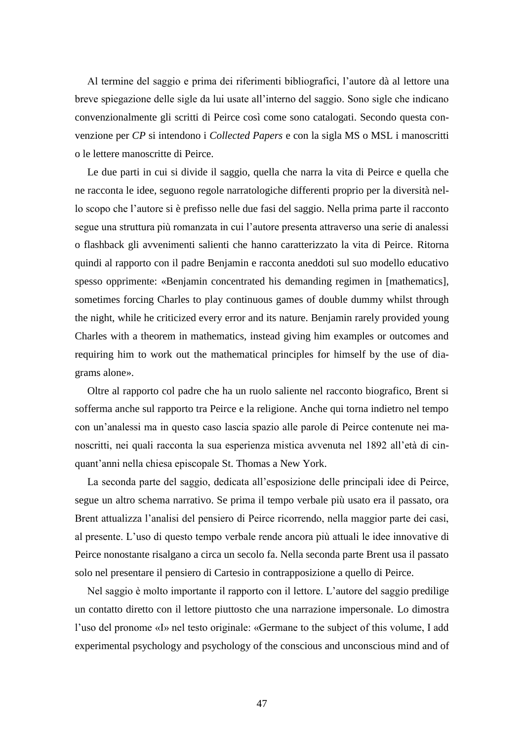Al termine del saggio e prima dei riferimenti bibliografici, l'autore dà al lettore una breve spiegazione delle sigle da lui usate all'interno del saggio. Sono sigle che indicano convenzionalmente gli scritti di Peirce così come sono catalogati. Secondo questa convenzione per *CP* si intendono i *Collected Papers* e con la sigla MS o MSL i manoscritti o le lettere manoscritte di Peirce.

Le due parti in cui si divide il saggio, quella che narra la vita di Peirce e quella che ne racconta le idee, seguono regole narratologiche differenti proprio per la diversità nello scopo che l'autore si è prefisso nelle due fasi del saggio. Nella prima parte il racconto segue una struttura più romanzata in cui l'autore presenta attraverso una serie di analessi o flashback gli avvenimenti salienti che hanno caratterizzato la vita di Peirce. Ritorna quindi al rapporto con il padre Benjamin e racconta aneddoti sul suo modello educativo spesso opprimente: «Benjamin concentrated his demanding regimen in [mathematics], sometimes forcing Charles to play continuous games of double dummy whilst through the night, while he criticized every error and its nature. Benjamin rarely provided young Charles with a theorem in mathematics, instead giving him examples or outcomes and requiring him to work out the mathematical principles for himself by the use of diagrams alone».

Oltre al rapporto col padre che ha un ruolo saliente nel racconto biografico, Brent si sofferma anche sul rapporto tra Peirce e la religione. Anche qui torna indietro nel tempo con un'analessi ma in questo caso lascia spazio alle parole di Peirce contenute nei manoscritti, nei quali racconta la sua esperienza mistica avvenuta nel 1892 all'età di cinquant'anni nella chiesa episcopale St. Thomas a New York.

La seconda parte del saggio, dedicata all'esposizione delle principali idee di Peirce, segue un altro schema narrativo. Se prima il tempo verbale più usato era il passato, ora Brent attualizza l'analisi del pensiero di Peirce ricorrendo, nella maggior parte dei casi, al presente. L'uso di questo tempo verbale rende ancora più attuali le idee innovative di Peirce nonostante risalgano a circa un secolo fa. Nella seconda parte Brent usa il passato solo nel presentare il pensiero di Cartesio in contrapposizione a quello di Peirce.

Nel saggio è molto importante il rapporto con il lettore. L'autore del saggio predilige un contatto diretto con il lettore piuttosto che una narrazione impersonale. Lo dimostra l'uso del pronome «I» nel testo originale: «Germane to the subject of this volume, I add experimental psychology and psychology of the conscious and unconscious mind and of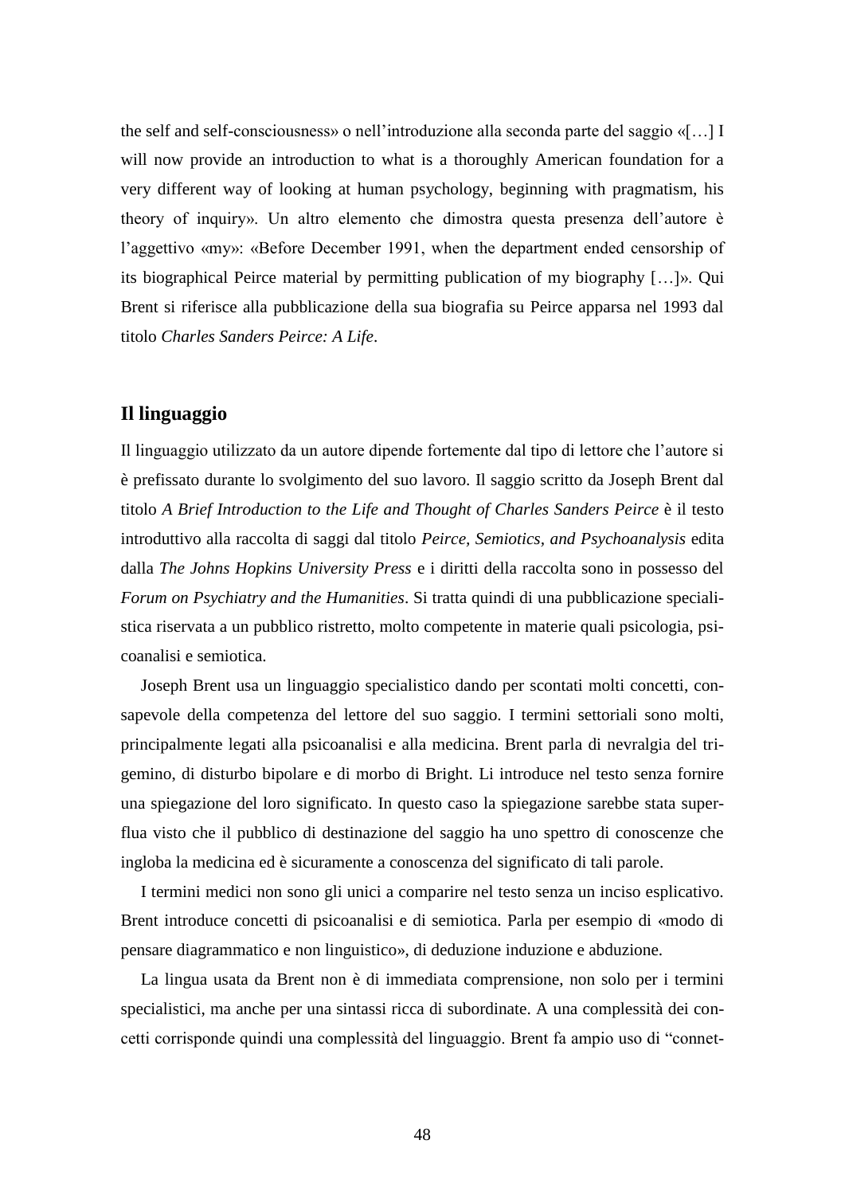the self and self-consciousness» o nell'introduzione alla seconda parte del saggio «[…] I will now provide an introduction to what is a thoroughly American foundation for a very different way of looking at human psychology, beginning with pragmatism, his theory of inquiry». Un altro elemento che dimostra questa presenza dell'autore è l'aggettivo «my»: «Before December 1991, when the department ended censorship of its biographical Peirce material by permitting publication of my biography […]». Qui Brent si riferisce alla pubblicazione della sua biografia su Peirce apparsa nel 1993 dal titolo *Charles Sanders Peirce: A Life*.

## Il linguaggio

Il linguaggio utilizzato da un autore dipende fortemente dal tipo di lettore che l'autore si è prefissato durante lo svolgimento del suo lavoro. Il saggio scritto da Joseph Brent dal titolo *A Brief Introduction to the Life and Thought of Charles Sanders Peirce* è il testo introduttivo alla raccolta di saggi dal titolo *Peirce, Semiotics, and Psychoanalysis* edita dalla *The Johns Hopkins University Press* e i diritti della raccolta sono in possesso del *Forum on Psychiatry and the Humanities*. Si tratta quindi di una pubblicazione specialistica riservata a un pubblico ristretto, molto competente in materie quali psicologia, psicoanalisi e semiotica.

Joseph Brent usa un linguaggio specialistico dando per scontati molti concetti, consapevole della competenza del lettore del suo saggio. I termini settoriali sono molti, principalmente legati alla psicoanalisi e alla medicina. Brent parla di nevralgia del trigemino, di disturbo bipolare e di morbo di Bright. Li introduce nel testo senza fornire una spiegazione del loro significato. In questo caso la spiegazione sarebbe stata superflua visto che il pubblico di destinazione del saggio ha uno spettro di conoscenze che ingloba la medicina ed è sicuramente a conoscenza del significato di tali parole.

I termini medici non sono gli unici a comparire nel testo senza un inciso esplicativo. Brent introduce concetti di psicoanalisi e di semiotica. Parla per esempio di «modo di pensare diagrammatico e non linguistico», di deduzione induzione e abduzione.

La lingua usata da Brent non è di immediata comprensione, non solo per i termini specialistici, ma anche per una sintassi ricca di subordinate. A una complessità dei concetti corrisponde quindi una complessità del linguaggio. Brent fa ampio uso di "connet-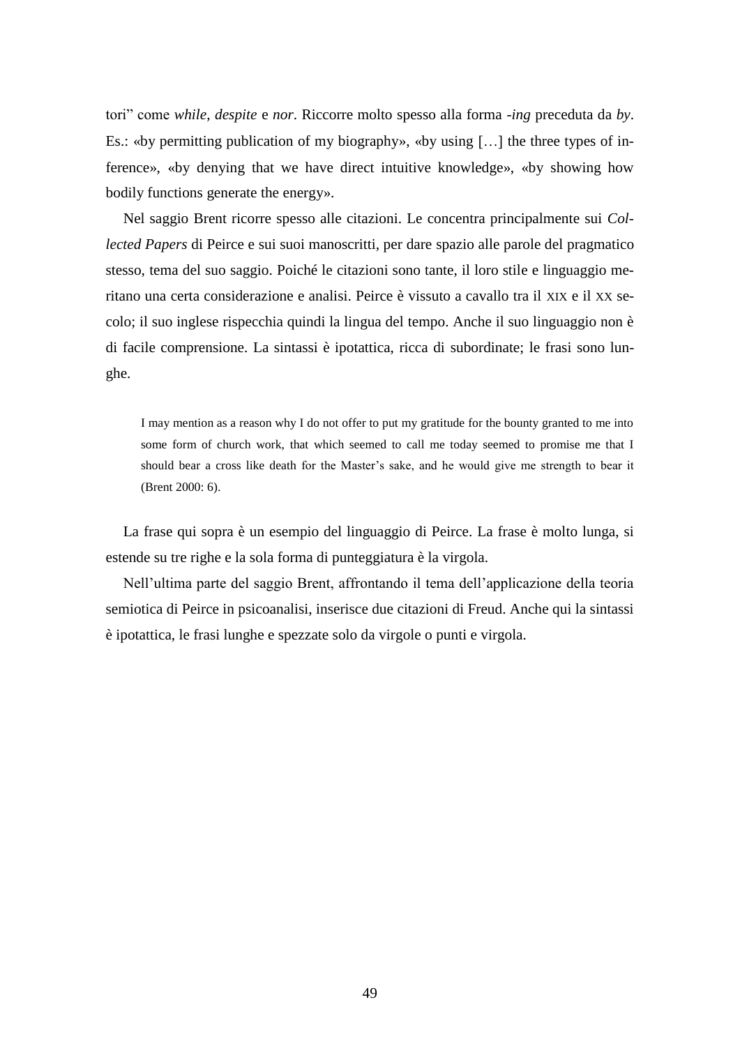tori” come *while*, *despite* e *nor*. Riccorre molto spesso alla forma *-ing* preceduta da *by*. Es.: «by permitting publication of my biography», «by using […] the three types of inference», «by denying that we have direct intuitive knowledge», «by showing how bodily functions generate the energy».

Nel saggio Brent ricorre spesso alle citazioni. Le concentra principalmente sui *Collected Papers* di Peirce e sui suoi manoscritti, per dare spazio alle parole del pragmatico stesso, tema del suo saggio. Poiché le citazioni sono tante, il loro stile e linguaggio meritano una certa considerazione e analisi. Peirce è vissuto a cavallo tra il XIX e il XX secolo; il suo inglese rispecchia quindi la lingua del tempo. Anche il suo linguaggio non è di facile comprensione. La sintassi è ipotattica, ricca di subordinate; le frasi sono lunghe.

> I may mention as a reason why I do not offer to put my gratitude for the bounty granted to me into some form of church work, that which seemed to call me today seemed to promise me that I should bear a cross like death for the Master’s sake, and he would give me strength to bear it (Brent 2000: 6).

La frase qui sopra è un esempio del linguaggio di Peirce. La frase è molto lunga, si estende su tre righe e la sola forma di punteggiatura è la virgola.

Nell’ultima parte del saggio Brent, affrontando il tema dell’applicazione della teoria semiotica di Peirce in psicoanalisi, inserisce due citazioni di Freud. Anche qui la sintassi è ipotattica, le frasi lunghe e spezzate solo da virgole o punti e virgola.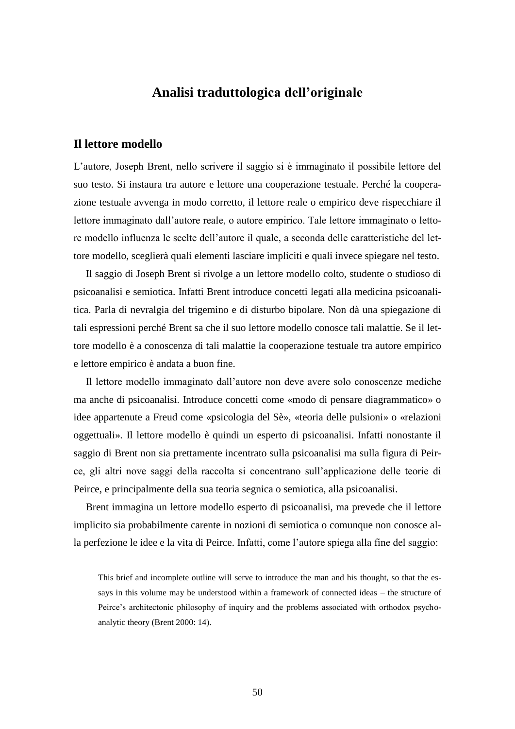# Analisi traduttologica dell'originale

## Il lettore modello

L'autore, Joseph Brent, nello scrivere il saggio si è immaginato il possibile lettore del suo testo. Si instaura tra autore e lettore una cooperazione testuale. Perché la cooperazione testuale avvenga in modo corretto, il lettore reale o empirico deve rispecchiare il lettore immaginato dall'autore reale, o autore empirico. Tale lettore immaginato o lettore modello influenza le scelte dell'autore il quale, a seconda delle caratteristiche del lettore modello, sceglierà quali elementi lasciare impliciti e quali invece spiegare nel testo.

Il saggio di Joseph Brent si rivolge a un lettore modello colto, studente o studioso di psicoanalisi e semiotica. Infatti Brent introduce concetti legati alla medicina psicoanalitica. Parla di nevralgia del trigemino e di disturbo bipolare. Non dà una spiegazione di tali espressioni perché Brent sa che il suo lettore modello conosce tali malattie. Se il lettore modello è a conoscenza di tali malattie la cooperazione testuale tra autore empirico e lettore empirico è andata a buon fine.

Il lettore modello immaginato dall'autore non deve avere solo conoscenze mediche ma anche di psicoanalisi. Introduce concetti come «modo di pensare diagrammatico» o idee appartenute a Freud come «psicologia del Sè», «teoria delle pulsioni» o «relazioni oggettuali». Il lettore modello è quindi un esperto di psicoanalisi. Infatti nonostante il saggio di Brent non sia prettamente incentrato sulla psicoanalisi ma sulla figura di Peirce, gli altri nove saggi della raccolta si concentrano sull'applicazione delle teorie di Peirce, e principalmente della sua teoria segnica o semiotica, alla psicoanalisi.

Brent immagina un lettore modello esperto di psicoanalisi, ma prevede che il lettore implicito sia probabilmente carente in nozioni di semiotica o comunque non conosce alla perfezione le idee e la vita di Peirce. Infatti, come l'autore spiega alla fine del saggio:

> This brief and incomplete outline will serve to introduce the man and his thought, so that the essays in this volume may be understood within a framework of connected ideas – the structure of Peirce's architectonic philosophy of inquiry and the problems associated with orthodox psychoanalytic theory (Brent 2000: 14).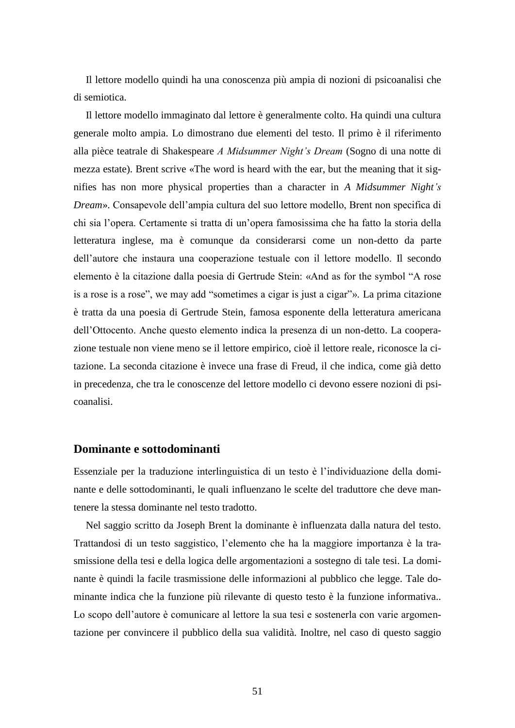Il lettore modello quindi ha una conoscenza più ampia di nozioni di psicoanalisi che di semiotica.

Il lettore modello immaginato dal lettore è generalmente colto. Ha quindi una cultura generale molto ampia. Lo dimostrano due elementi del testo. Il primo è il riferimento alla pièce teatrale di Shakespeare *A Midsummer Night's Dream* (Sogno di una notte di mezza estate). Brent scrive «The word is heard with the ear, but the meaning that it signifies has non more physical properties than a character in *A Midsummer Night's Dream*». Consapevole dell'ampia cultura del suo lettore modello, Brent non specifica di chi sia l'opera. Certamente si tratta di un'opera famosissima che ha fatto la storia della letteratura inglese, ma è comunque da considerarsi come un non-detto da parte dell'autore che instaura una cooperazione testuale con il lettore modello. Il secondo elemento è la citazione dalla poesia di Gertrude Stein: «And as for the symbol "A rose is a rose is a rose", we may add "sometimes a cigar is just a cigar"». La prima citazione è tratta da una poesia di Gertrude Stein, famosa esponente della letteratura americana dell'Ottocento. Anche questo elemento indica la presenza di un non-detto. La cooperazione testuale non viene meno se il lettore empirico, cioè il lettore reale, riconosce la citazione. La seconda citazione è invece una frase di Freud, il che indica, come già detto in precedenza, che tra le conoscenze del lettore modello ci devono essere nozioni di psicoanalisi.

## Dominante e sottodominanti

Essenziale per la traduzione interlinguistica di un testo è l'individuazione della dominante e delle sottodominanti, le quali influenzano le scelte del traduttore che deve mantenere la stessa dominante nel testo tradotto.

Nel saggio scritto da Joseph Brent la dominante è influenzata dalla natura del testo. Trattandosi di un testo saggistico, l'elemento che ha la maggiore importanza è la trasmissione della tesi e della logica delle argomentazioni a sostegno di tale tesi. La dominante è quindi la facile trasmissione delle informazioni al pubblico che legge. Tale dominante indica che la funzione più rilevante di questo testo è la funzione informativa.. Lo scopo dell'autore è comunicare al lettore la sua tesi e sostenerla con varie argomentazione per convincere il pubblico della sua validità. Inoltre, nel caso di questo saggio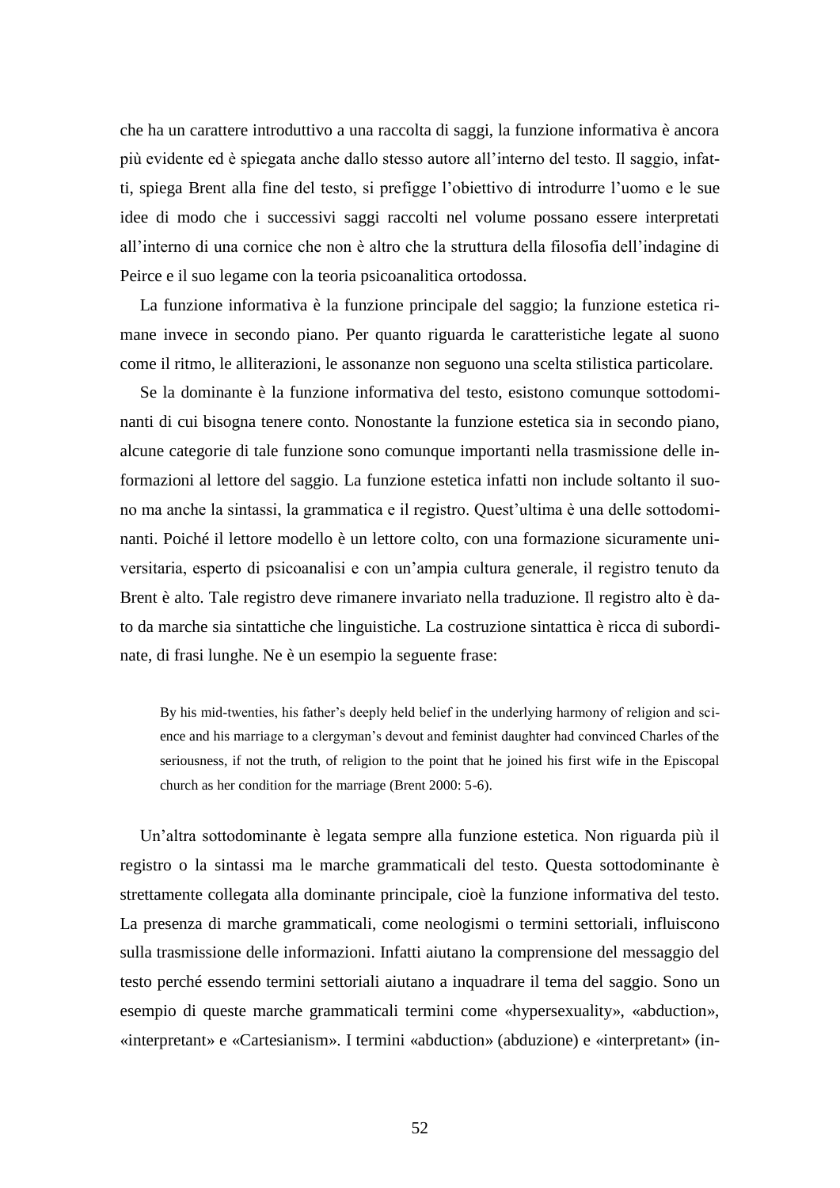che ha un carattere introduttivo a una raccolta di saggi, la funzione informativa è ancora più evidente ed è spiegata anche dallo stesso autore all'interno del testo. Il saggio, infatti, spiega Brent alla fine del testo, si prefigge l'obiettivo di introdurre l'uomo e le sue idee di modo che i successivi saggi raccolti nel volume possano essere interpretati all'interno di una cornice che non è altro che la struttura della filosofia dell'indagine di Peirce e il suo legame con la teoria psicoanalitica ortodossa.

La funzione informativa è la funzione principale del saggio; la funzione estetica rimane invece in secondo piano. Per quanto riguarda le caratteristiche legate al suono come il ritmo, le alliterazioni, le assonanze non seguono una scelta stilistica particolare.

Se la dominante è la funzione informativa del testo, esistono comunque sottodominanti di cui bisogna tenere conto. Nonostante la funzione estetica sia in secondo piano, alcune categorie di tale funzione sono comunque importanti nella trasmissione delle informazioni al lettore del saggio. La funzione estetica infatti non include soltanto il suono ma anche la sintassi, la grammatica e il registro. Quest'ultima è una delle sottodominanti. Poiché il lettore modello è un lettore colto, con una formazione sicuramente universitaria, esperto di psicoanalisi e con un'ampia cultura generale, il registro tenuto da Brent è alto. Tale registro deve rimanere invariato nella traduzione. Il registro alto è dato da marche sia sintattiche che linguistiche. La costruzione sintattica è ricca di subordinate, di frasi lunghe. Ne è un esempio la seguente frase:

> By his mid-twenties, his father's deeply held belief in the underlying harmony of religion and science and his marriage to a clergyman's devout and feminist daughter had convinced Charles of the seriousness, if not the truth, of religion to the point that he joined his first wife in the Episcopal church as her condition for the marriage (Brent 2000: 5-6).

Un'altra sottodominante è legata sempre alla funzione estetica. Non riguarda più il registro o la sintassi ma le marche grammaticali del testo. Questa sottodominante è strettamente collegata alla dominante principale, cioè la funzione informativa del testo. La presenza di marche grammaticali, come neologismi o termini settoriali, influiscono sulla trasmissione delle informazioni. Infatti aiutano la comprensione del messaggio del testo perché essendo termini settoriali aiutano a inquadrare il tema del saggio. Sono un esempio di queste marche grammaticali termini come «hypersexuality», «abduction», «interpretant» e «Cartesianism». I termini «abduction» (abduzione) e «interpretant» (in-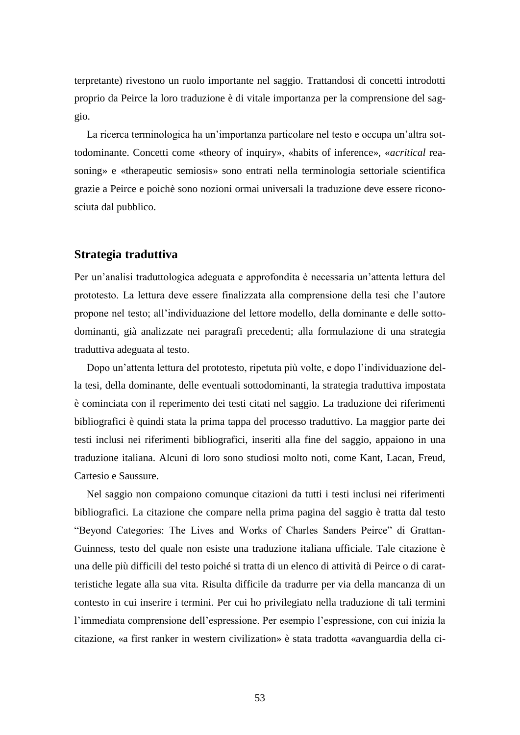terpretante) rivestono un ruolo importante nel saggio. Trattandosi di concetti introdotti proprio da Peirce la loro traduzione è di vitale importanza per la comprensione del saggio.

La ricerca terminologica ha un'importanza particolare nel testo e occupa un'altra sottodominante. Concetti come «theory of inquiry», «habits of inference», «*acritical* reasoning» e «therapeutic semiosis» sono entrati nella terminologia settoriale scientifica grazie a Peirce e poichè sono nozioni ormai universali la traduzione deve essere riconosciuta dal pubblico.

## Strategia traduttiva

Per un'analisi traduttologica adeguata e approfondita è necessaria un'attenta lettura del prototesto. La lettura deve essere finalizzata alla comprensione della tesi che l'autore propone nel testo; all'individuazione del lettore modello, della dominante e delle sottodominanti, già analizzate nei paragrafi precedenti; alla formulazione di una strategia traduttiva adeguata al testo.

Dopo un'attenta lettura del prototesto, ripetuta più volte, e dopo l'individuazione della tesi, della dominante, delle eventuali sottodominanti, la strategia traduttiva impostata è cominciata con il reperimento dei testi citati nel saggio. La traduzione dei riferimenti bibliografici è quindi stata la prima tappa del processo traduttivo. La maggior parte dei testi inclusi nei riferimenti bibliografici, inseriti alla fine del saggio, appaiono in una traduzione italiana. Alcuni di loro sono studiosi molto noti, come Kant, Lacan, Freud, Cartesio e Saussure.

Nel saggio non compaiono comunque citazioni da tutti i testi inclusi nei riferimenti bibliografici. La citazione che compare nella prima pagina del saggio è tratta dal testo "Beyond Categories: The Lives and Works of Charles Sanders Peirce" di Grattan-Guinness, testo del quale non esiste una traduzione italiana ufficiale. Tale citazione è una delle più difficili del testo poiché si tratta di un elenco di attività di Peirce o di caratteristiche legate alla sua vita. Risulta difficile da tradurre per via della mancanza di un contesto in cui inserire i termini. Per cui ho privilegiato nella traduzione di tali termini l'immediata comprensione dell'espressione. Per esempio l'espressione, con cui inizia la citazione, «a first ranker in western civilization» è stata tradotta «avanguardia della ci-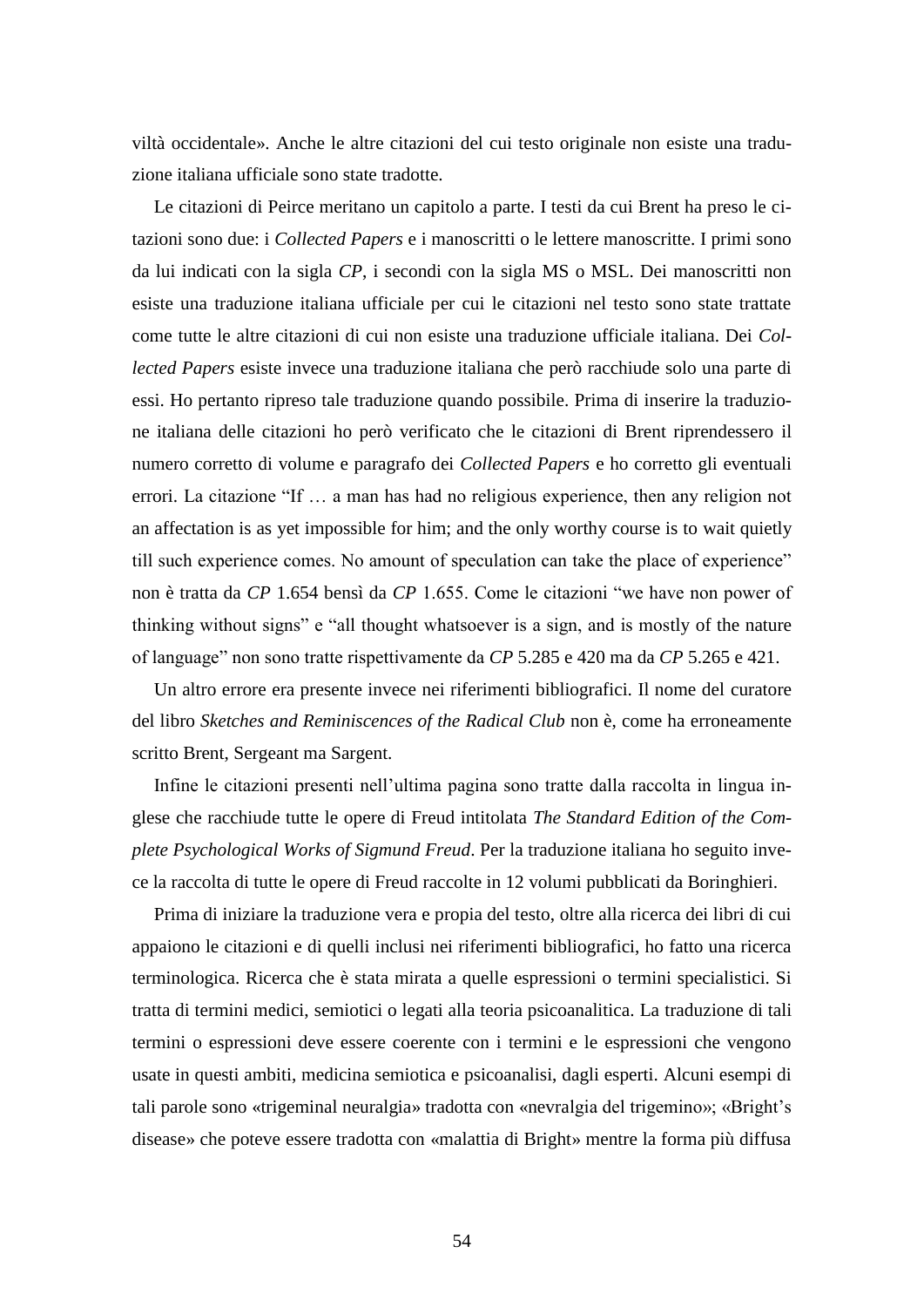viltà occidentale». Anche le altre citazioni del cui testo originale non esiste una traduzione italiana ufficiale sono state tradotte.

Le citazioni di Peirce meritano un capitolo a parte. I testi da cui Brent ha preso le citazioni sono due: i *Collected Papers* e i manoscritti o le lettere manoscritte. I primi sono da lui indicati con la sigla *CP*, i secondi con la sigla MS o MSL. Dei manoscritti non esiste una traduzione italiana ufficiale per cui le citazioni nel testo sono state trattate come tutte le altre citazioni di cui non esiste una traduzione ufficiale italiana. Dei *Collected Papers* esiste invece una traduzione italiana che però racchiude solo una parte di essi. Ho pertanto ripreso tale traduzione quando possibile. Prima di inserire la traduzione italiana delle citazioni ho però verificato che le citazioni di Brent riprendessero il numero corretto di volume e paragrafo dei *Collected Papers* e ho corretto gli eventuali errori. La citazione "If … a man has had no religious experience, then any religion not an affectation is as yet impossible for him; and the only worthy course is to wait quietly till such experience comes. No amount of speculation can take the place of experience" non è tratta da *CP* 1.654 bensì da *CP* 1.655. Come le citazioni "we have non power of thinking without signs" e "all thought whatsoever is a sign, and is mostly of the nature of language" non sono tratte rispettivamente da *CP* 5.285 e 420 ma da *CP* 5.265 e 421.

Un altro errore era presente invece nei riferimenti bibliografici. Il nome del curatore del libro *Sketches and Reminiscences of the Radical Club* non è, come ha erroneamente scritto Brent, Sergeant ma Sargent.

Infine le citazioni presenti nell'ultima pagina sono tratte dalla raccolta in lingua inglese che racchiude tutte le opere di Freud intitolata *The Standard Edition of the Complete Psychological Works of Sigmund Freud*. Per la traduzione italiana ho seguito invece la raccolta di tutte le opere di Freud raccolte in 12 volumi pubblicati da Boringhieri.

Prima di iniziare la traduzione vera e propia del testo, oltre alla ricerca dei libri di cui appaiono le citazioni e di quelli inclusi nei riferimenti bibliografici, ho fatto una ricerca terminologica. Ricerca che è stata mirata a quelle espressioni o termini specialistici. Si tratta di termini medici, semiotici o legati alla teoria psicoanalitica. La traduzione di tali termini o espressioni deve essere coerente con i termini e le espressioni che vengono usate in questi ambiti, medicina semiotica e psicoanalisi, dagli esperti. Alcuni esempi di tali parole sono «trigeminal neuralgia» tradotta con «nevralgia del trigemino»; «Bright's disease» che poteve essere tradotta con «malattia di Bright» mentre la forma più diffusa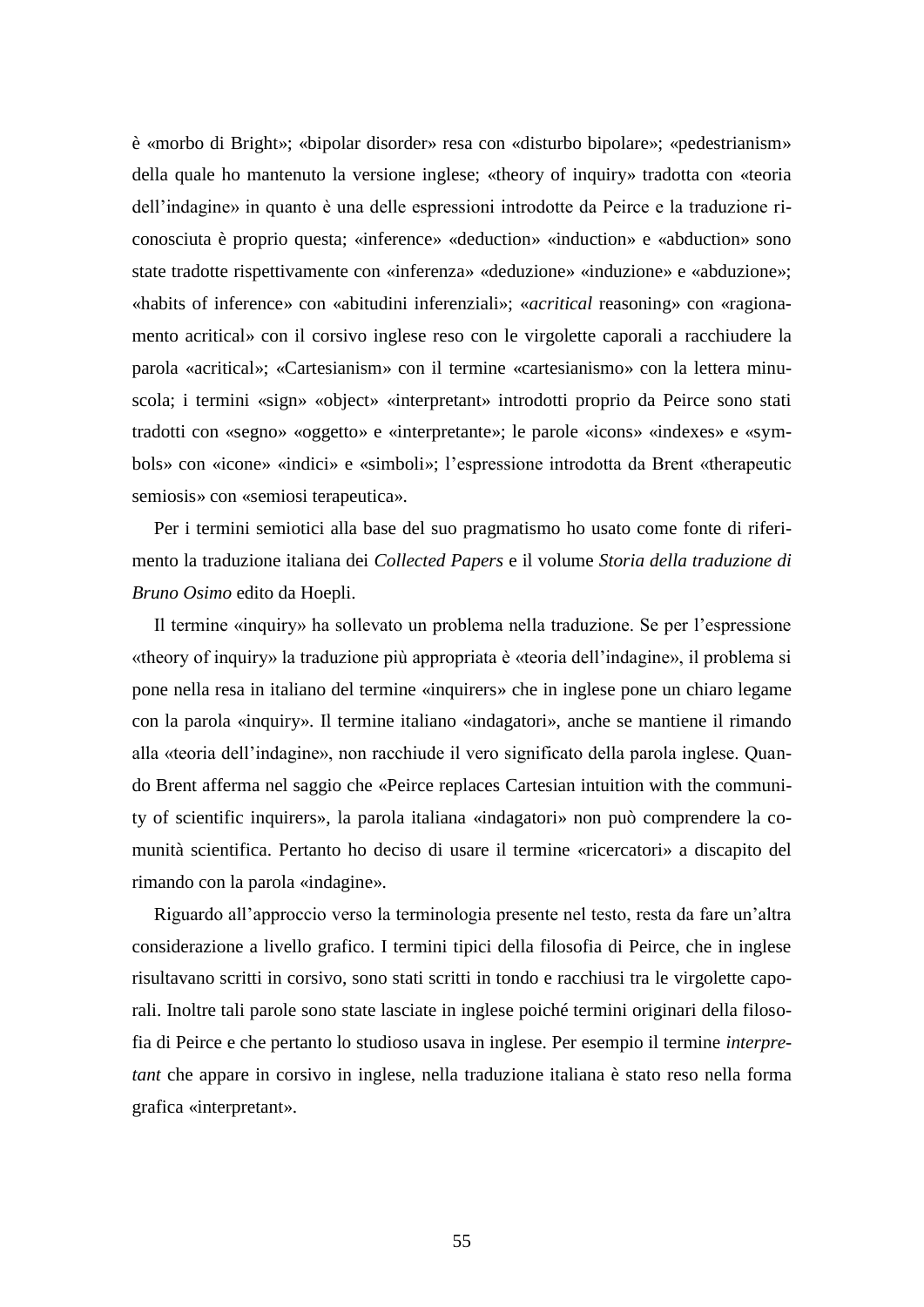è «morbo di Bright»; «bipolar disorder» resa con «disturbo bipolare»; «pedestrianism» della quale ho mantenuto la versione inglese; «theory of inquiry» tradotta con «teoria dell'indagine» in quanto è una delle espressioni introdotte da Peirce e la traduzione riconosciuta è proprio questa; «inference» «deduction» «induction» e «abduction» sono state tradotte rispettivamente con «inferenza» «deduzione» «induzione» e «abduzione»; «habits of inference» con «abitudini inferenziali»; «*acritical* reasoning» con «ragionamento acritical» con il corsivo inglese reso con le virgolette caporali a racchiudere la parola «acritical»; «Cartesianism» con il termine «cartesianismo» con la lettera minuscola; i termini «sign» «object» «interpretant» introdotti proprio da Peirce sono stati tradotti con «segno» «oggetto» e «interpretante»; le parole «icons» «indexes» e «symbols» con «icone» «indici» e «simboli»; l'espressione introdotta da Brent «therapeutic semiosis» con «semiosi terapeutica».

Per i termini semiotici alla base del suo pragmatismo ho usato come fonte di riferimento la traduzione italiana dei *Collected Papers* e il volume *Storia della traduzione di Bruno Osimo* edito da Hoepli.

Il termine «inquiry» ha sollevato un problema nella traduzione. Se per l'espressione «theory of inquiry» la traduzione più appropriata è «teoria dell'indagine», il problema si pone nella resa in italiano del termine «inquirers» che in inglese pone un chiaro legame con la parola «inquiry». Il termine italiano «indagatori», anche se mantiene il rimando alla «teoria dell'indagine», non racchiude il vero significato della parola inglese. Quando Brent afferma nel saggio che «Peirce replaces Cartesian intuition with the community of scientific inquirers», la parola italiana «indagatori» non può comprendere la comunità scientifica. Pertanto ho deciso di usare il termine «ricercatori» a discapito del rimando con la parola «indagine».

Riguardo all'approccio verso la terminologia presente nel testo, resta da fare un'altra considerazione a livello grafico. I termini tipici della filosofia di Peirce, che in inglese risultavano scritti in corsivo, sono stati scritti in tondo e racchiusi tra le virgolette caporali. Inoltre tali parole sono state lasciate in inglese poiché termini originari della filosofia di Peirce e che pertanto lo studioso usava in inglese. Per esempio il termine *interpretant* che appare in corsivo in inglese, nella traduzione italiana è stato reso nella forma grafica «interpretant».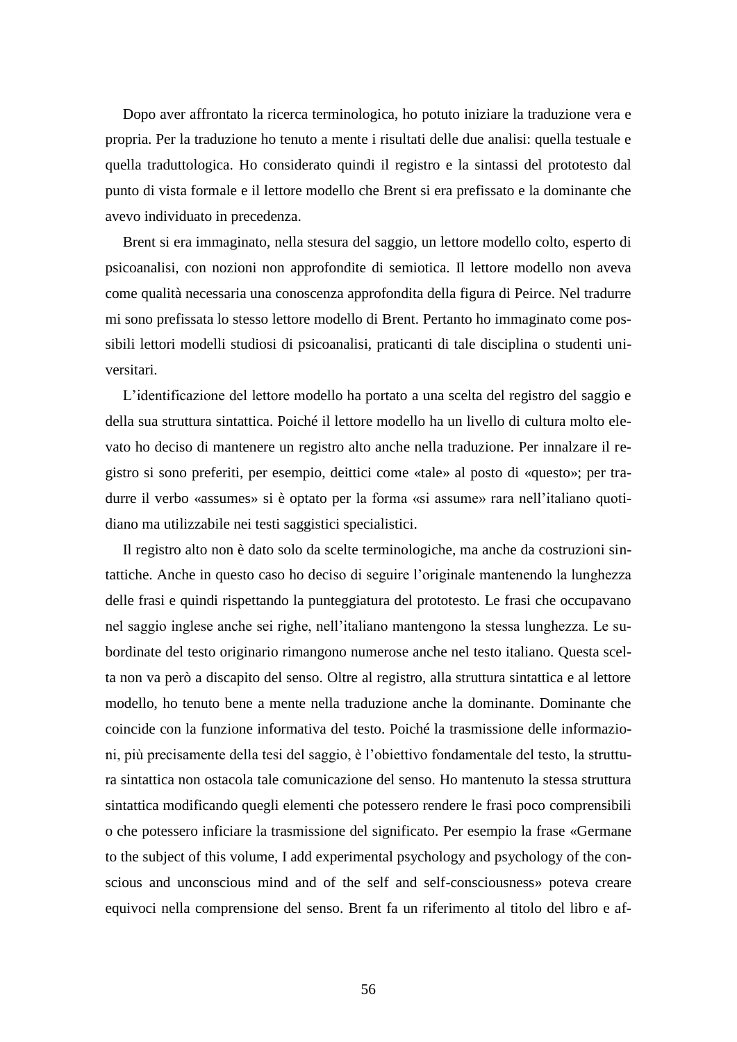Dopo aver affrontato la ricerca terminologica, ho potuto iniziare la traduzione vera e propria. Per la traduzione ho tenuto a mente i risultati delle due analisi: quella testuale e quella traduttologica. Ho considerato quindi il registro e la sintassi del prototesto dal punto di vista formale e il lettore modello che Brent si era prefissato e la dominante che avevo individuato in precedenza.

Brent si era immaginato, nella stesura del saggio, un lettore modello colto, esperto di psicoanalisi, con nozioni non approfondite di semiotica. Il lettore modello non aveva come qualità necessaria una conoscenza approfondita della figura di Peirce. Nel tradurre mi sono prefissata lo stesso lettore modello di Brent. Pertanto ho immaginato come possibili lettori modelli studiosi di psicoanalisi, praticanti di tale disciplina o studenti universitari.

L'identificazione del lettore modello ha portato a una scelta del registro del saggio e della sua struttura sintattica. Poiché il lettore modello ha un livello di cultura molto elevato ho deciso di mantenere un registro alto anche nella traduzione. Per innalzare il registro si sono preferiti, per esempio, deittici come «tale» al posto di «questo»; per tradurre il verbo «assumes» si è optato per la forma «si assume» rara nell'italiano quotidiano ma utilizzabile nei testi saggistici specialistici.

Il registro alto non è dato solo da scelte terminologiche, ma anche da costruzioni sintattiche. Anche in questo caso ho deciso di seguire l'originale mantenendo la lunghezza delle frasi e quindi rispettando la punteggiatura del prototesto. Le frasi che occupavano nel saggio inglese anche sei righe, nell'italiano mantengono la stessa lunghezza. Le subordinate del testo originario rimangono numerose anche nel testo italiano. Questa scelta non va però a discapito del senso. Oltre al registro, alla struttura sintattica e al lettore modello, ho tenuto bene a mente nella traduzione anche la dominante. Dominante che coincide con la funzione informativa del testo. Poiché la trasmissione delle informazioni, più precisamente della tesi del saggio, è l'obiettivo fondamentale del testo, la struttura sintattica non ostacola tale comunicazione del senso. Ho mantenuto la stessa struttura sintattica modificando quegli elementi che potessero rendere le frasi poco comprensibili o che potessero inficiare la trasmissione del significato. Per esempio la frase «Germane to the subject of this volume, I add experimental psychology and psychology of the conscious and unconscious mind and of the self and self-consciousness» poteva creare equivoci nella comprensione del senso. Brent fa un riferimento al titolo del libro e af-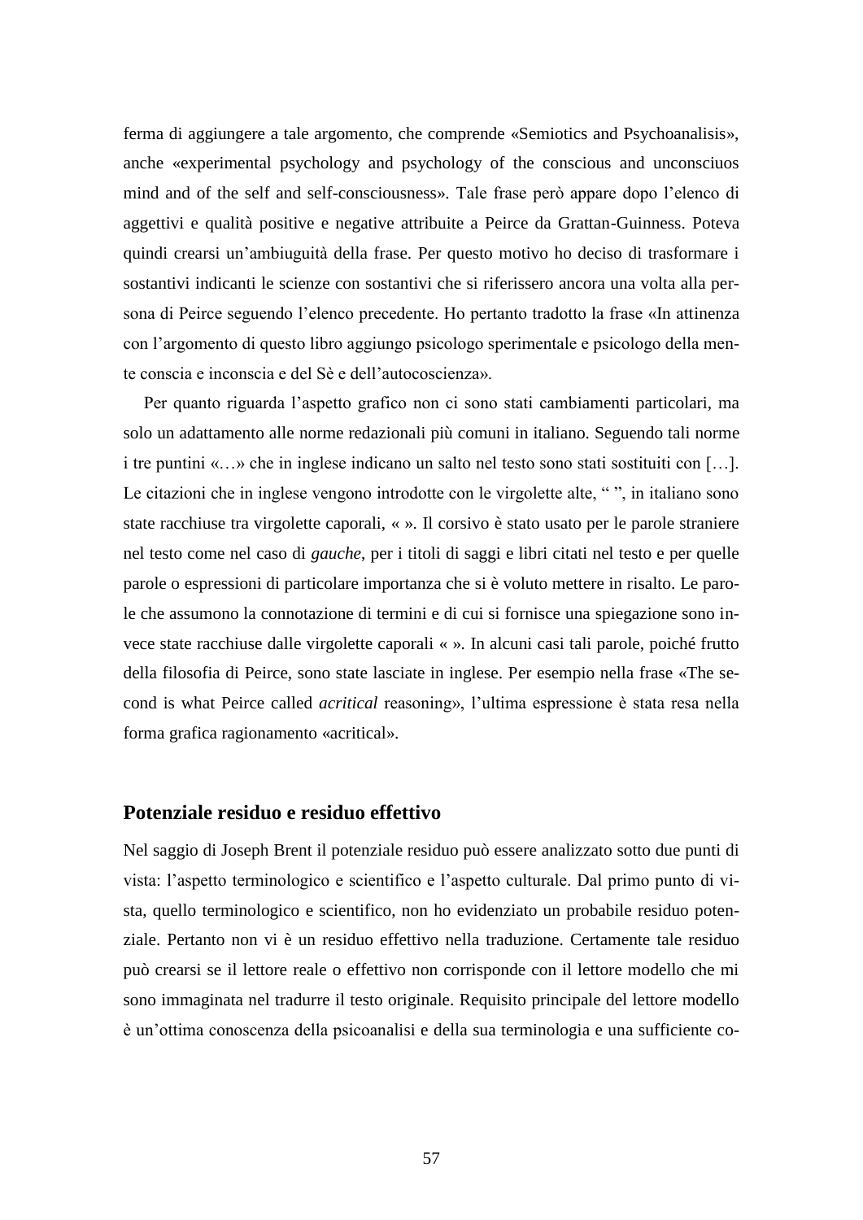ferma di aggiungere a tale argomento, che comprende «Semiotics and Psychoanalisis», anche «experimental psychology and psychology of the conscious and unconsciuos mind and of the self and self-consciousness». Tale frase però appare dopo l'elenco di aggettivi e qualità positive e negative attribuite a Peirce da Grattan-Guinness. Poteva quindi crearsi un'ambiuguità della frase. Per questo motivo ho deciso di trasformare i sostantivi indicanti le scienze con sostantivi che si riferissero ancora una volta alla persona di Peirce seguendo l'elenco precedente. Ho pertanto tradotto la frase «In attinenza con l'argomento di questo libro aggiungo psicologo sperimentale e psicologo della mente conscia e inconscia e del Sè e dell'autocoscienza».

Per quanto riguarda l'aspetto grafico non ci sono stati cambiamenti particolari, ma solo un adattamento alle norme redazionali più comuni in italiano. Seguendo tali norme i tre puntini «…» che in inglese indicano un salto nel testo sono stati sostituiti con […]. Le citazioni che in inglese vengono introdotte con le virgolette alte, " ", in italiano sono state racchiuse tra virgolette caporali, « ». Il corsivo è stato usato per le parole straniere nel testo come nel caso di *gauche*, per i titoli di saggi e libri citati nel testo e per quelle parole o espressioni di particolare importanza che si è voluto mettere in risalto. Le parole che assumono la connotazione di termini e di cui si fornisce una spiegazione sono invece state racchiuse dalle virgolette caporali « ». In alcuni casi tali parole, poiché frutto della filosofia di Peirce, sono state lasciate in inglese. Per esempio nella frase «The second is what Peirce called *acritical* reasoning», l'ultima espressione è stata resa nella forma grafica ragionamento «acritical».

## Potenziale residuo e residuo effettivo

Nel saggio di Joseph Brent il potenziale residuo può essere analizzato sotto due punti di vista: l'aspetto terminologico e scientifico e l'aspetto culturale. Dal primo punto di vista, quello terminologico e scientifico, non ho evidenziato un probabile residuo potenziale. Pertanto non vi è un residuo effettivo nella traduzione. Certamente tale residuo può crearsi se il lettore reale o effettivo non corrisponde con il lettore modello che mi sono immaginata nel tradurre il testo originale. Requisito principale del lettore modello è un'ottima conoscenza della psicoanalisi e della sua terminologia e una sufficiente co-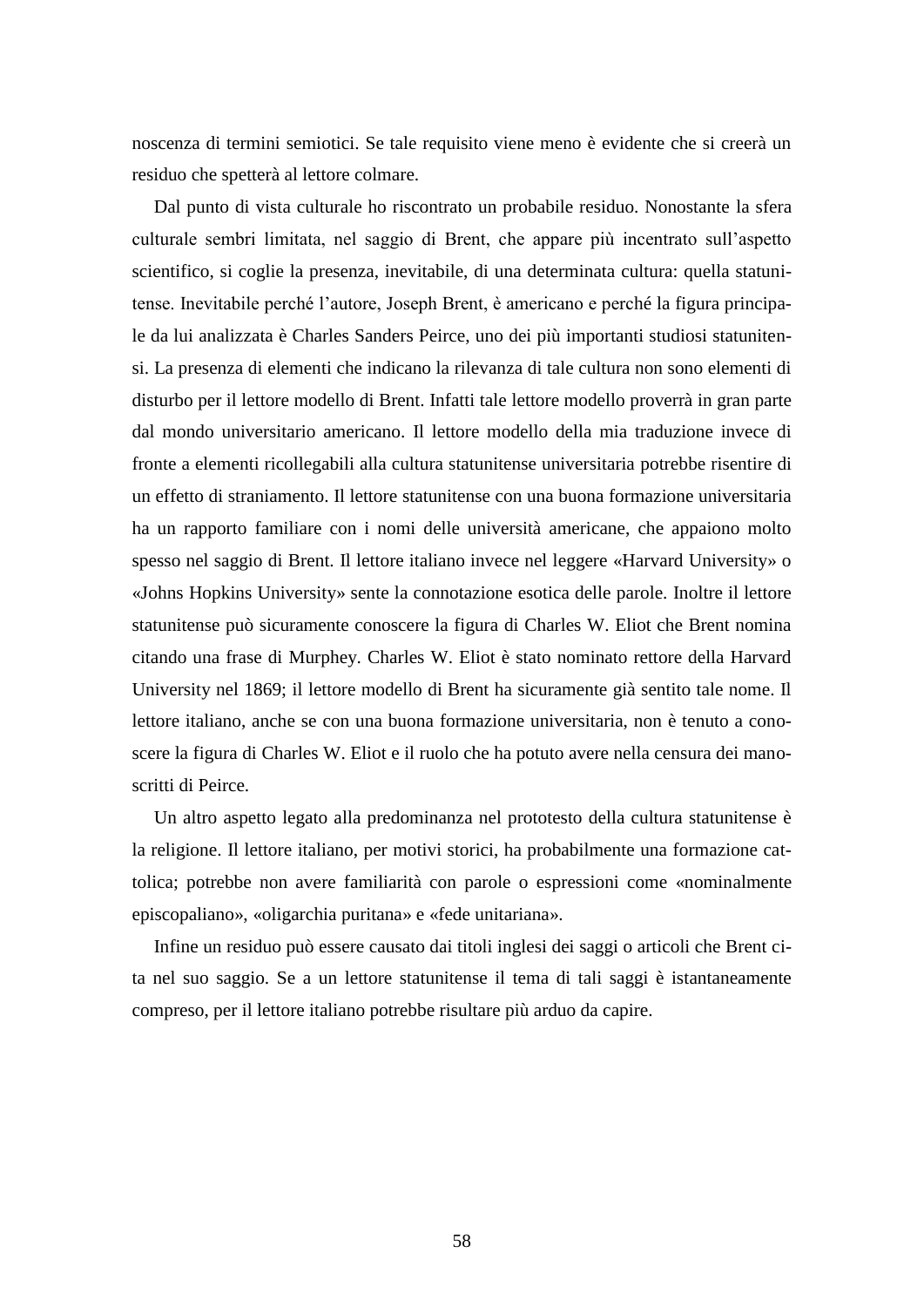noscenza di termini semiotici. Se tale requisito viene meno è evidente che si creerà un residuo che spetterà al lettore colmare.

Dal punto di vista culturale ho riscontrato un probabile residuo. Nonostante la sfera culturale sembri limitata, nel saggio di Brent, che appare più incentrato sull'aspetto scientifico, si coglie la presenza, inevitabile, di una determinata cultura: quella statunitense. Inevitabile perché l'autore, Joseph Brent, è americano e perché la figura principale da lui analizzata è Charles Sanders Peirce, uno dei più importanti studiosi statunitensi. La presenza di elementi che indicano la rilevanza di tale cultura non sono elementi di disturbo per il lettore modello di Brent. Infatti tale lettore modello proverrà in gran parte dal mondo universitario americano. Il lettore modello della mia traduzione invece di fronte a elementi ricollegabili alla cultura statunitense universitaria potrebbe risentire di un effetto di straniamento. Il lettore statunitense con una buona formazione universitaria ha un rapporto familiare con i nomi delle università americane, che appaiono molto spesso nel saggio di Brent. Il lettore italiano invece nel leggere «Harvard University» o «Johns Hopkins University» sente la connotazione esotica delle parole. Inoltre il lettore statunitense può sicuramente conoscere la figura di Charles W. Eliot che Brent nomina citando una frase di Murphey. Charles W. Eliot è stato nominato rettore della Harvard University nel 1869; il lettore modello di Brent ha sicuramente già sentito tale nome. Il lettore italiano, anche se con una buona formazione universitaria, non è tenuto a conoscere la figura di Charles W. Eliot e il ruolo che ha potuto avere nella censura dei manoscritti di Peirce.

Un altro aspetto legato alla predominanza nel prototesto della cultura statunitense è la religione. Il lettore italiano, per motivi storici, ha probabilmente una formazione cattolica; potrebbe non avere familiarità con parole o espressioni come «nominalmente episcopaliano», «oligarchia puritana» e «fede unitariana».

Infine un residuo può essere causato dai titoli inglesi dei saggi o articoli che Brent cita nel suo saggio. Se a un lettore statunitense il tema di tali saggi è istantaneamente compreso, per il lettore italiano potrebbe risultare più arduo da capire.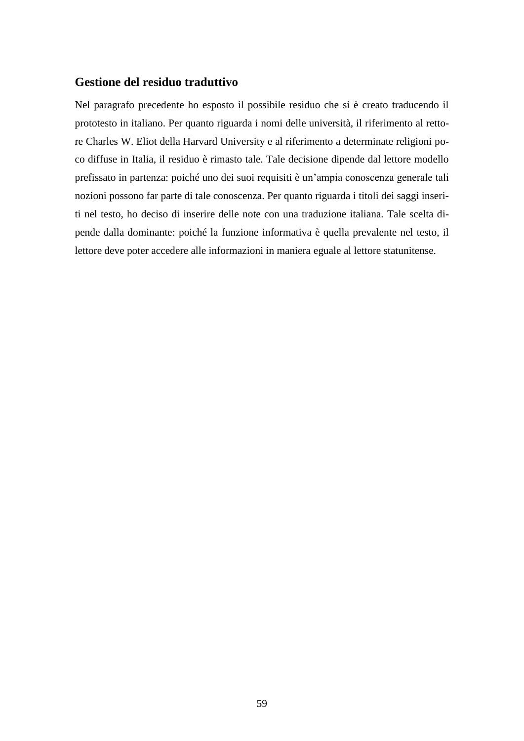## Gestione del residuo traduttivo

Nel paragrafo precedente ho esposto il possibile residuo che si è creato traducendo il prototesto in italiano. Per quanto riguarda i nomi delle università, il riferimento al rettore Charles W. Eliot della Harvard University e al riferimento a determinate religioni poco diffuse in Italia, il residuo è rimasto tale. Tale decisione dipende dal lettore modello prefissato in partenza: poiché uno dei suoi requisiti è un'ampia conoscenza generale tali nozioni possono far parte di tale conoscenza. Per quanto riguarda i titoli dei saggi inseriti nel testo, ho deciso di inserire delle note con una traduzione italiana. Tale scelta dipende dalla dominante: poiché la funzione informativa è quella prevalente nel testo, il lettore deve poter accedere alle informazioni in maniera eguale al lettore statunitense.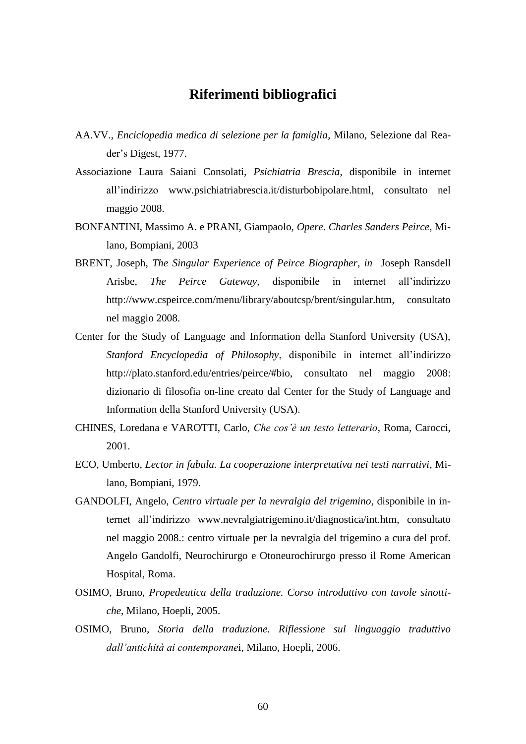# Riferimenti bibliografici

AA.VV., *Enciclopedia medica di selezione per la famiglia*, Milano, Selezione dal Reader's Digest, 1977.

Associazione Laura Saiani Consolati, *Psichiatria Brescia*, disponibile in internet all'indirizzo www.psichiatriabrescia.it/disturbobipolare.html, consultato nel maggio 2008.

BONFANTINI, Massimo A. e PRANI, Giampaolo, *Opere. Charles Sanders Peirce*, Milano, Bompiani, 2003

BRENT, Joseph, *The Singular Experience of Peirce Biographer, in* Joseph Ransdell Arisbe, *The Peirce Gateway*, disponibile in internet all'indirizzo http://www.cspeirce.com/menu/library/aboutcsp/brent/singular.htm, consultato nel maggio 2008.

Center for the Study of Language and Information della Stanford University (USA), *Stanford Encyclopedia of Philosophy*, disponibile in internet all'indirizzo http://plato.stanford.edu/entries/peirce/#bio, consultato nel maggio 2008: dizionario di filosofia on-line creato dal Center for the Study of Language and Information della Stanford University (USA).

CHINES, Loredana e VAROTTI, Carlo, *Che cos'è un testo letterario*, Roma, Carocci, 2001.

ECO, Umberto, *Lector in fabula. La cooperazione interpretativa nei testi narrativi*, Milano, Bompiani, 1979.

GANDOLFI, Angelo, *Centro virtuale per la nevralgia del trigemino*, disponibile in internet all'indirizzo www.nevralgiatrigemino.it/diagnostica/int.htm, consultato nel maggio 2008.: centro virtuale per la nevralgia del trigemino a cura del prof. Angelo Gandolfi, Neurochirurgo e Otoneurochirurgo presso il Rome American Hospital, Roma.

OSIMO, Bruno, *Propedeutica della traduzione. Corso introduttivo con tavole sinottiche*, Milano, Hoepli, 2005.

OSIMO, Bruno, *Storia della traduzione. Riflessione sul linguaggio traduttivo dall'antichità ai contemporanei*, Milano, Hoepli, 2006.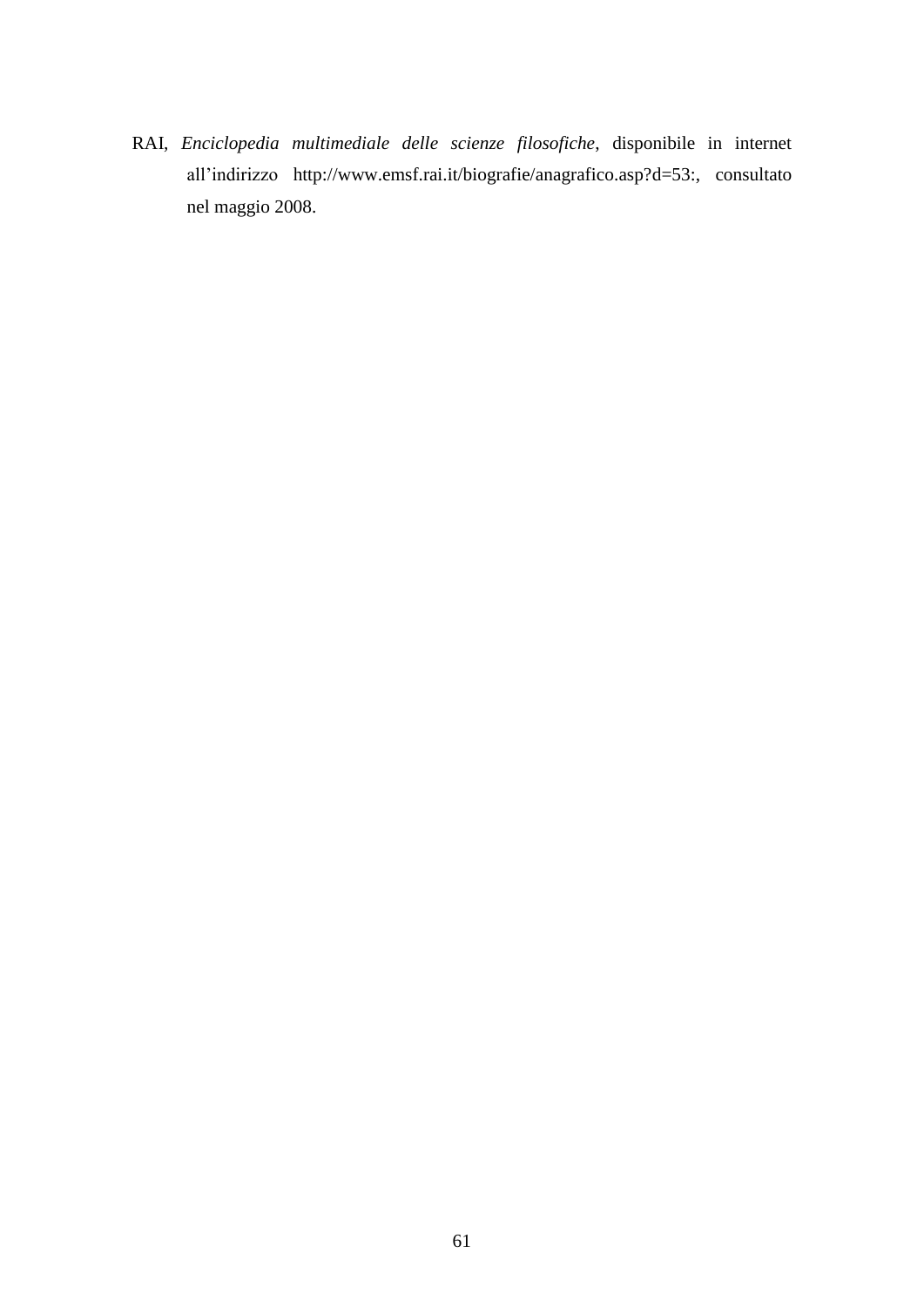RAI, *Enciclopedia multimediale delle scienze filosofiche*, disponibile in internet all'indirizzo http://www.emsf.rai.it/biografie/anagrafico.asp?d=53:, consultato nel maggio 2008.